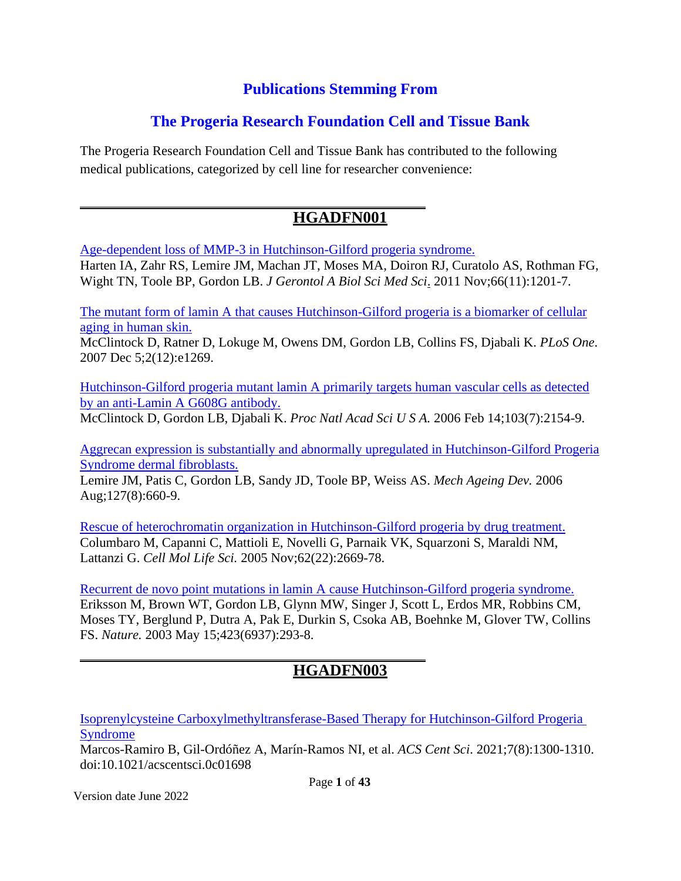# Publications Stemming From

# The Progeria Research Foundation Cell and Tissue Bank

The Progeria Research Foundation Cell and Tissue Bank has contributed to the following medical publications, categorized by cell line for researcher convenience:

## HGADFN001

Age-dependent loss of MMP-3 in Hutchinson-Gilford progeria syndrome.
Harten IA, Zahr RS, Lemire JM, Machan JT, Moses MA, Doiron RJ, Curatolo AS, Rothman FG, Wight TN, Toole BP, Gordon LB. *J Gerontol A Biol Sci Med Sci*. 2011 Nov;66(11):1201-7.

The mutant form of lamin A that causes Hutchinson-Gilford progeria is a biomarker of cellular aging in human skin.
McClintock D, Ratner D, Lokuge M, Owens DM, Gordon LB, Collins FS, Djabali K. *PLoS One*. 2007 Dec 5;2(12):e1269.

Hutchinson-Gilford progeria mutant lamin A primarily targets human vascular cells as detected by an anti-Lamin A G608G antibody.
McClintock D, Gordon LB, Djabali K. *Proc Natl Acad Sci U S A.* 2006 Feb 14;103(7):2154-9.

Aggrecan expression is substantially and abnormally upregulated in Hutchinson-Gilford Progeria Syndrome dermal fibroblasts.
Lemire JM, Patis C, Gordon LB, Sandy JD, Toole BP, Weiss AS. *Mech Ageing Dev.* 2006 Aug;127(8):660-9.

Rescue of heterochromatin organization in Hutchinson-Gilford progeria by drug treatment.
Columbaro M, Capanni C, Mattioli E, Novelli G, Parnaik VK, Squarzoni S, Maraldi NM, Lattanzi G. *Cell Mol Life Sci.* 2005 Nov;62(22):2669-78.

Recurrent de novo point mutations in lamin A cause Hutchinson-Gilford progeria syndrome.
Eriksson M, Brown WT, Gordon LB, Glynn MW, Singer J, Scott L, Erdos MR, Robbins CM, Moses TY, Berglund P, Dutra A, Pak E, Durkin S, Csoka AB, Boehnke M, Glover TW, Collins FS. *Nature.* 2003 May 15;423(6937):293-8.

## HGADFN003

Isoprenylcysteine Carboxylmethyltransferase-Based Therapy for Hutchinson-Gilford Progeria Syndrome
Marcos-Ramiro B, Gil-Ordóñez A, Marín-Ramos NI, et al. *ACS Cent Sci*. 2021;7(8):1300-1310. doi:10.1021/acscentsci.0c01698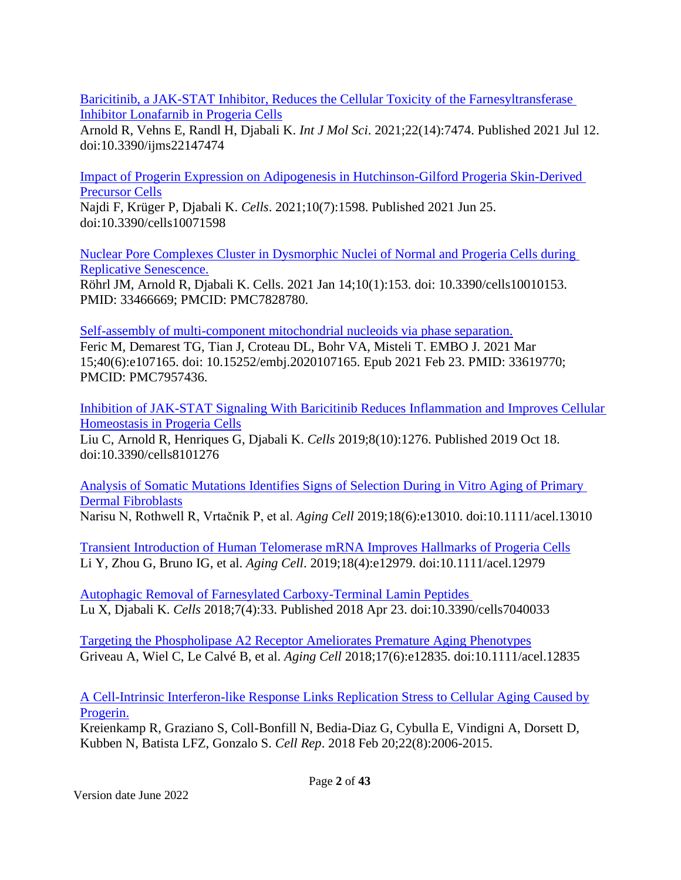Baricitinib, a JAK-STAT Inhibitor, Reduces the Cellular Toxicity of the Farnesyltransferase Inhibitor Lonafarnib in Progeria Cells
Arnold R, Vehns E, Randl H, Djabali K. *Int J Mol Sci*. 2021;22(14):7474. Published 2021 Jul 12. doi:10.3390/ijms22147474

Impact of Progerin Expression on Adipogenesis in Hutchinson-Gilford Progeria Skin-Derived Precursor Cells
Najdi F, Krüger P, Djabali K. *Cells*. 2021;10(7):1598. Published 2021 Jun 25. doi:10.3390/cells10071598

Nuclear Pore Complexes Cluster in Dysmorphic Nuclei of Normal and Progeria Cells during Replicative Senescence.
Röhrl JM, Arnold R, Djabali K. Cells. 2021 Jan 14;10(1):153. doi: 10.3390/cells10010153. PMID: 33466669; PMCID: PMC7828780.

Self-assembly of multi-component mitochondrial nucleoids via phase separation.
Feric M, Demarest TG, Tian J, Croteau DL, Bohr VA, Misteli T. EMBO J. 2021 Mar 15;40(6):e107165. doi: 10.15252/embj.2020107165. Epub 2021 Feb 23. PMID: 33619770; PMCID: PMC7957436.

Inhibition of JAK-STAT Signaling With Baricitinib Reduces Inflammation and Improves Cellular Homeostasis in Progeria Cells
Liu C, Arnold R, Henriques G, Djabali K. *Cells* 2019;8(10):1276. Published 2019 Oct 18. doi:10.3390/cells8101276

Analysis of Somatic Mutations Identifies Signs of Selection During in Vitro Aging of Primary Dermal Fibroblasts
Narisu N, Rothwell R, Vrtačnik P, et al. *Aging Cell* 2019;18(6):e13010. doi:10.1111/acel.13010

Transient Introduction of Human Telomerase mRNA Improves Hallmarks of Progeria Cells
Li Y, Zhou G, Bruno IG, et al. *Aging Cell*. 2019;18(4):e12979. doi:10.1111/acel.12979

Autophagic Removal of Farnesylated Carboxy-Terminal Lamin Peptides
Lu X, Djabali K. *Cells* 2018;7(4):33. Published 2018 Apr 23. doi:10.3390/cells7040033

Targeting the Phospholipase A2 Receptor Ameliorates Premature Aging Phenotypes
Griveau A, Wiel C, Le Calvé B, et al. *Aging Cell* 2018;17(6):e12835. doi:10.1111/acel.12835

A Cell-Intrinsic Interferon-like Response Links Replication Stress to Cellular Aging Caused by Progerin.
Kreienkamp R, Graziano S, Coll-Bonfill N, Bedia-Diaz G, Cybulla E, Vindigni A, Dorsett D, Kubben N, Batista LFZ, Gonzalo S. *Cell Rep*. 2018 Feb 20;22(8):2006-2015.

Version date June 2022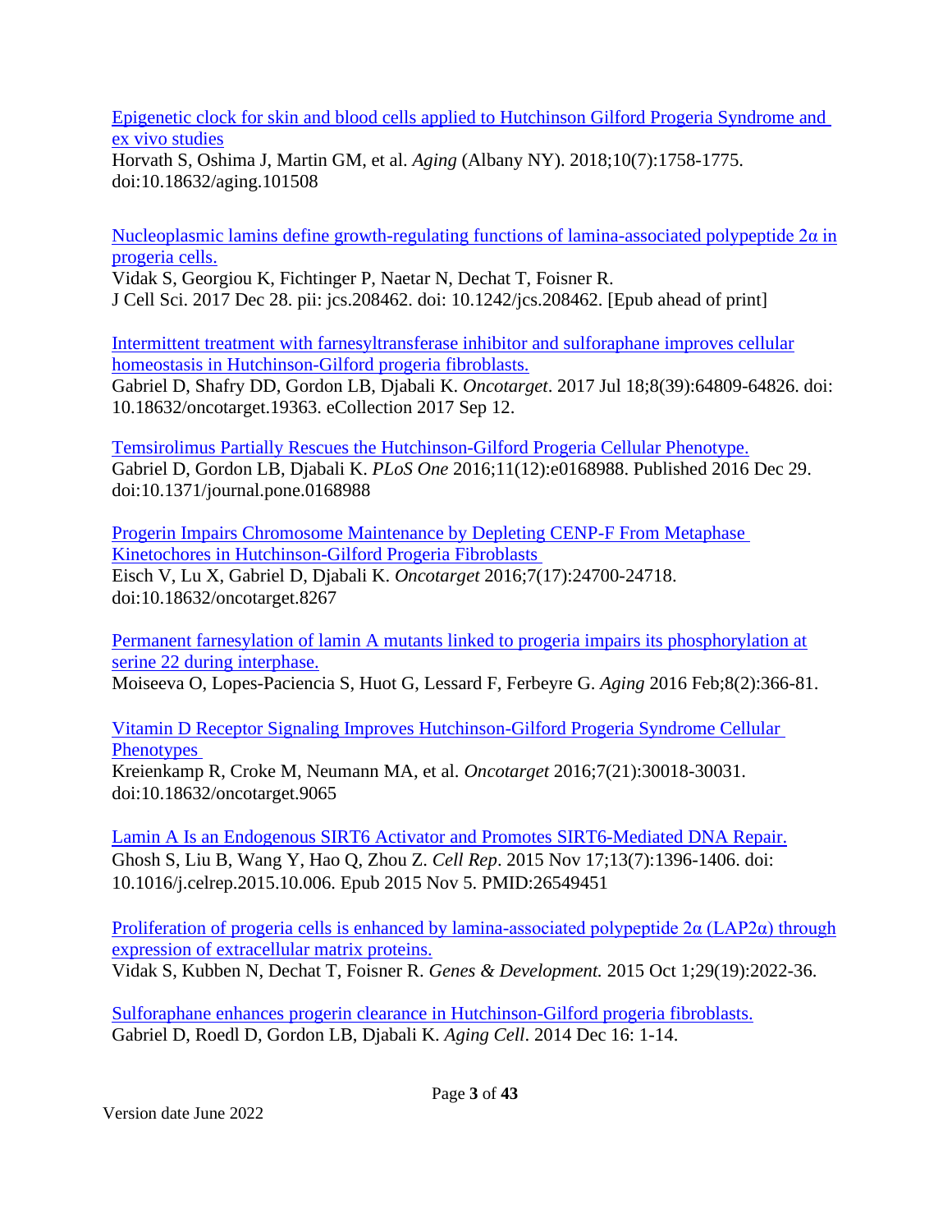Epigenetic clock for skin and blood cells applied to Hutchinson Gilford Progeria Syndrome and ex vivo studies
Horvath S, Oshima J, Martin GM, et al. *Aging* (Albany NY). 2018;10(7):1758-1775. doi:10.18632/aging.101508

Nucleoplasmic lamins define growth-regulating functions of lamina-associated polypeptide 2α in progeria cells.
Vidak S, Georgiou K, Fichtinger P, Naetar N, Dechat T, Foisner R.
J Cell Sci. 2017 Dec 28. pii: jcs.208462. doi: 10.1242/jcs.208462. [Epub ahead of print]

Intermittent treatment with farnesyltransferase inhibitor and sulforaphane improves cellular homeostasis in Hutchinson-Gilford progeria fibroblasts.
Gabriel D, Shafry DD, Gordon LB, Djabali K. *Oncotarget*. 2017 Jul 18;8(39):64809-64826. doi: 10.18632/oncotarget.19363. eCollection 2017 Sep 12.

Temsirolimus Partially Rescues the Hutchinson-Gilford Progeria Cellular Phenotype.
Gabriel D, Gordon LB, Djabali K. *PLoS One* 2016;11(12):e0168988. Published 2016 Dec 29. doi:10.1371/journal.pone.0168988

Progerin Impairs Chromosome Maintenance by Depleting CENP-F From Metaphase Kinetochores in Hutchinson-Gilford Progeria Fibroblasts
Eisch V, Lu X, Gabriel D, Djabali K. *Oncotarget* 2016;7(17):24700-24718. doi:10.18632/oncotarget.8267

Permanent farnesylation of lamin A mutants linked to progeria impairs its phosphorylation at serine 22 during interphase.
Moiseeva O, Lopes-Paciencia S, Huot G, Lessard F, Ferbeyre G. *Aging* 2016 Feb;8(2):366-81.

Vitamin D Receptor Signaling Improves Hutchinson-Gilford Progeria Syndrome Cellular Phenotypes
Kreienkamp R, Croke M, Neumann MA, et al. *Oncotarget* 2016;7(21):30018-30031. doi:10.18632/oncotarget.9065

Lamin A Is an Endogenous SIRT6 Activator and Promotes SIRT6-Mediated DNA Repair.
Ghosh S, Liu B, Wang Y, Hao Q, Zhou Z. *Cell Rep*. 2015 Nov 17;13(7):1396-1406. doi: 10.1016/j.celrep.2015.10.006. Epub 2015 Nov 5. PMID:26549451

Proliferation of progeria cells is enhanced by lamina-associated polypeptide 2α (LAP2α) through expression of extracellular matrix proteins.
Vidak S, Kubben N, Dechat T, Foisner R. *Genes & Development.* 2015 Oct 1;29(19):2022-36.

Sulforaphane enhances progerin clearance in Hutchinson-Gilford progeria fibroblasts.
Gabriel D, Roedl D, Gordon LB, Djabali K. *Aging Cell*. 2014 Dec 16: 1-14.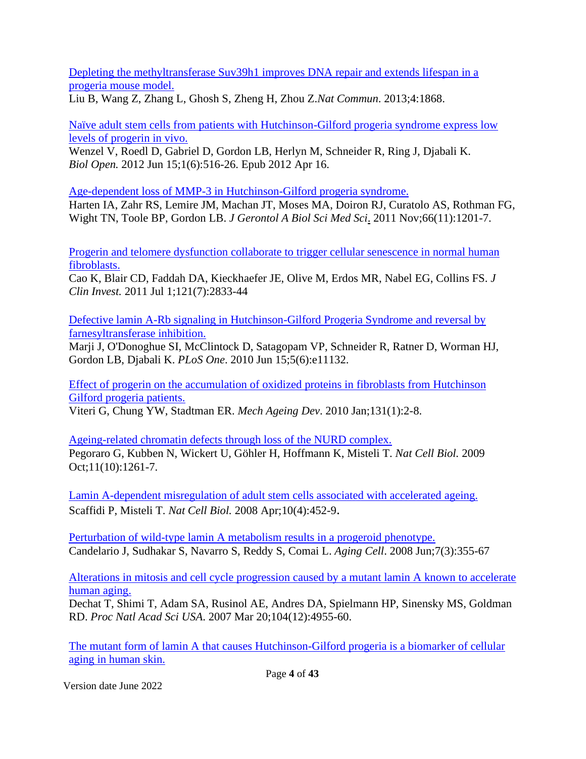Depleting the methyltransferase Suv39h1 improves DNA repair and extends lifespan in a progeria mouse model.
Liu B, Wang Z, Zhang L, Ghosh S, Zheng H, Zhou Z. *Nat Commun*. 2013;4:1868.

Naïve adult stem cells from patients with Hutchinson-Gilford progeria syndrome express low levels of progerin in vivo.
Wenzel V, Roedl D, Gabriel D, Gordon LB, Herlyn M, Schneider R, Ring J, Djabali K. *Biol Open.* 2012 Jun 15;1(6):516-26. Epub 2012 Apr 16.

Age-dependent loss of MMP-3 in Hutchinson-Gilford progeria syndrome.
Harten IA, Zahr RS, Lemire JM, Machan JT, Moses MA, Doiron RJ, Curatolo AS, Rothman FG, Wight TN, Toole BP, Gordon LB. *J Gerontol A Biol Sci Med Sci*. 2011 Nov;66(11):1201-7.

Progerin and telomere dysfunction collaborate to trigger cellular senescence in normal human fibroblasts.
Cao K, Blair CD, Faddah DA, Kieckhaefer JE, Olive M, Erdos MR, Nabel EG, Collins FS. *J Clin Invest.* 2011 Jul 1;121(7):2833-44

Defective lamin A-Rb signaling in Hutchinson-Gilford Progeria Syndrome and reversal by farnesyltransferase inhibition.
Marji J, O'Donoghue SI, McClintock D, Satagopam VP, Schneider R, Ratner D, Worman HJ, Gordon LB, Djabali K. *PLoS One*. 2010 Jun 15;5(6):e11132.

Effect of progerin on the accumulation of oxidized proteins in fibroblasts from Hutchinson Gilford progeria patients.
Viteri G, Chung YW, Stadtman ER. *Mech Ageing Dev*. 2010 Jan;131(1):2-8.

Ageing-related chromatin defects through loss of the NURD complex.
Pegoraro G, Kubben N, Wickert U, Göhler H, Hoffmann K, Misteli T. *Nat Cell Biol.* 2009 Oct;11(10):1261-7.

Lamin A-dependent misregulation of adult stem cells associated with accelerated ageing.
Scaffidi P, Misteli T. *Nat Cell Biol.* 2008 Apr;10(4):452-9.

Perturbation of wild-type lamin A metabolism results in a progeroid phenotype.
Candelario J, Sudhakar S, Navarro S, Reddy S, Comai L. *Aging Cell*. 2008 Jun;7(3):355-67

Alterations in mitosis and cell cycle progression caused by a mutant lamin A known to accelerate human aging.
Dechat T, Shimi T, Adam SA, Rusinol AE, Andres DA, Spielmann HP, Sinensky MS, Goldman RD. *Proc Natl Acad Sci USA.* 2007 Mar 20;104(12):4955-60.

The mutant form of lamin A that causes Hutchinson-Gilford progeria is a biomarker of cellular aging in human skin.

Version date June 2022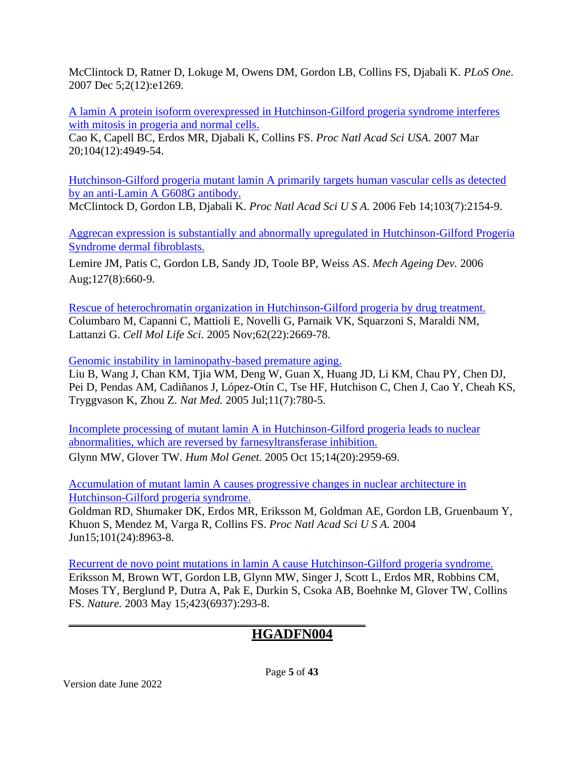McClintock D, Ratner D, Lokuge M, Owens DM, Gordon LB, Collins FS, Djabali K. *PLoS One*. 2007 Dec 5;2(12):e1269.

A lamin A protein isoform overexpressed in Hutchinson-Gilford progeria syndrome interferes with mitosis in progeria and normal cells.
Cao K, Capell BC, Erdos MR, Djabali K, Collins FS. *Proc Natl Acad Sci USA*. 2007 Mar 20;104(12):4949-54.

Hutchinson-Gilford progeria mutant lamin A primarily targets human vascular cells as detected by an anti-Lamin A G608G antibody.
McClintock D, Gordon LB, Djabali K. *Proc Natl Acad Sci U S A.* 2006 Feb 14;103(7):2154-9.

Aggrecan expression is substantially and abnormally upregulated in Hutchinson-Gilford Progeria Syndrome dermal fibroblasts.
Lemire JM, Patis C, Gordon LB, Sandy JD, Toole BP, Weiss AS. *Mech Ageing Dev.* 2006 Aug;127(8):660-9.

Rescue of heterochromatin organization in Hutchinson-Gilford progeria by drug treatment.
Columbaro M, Capanni C, Mattioli E, Novelli G, Parnaik VK, Squarzoni S, Maraldi NM, Lattanzi G. *Cell Mol Life Sci.* 2005 Nov;62(22):2669-78.

Genomic instability in laminopathy-based premature aging.
Liu B, Wang J, Chan KM, Tjia WM, Deng W, Guan X, Huang JD, Li KM, Chau PY, Chen DJ, Pei D, Pendas AM, Cadiñanos J, López-Otín C, Tse HF, Hutchison C, Chen J, Cao Y, Cheah KS, Tryggvason K, Zhou Z. *Nat Med.* 2005 Jul;11(7):780-5.

Incomplete processing of mutant lamin A in Hutchinson-Gilford progeria leads to nuclear abnormalities, which are reversed by farnesyltransferase inhibition.
Glynn MW, Glover TW. *Hum Mol Genet.* 2005 Oct 15;14(20):2959-69.

Accumulation of mutant lamin A causes progressive changes in nuclear architecture in Hutchinson-Gilford progeria syndrome.
Goldman RD, Shumaker DK, Erdos MR, Eriksson M, Goldman AE, Gordon LB, Gruenbaum Y, Khuon S, Mendez M, Varga R, Collins FS. *Proc Natl Acad Sci U S A.* 2004 Jun15;101(24):8963-8.

Recurrent de novo point mutations in lamin A cause Hutchinson-Gilford progeria syndrome.
Eriksson M, Brown WT, Gordon LB, Glynn MW, Singer J, Scott L, Erdos MR, Robbins CM, Moses TY, Berglund P, Dutra A, Pak E, Durkin S, Csoka AB, Boehnke M, Glover TW, Collins FS. *Nature.* 2003 May 15;423(6937):293-8.

---

## **HGADFN004**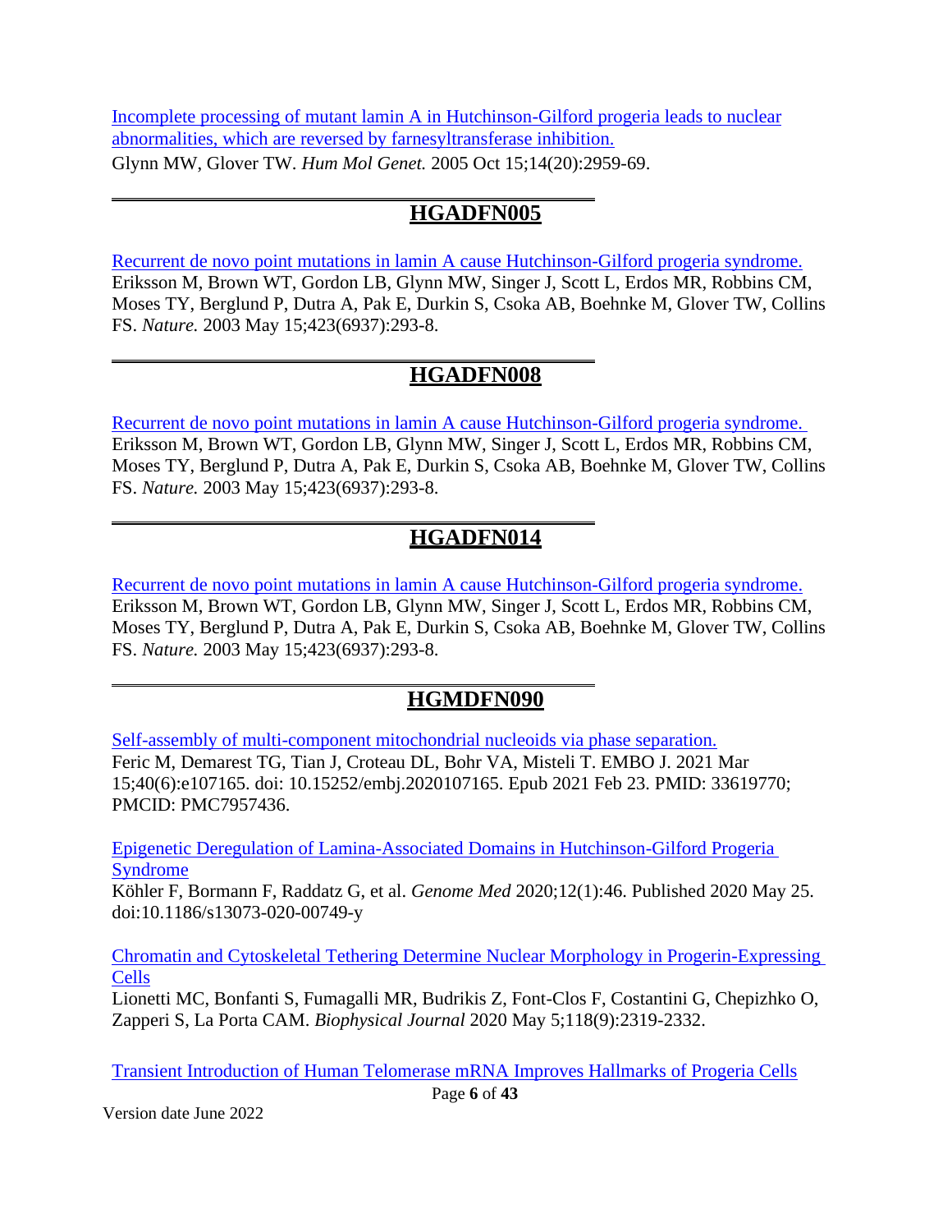Incomplete processing of mutant lamin A in Hutchinson-Gilford progeria leads to nuclear abnormalities, which are reversed by farnesyltransferase inhibition.
Glynn MW, Glover TW. *Hum Mol Genet.* 2005 Oct 15;14(20):2959-69.

---

## HGADFN005

Recurrent de novo point mutations in lamin A cause Hutchinson-Gilford progeria syndrome.
Eriksson M, Brown WT, Gordon LB, Glynn MW, Singer J, Scott L, Erdos MR, Robbins CM, Moses TY, Berglund P, Dutra A, Pak E, Durkin S, Csoka AB, Boehnke M, Glover TW, Collins FS. *Nature.* 2003 May 15;423(6937):293-8.

---

## HGADFN008

Recurrent de novo point mutations in lamin A cause Hutchinson-Gilford progeria syndrome.
Eriksson M, Brown WT, Gordon LB, Glynn MW, Singer J, Scott L, Erdos MR, Robbins CM, Moses TY, Berglund P, Dutra A, Pak E, Durkin S, Csoka AB, Boehnke M, Glover TW, Collins FS. *Nature.* 2003 May 15;423(6937):293-8.

---

## HGADFN014

Recurrent de novo point mutations in lamin A cause Hutchinson-Gilford progeria syndrome.
Eriksson M, Brown WT, Gordon LB, Glynn MW, Singer J, Scott L, Erdos MR, Robbins CM, Moses TY, Berglund P, Dutra A, Pak E, Durkin S, Csoka AB, Boehnke M, Glover TW, Collins FS. *Nature.* 2003 May 15;423(6937):293-8.

---

## HGMDFN090

Self-assembly of multi-component mitochondrial nucleoids via phase separation.
Feric M, Demarest TG, Tian J, Croteau DL, Bohr VA, Misteli T. EMBO J. 2021 Mar 15;40(6):e107165. doi: 10.15252/embj.2020107165. Epub 2021 Feb 23. PMID: 33619770; PMCID: PMC7957436.

Epigenetic Deregulation of Lamina-Associated Domains in Hutchinson-Gilford Progeria Syndrome
Köhler F, Bormann F, Raddatz G, et al. *Genome Med* 2020;12(1):46. Published 2020 May 25. doi:10.1186/s13073-020-00749-y

Chromatin and Cytoskeletal Tethering Determine Nuclear Morphology in Progerin-Expressing Cells
Lionetti MC, Bonfanti S, Fumagalli MR, Budrikis Z, Font-Clos F, Costantini G, Chepizhko O, Zapperi S, La Porta CAM. *Biophysical Journal* 2020 May 5;118(9):2319-2332.

Transient Introduction of Human Telomerase mRNA Improves Hallmarks of Progeria Cells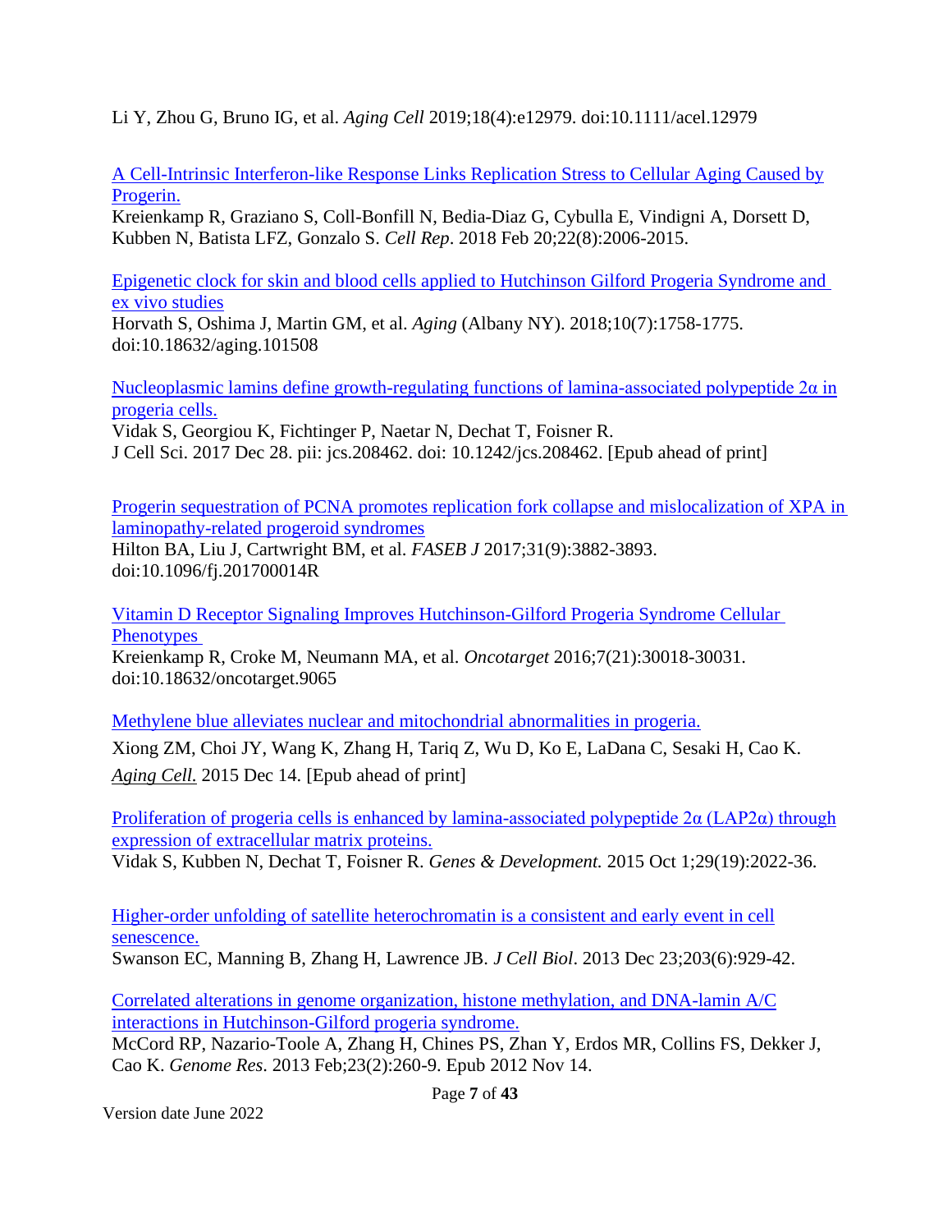Li Y, Zhou G, Bruno IG, et al. *Aging Cell* 2019;18(4):e12979. doi:10.1111/acel.12979

A Cell-Intrinsic Interferon-like Response Links Replication Stress to Cellular Aging Caused by Progerin.
Kreienkamp R, Graziano S, Coll-Bonfill N, Bedia-Diaz G, Cybulla E, Vindigni A, Dorsett D, Kubben N, Batista LFZ, Gonzalo S. *Cell Rep*. 2018 Feb 20;22(8):2006-2015.

Epigenetic clock for skin and blood cells applied to Hutchinson Gilford Progeria Syndrome and ex vivo studies
Horvath S, Oshima J, Martin GM, et al. *Aging* (Albany NY). 2018;10(7):1758-1775. doi:10.18632/aging.101508

Nucleoplasmic lamins define growth-regulating functions of lamina-associated polypeptide 2α in progeria cells.
Vidak S, Georgiou K, Fichtinger P, Naetar N, Dechat T, Foisner R.
J Cell Sci. 2017 Dec 28. pii: jcs.208462. doi: 10.1242/jcs.208462. [Epub ahead of print]

Progerin sequestration of PCNA promotes replication fork collapse and mislocalization of XPA in laminopathy-related progeroid syndromes
Hilton BA, Liu J, Cartwright BM, et al. *FASEB J* 2017;31(9):3882-3893. doi:10.1096/fj.201700014R

Vitamin D Receptor Signaling Improves Hutchinson-Gilford Progeria Syndrome Cellular Phenotypes
Kreienkamp R, Croke M, Neumann MA, et al. *Oncotarget* 2016;7(21):30018-30031. doi:10.18632/oncotarget.9065

Methylene blue alleviates nuclear and mitochondrial abnormalities in progeria.
Xiong ZM, Choi JY, Wang K, Zhang H, Tariq Z, Wu D, Ko E, LaDana C, Sesaki H, Cao K. *Aging Cell.* 2015 Dec 14. [Epub ahead of print]

Proliferation of progeria cells is enhanced by lamina-associated polypeptide 2α (LAP2α) through expression of extracellular matrix proteins.
Vidak S, Kubben N, Dechat T, Foisner R. *Genes & Development.* 2015 Oct 1;29(19):2022-36.

Higher-order unfolding of satellite heterochromatin is a consistent and early event in cell senescence.
Swanson EC, Manning B, Zhang H, Lawrence JB. *J Cell Biol*. 2013 Dec 23;203(6):929-42.

Correlated alterations in genome organization, histone methylation, and DNA-lamin A/C interactions in Hutchinson-Gilford progeria syndrome.
McCord RP, Nazario-Toole A, Zhang H, Chines PS, Zhan Y, Erdos MR, Collins FS, Dekker J, Cao K. *Genome Res*. 2013 Feb;23(2):260-9. Epub 2012 Nov 14.

Version date June 2022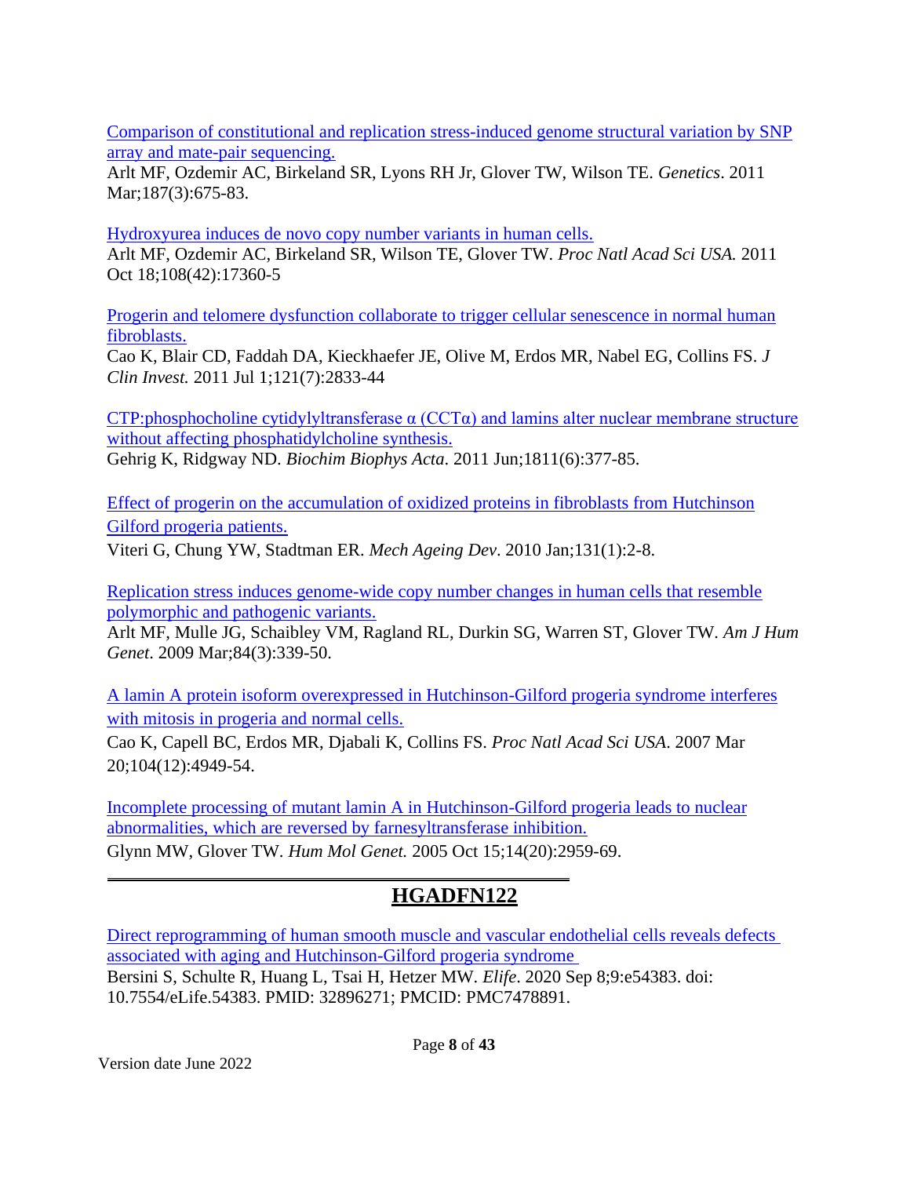Comparison of constitutional and replication stress-induced genome structural variation by SNP array and mate-pair sequencing.
Arlt MF, Ozdemir AC, Birkeland SR, Lyons RH Jr, Glover TW, Wilson TE. *Genetics*. 2011 Mar;187(3):675-83.

Hydroxyurea induces de novo copy number variants in human cells.
Arlt MF, Ozdemir AC, Birkeland SR, Wilson TE, Glover TW. *Proc Natl Acad Sci USA.* 2011 Oct 18;108(42):17360-5

Progerin and telomere dysfunction collaborate to trigger cellular senescence in normal human fibroblasts.
Cao K, Blair CD, Faddah DA, Kieckhaefer JE, Olive M, Erdos MR, Nabel EG, Collins FS. *J Clin Invest.* 2011 Jul 1;121(7):2833-44

CTP:phosphocholine cytidylyltransferase α (CCTα) and lamins alter nuclear membrane structure without affecting phosphatidylcholine synthesis.
Gehrig K, Ridgway ND. *Biochim Biophys Acta*. 2011 Jun;1811(6):377-85.

Effect of progerin on the accumulation of oxidized proteins in fibroblasts from Hutchinson Gilford progeria patients.
Viteri G, Chung YW, Stadtman ER. *Mech Ageing Dev*. 2010 Jan;131(1):2-8.

Replication stress induces genome-wide copy number changes in human cells that resemble polymorphic and pathogenic variants.
Arlt MF, Mulle JG, Schaibley VM, Ragland RL, Durkin SG, Warren ST, Glover TW. *Am J Hum Genet*. 2009 Mar;84(3):339-50.

A lamin A protein isoform overexpressed in Hutchinson-Gilford progeria syndrome interferes with mitosis in progeria and normal cells.
Cao K, Capell BC, Erdos MR, Djabali K, Collins FS. *Proc Natl Acad Sci USA*. 2007 Mar 20;104(12):4949-54.

Incomplete processing of mutant lamin A in Hutchinson-Gilford progeria leads to nuclear abnormalities, which are reversed by farnesyltransferase inhibition.
Glynn MW, Glover TW. *Hum Mol Genet.* 2005 Oct 15;14(20):2959-69.

---

## HGADFN122

Direct reprogramming of human smooth muscle and vascular endothelial cells reveals defects associated with aging and Hutchinson-Gilford progeria syndrome
Bersini S, Schulte R, Huang L, Tsai H, Hetzer MW. *Elife*. 2020 Sep 8;9:e54383. doi: 10.7554/eLife.54383. PMID: 32896271; PMCID: PMC7478891.

Version date June 2022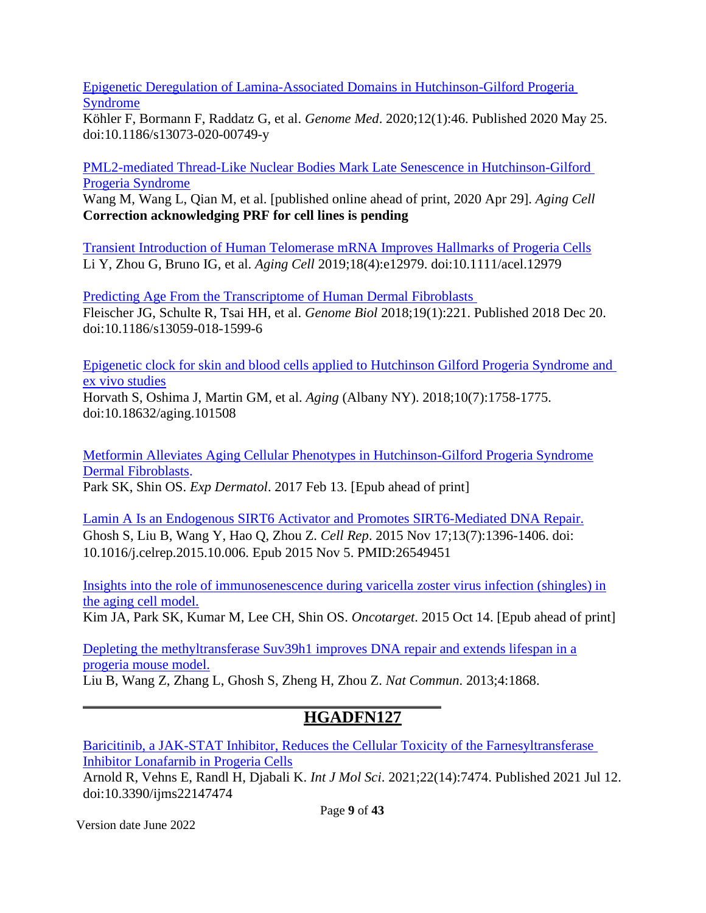Epigenetic Deregulation of Lamina-Associated Domains in Hutchinson-Gilford Progeria Syndrome
Köhler F, Bormann F, Raddatz G, et al. *Genome Med*. 2020;12(1):46. Published 2020 May 25. doi:10.1186/s13073-020-00749-y

PML2-mediated Thread-Like Nuclear Bodies Mark Late Senescence in Hutchinson-Gilford Progeria Syndrome
Wang M, Wang L, Qian M, et al. [published online ahead of print, 2020 Apr 29]. *Aging Cell*
**Correction acknowledging PRF for cell lines is pending**

Transient Introduction of Human Telomerase mRNA Improves Hallmarks of Progeria Cells
Li Y, Zhou G, Bruno IG, et al. *Aging Cell* 2019;18(4):e12979. doi:10.1111/acel.12979

Predicting Age From the Transcriptome of Human Dermal Fibroblasts
Fleischer JG, Schulte R, Tsai HH, et al. *Genome Biol* 2018;19(1):221. Published 2018 Dec 20. doi:10.1186/s13059-018-1599-6

Epigenetic clock for skin and blood cells applied to Hutchinson Gilford Progeria Syndrome and ex vivo studies
Horvath S, Oshima J, Martin GM, et al. *Aging* (Albany NY). 2018;10(7):1758-1775. doi:10.18632/aging.101508

Metformin Alleviates Aging Cellular Phenotypes in Hutchinson-Gilford Progeria Syndrome Dermal Fibroblasts.
Park SK, Shin OS. *Exp Dermatol*. 2017 Feb 13. [Epub ahead of print]

Lamin A Is an Endogenous SIRT6 Activator and Promotes SIRT6-Mediated DNA Repair.
Ghosh S, Liu B, Wang Y, Hao Q, Zhou Z. *Cell Rep*. 2015 Nov 17;13(7):1396-1406. doi: 10.1016/j.celrep.2015.10.006. Epub 2015 Nov 5. PMID:26549451

Insights into the role of immunosenescence during varicella zoster virus infection (shingles) in the aging cell model.
Kim JA, Park SK, Kumar M, Lee CH, Shin OS. *Oncotarget*. 2015 Oct 14. [Epub ahead of print]

Depleting the methyltransferase Suv39h1 improves DNA repair and extends lifespan in a progeria mouse model.
Liu B, Wang Z, Zhang L, Ghosh S, Zheng H, Zhou Z. *Nat Commun*. 2013;4:1868.

---

## HGADFN127

Baricitinib, a JAK-STAT Inhibitor, Reduces the Cellular Toxicity of the Farnesyltransferase Inhibitor Lonafarnib in Progeria Cells
Arnold R, Vehns E, Randl H, Djabali K. *Int J Mol Sci*. 2021;22(14):7474. Published 2021 Jul 12. doi:10.3390/ijms22147474

Version date June 2022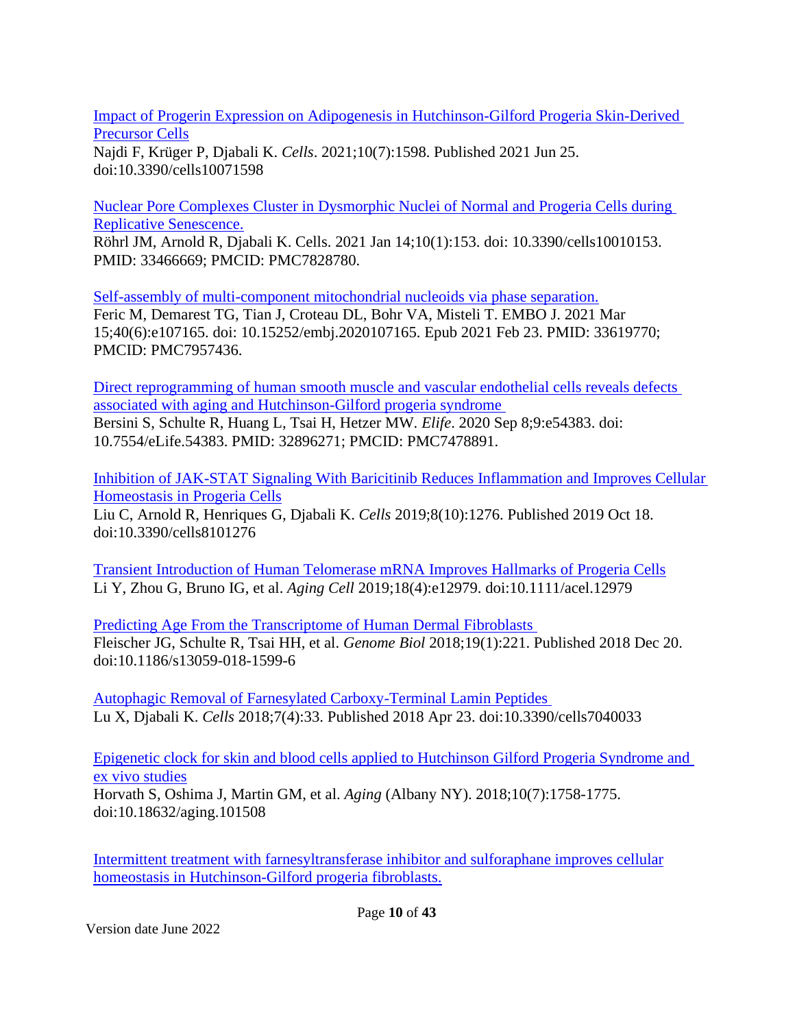[Impact of Progerin Expression on Adipogenesis in Hutchinson-Gilford Progeria Skin-Derived Precursor Cells]
Najdi F, Krüger P, Djabali K. *Cells*. 2021;10(7):1598. Published 2021 Jun 25. doi:10.3390/cells10071598

[Nuclear Pore Complexes Cluster in Dysmorphic Nuclei of Normal and Progeria Cells during Replicative Senescence.]
Röhrl JM, Arnold R, Djabali K. Cells. 2021 Jan 14;10(1):153. doi: 10.3390/cells10010153. PMID: 33466669; PMCID: PMC7828780.

[Self-assembly of multi-component mitochondrial nucleoids via phase separation.]
Feric M, Demarest TG, Tian J, Croteau DL, Bohr VA, Misteli T. EMBO J. 2021 Mar 15;40(6):e107165. doi: 10.15252/embj.2020107165. Epub 2021 Feb 23. PMID: 33619770; PMCID: PMC7957436.

[Direct reprogramming of human smooth muscle and vascular endothelial cells reveals defects associated with aging and Hutchinson-Gilford progeria syndrome]
Bersini S, Schulte R, Huang L, Tsai H, Hetzer MW. *Elife*. 2020 Sep 8;9:e54383. doi: 10.7554/eLife.54383. PMID: 32896271; PMCID: PMC7478891.

[Inhibition of JAK-STAT Signaling With Baricitinib Reduces Inflammation and Improves Cellular Homeostasis in Progeria Cells]
Liu C, Arnold R, Henriques G, Djabali K. *Cells* 2019;8(10):1276. Published 2019 Oct 18. doi:10.3390/cells8101276

[Transient Introduction of Human Telomerase mRNA Improves Hallmarks of Progeria Cells]
Li Y, Zhou G, Bruno IG, et al. *Aging Cell* 2019;18(4):e12979. doi:10.1111/acel.12979

[Predicting Age From the Transcriptome of Human Dermal Fibroblasts]
Fleischer JG, Schulte R, Tsai HH, et al. *Genome Biol* 2018;19(1):221. Published 2018 Dec 20. doi:10.1186/s13059-018-1599-6

[Autophagic Removal of Farnesylated Carboxy-Terminal Lamin Peptides]
Lu X, Djabali K. *Cells* 2018;7(4):33. Published 2018 Apr 23. doi:10.3390/cells7040033

[Epigenetic clock for skin and blood cells applied to Hutchinson Gilford Progeria Syndrome and ex vivo studies]
Horvath S, Oshima J, Martin GM, et al. *Aging* (Albany NY). 2018;10(7):1758-1775. doi:10.18632/aging.101508

[Intermittent treatment with farnesyltransferase inhibitor and sulforaphane improves cellular homeostasis in Hutchinson-Gilford progeria fibroblasts.]

Version date June 2022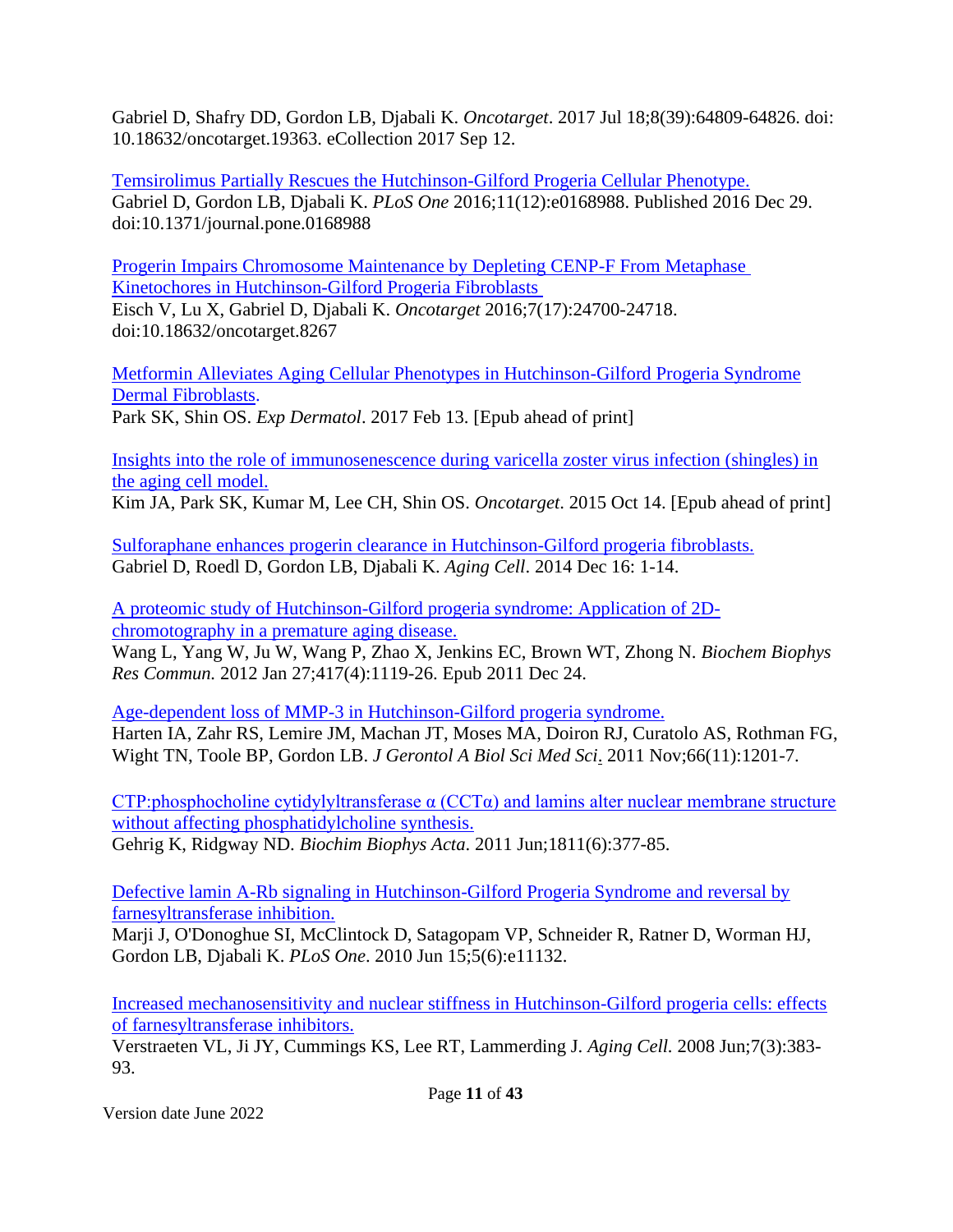Gabriel D, Shafry DD, Gordon LB, Djabali K. *Oncotarget*. 2017 Jul 18;8(39):64809-64826. doi: 10.18632/oncotarget.19363. eCollection 2017 Sep 12.

Temsirolimus Partially Rescues the Hutchinson-Gilford Progeria Cellular Phenotype.
Gabriel D, Gordon LB, Djabali K. *PLoS One* 2016;11(12):e0168988. Published 2016 Dec 29. doi:10.1371/journal.pone.0168988

Progerin Impairs Chromosome Maintenance by Depleting CENP-F From Metaphase Kinetochores in Hutchinson-Gilford Progeria Fibroblasts
Eisch V, Lu X, Gabriel D, Djabali K. *Oncotarget* 2016;7(17):24700-24718. doi:10.18632/oncotarget.8267

Metformin Alleviates Aging Cellular Phenotypes in Hutchinson-Gilford Progeria Syndrome Dermal Fibroblasts.
Park SK, Shin OS. *Exp Dermatol*. 2017 Feb 13. [Epub ahead of print]

Insights into the role of immunosenescence during varicella zoster virus infection (shingles) in the aging cell model.
Kim JA, Park SK, Kumar M, Lee CH, Shin OS. *Oncotarget*. 2015 Oct 14. [Epub ahead of print]

Sulforaphane enhances progerin clearance in Hutchinson-Gilford progeria fibroblasts.
Gabriel D, Roedl D, Gordon LB, Djabali K. *Aging Cell*. 2014 Dec 16: 1-14.

A proteomic study of Hutchinson-Gilford progeria syndrome: Application of 2D-chromotography in a premature aging disease.
Wang L, Yang W, Ju W, Wang P, Zhao X, Jenkins EC, Brown WT, Zhong N. *Biochem Biophys Res Commun.* 2012 Jan 27;417(4):1119-26. Epub 2011 Dec 24.

Age-dependent loss of MMP-3 in Hutchinson-Gilford progeria syndrome.
Harten IA, Zahr RS, Lemire JM, Machan JT, Moses MA, Doiron RJ, Curatolo AS, Rothman FG, Wight TN, Toole BP, Gordon LB. *J Gerontol A Biol Sci Med Sci*. 2011 Nov;66(11):1201-7.

CTP:phosphocholine cytidylyltransferase α (CCTα) and lamins alter nuclear membrane structure without affecting phosphatidylcholine synthesis.
Gehrig K, Ridgway ND. *Biochim Biophys Acta*. 2011 Jun;1811(6):377-85.

Defective lamin A-Rb signaling in Hutchinson-Gilford Progeria Syndrome and reversal by farnesyltransferase inhibition.
Marji J, O'Donoghue SI, McClintock D, Satagopam VP, Schneider R, Ratner D, Worman HJ, Gordon LB, Djabali K. *PLoS One*. 2010 Jun 15;5(6):e11132.

Increased mechanosensitivity and nuclear stiffness in Hutchinson-Gilford progeria cells: effects of farnesyltransferase inhibitors.
Verstraeten VL, Ji JY, Cummings KS, Lee RT, Lammerding J. *Aging Cell.* 2008 Jun;7(3):383-93.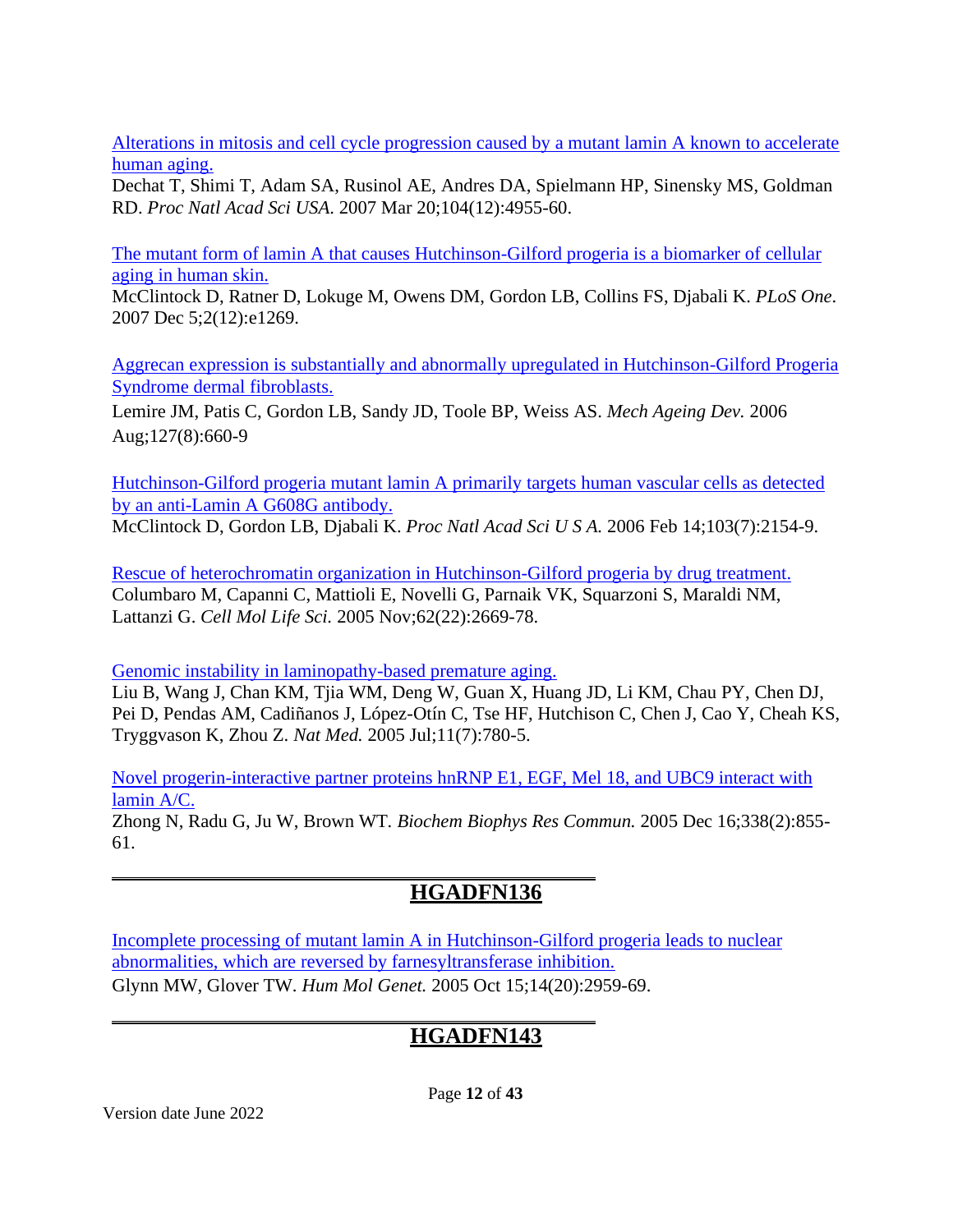Alterations in mitosis and cell cycle progression caused by a mutant lamin A known to accelerate human aging.
Dechat T, Shimi T, Adam SA, Rusinol AE, Andres DA, Spielmann HP, Sinensky MS, Goldman RD. *Proc Natl Acad Sci USA.* 2007 Mar 20;104(12):4955-60.

The mutant form of lamin A that causes Hutchinson-Gilford progeria is a biomarker of cellular aging in human skin.
McClintock D, Ratner D, Lokuge M, Owens DM, Gordon LB, Collins FS, Djabali K. *PLoS One.* 2007 Dec 5;2(12):e1269.

Aggrecan expression is substantially and abnormally upregulated in Hutchinson-Gilford Progeria Syndrome dermal fibroblasts.
Lemire JM, Patis C, Gordon LB, Sandy JD, Toole BP, Weiss AS. *Mech Ageing Dev.* 2006 Aug;127(8):660-9

Hutchinson-Gilford progeria mutant lamin A primarily targets human vascular cells as detected by an anti-Lamin A G608G antibody.
McClintock D, Gordon LB, Djabali K. *Proc Natl Acad Sci U S A.* 2006 Feb 14;103(7):2154-9.

Rescue of heterochromatin organization in Hutchinson-Gilford progeria by drug treatment.
Columbaro M, Capanni C, Mattioli E, Novelli G, Parnaik VK, Squarzoni S, Maraldi NM, Lattanzi G. *Cell Mol Life Sci.* 2005 Nov;62(22):2669-78.

Genomic instability in laminopathy-based premature aging.
Liu B, Wang J, Chan KM, Tjia WM, Deng W, Guan X, Huang JD, Li KM, Chau PY, Chen DJ, Pei D, Pendas AM, Cadiñanos J, López-Otín C, Tse HF, Hutchison C, Chen J, Cao Y, Cheah KS, Tryggvason K, Zhou Z. *Nat Med.* 2005 Jul;11(7):780-5.

Novel progerin-interactive partner proteins hnRNP E1, EGF, Mel 18, and UBC9 interact with lamin A/C.
Zhong N, Radu G, Ju W, Brown WT. *Biochem Biophys Res Commun.* 2005 Dec 16;338(2):855-61.

---

## HGADFN136

Incomplete processing of mutant lamin A in Hutchinson-Gilford progeria leads to nuclear abnormalities, which are reversed by farnesyltransferase inhibition.
Glynn MW, Glover TW. *Hum Mol Genet.* 2005 Oct 15;14(20):2959-69.

---

## HGADFN143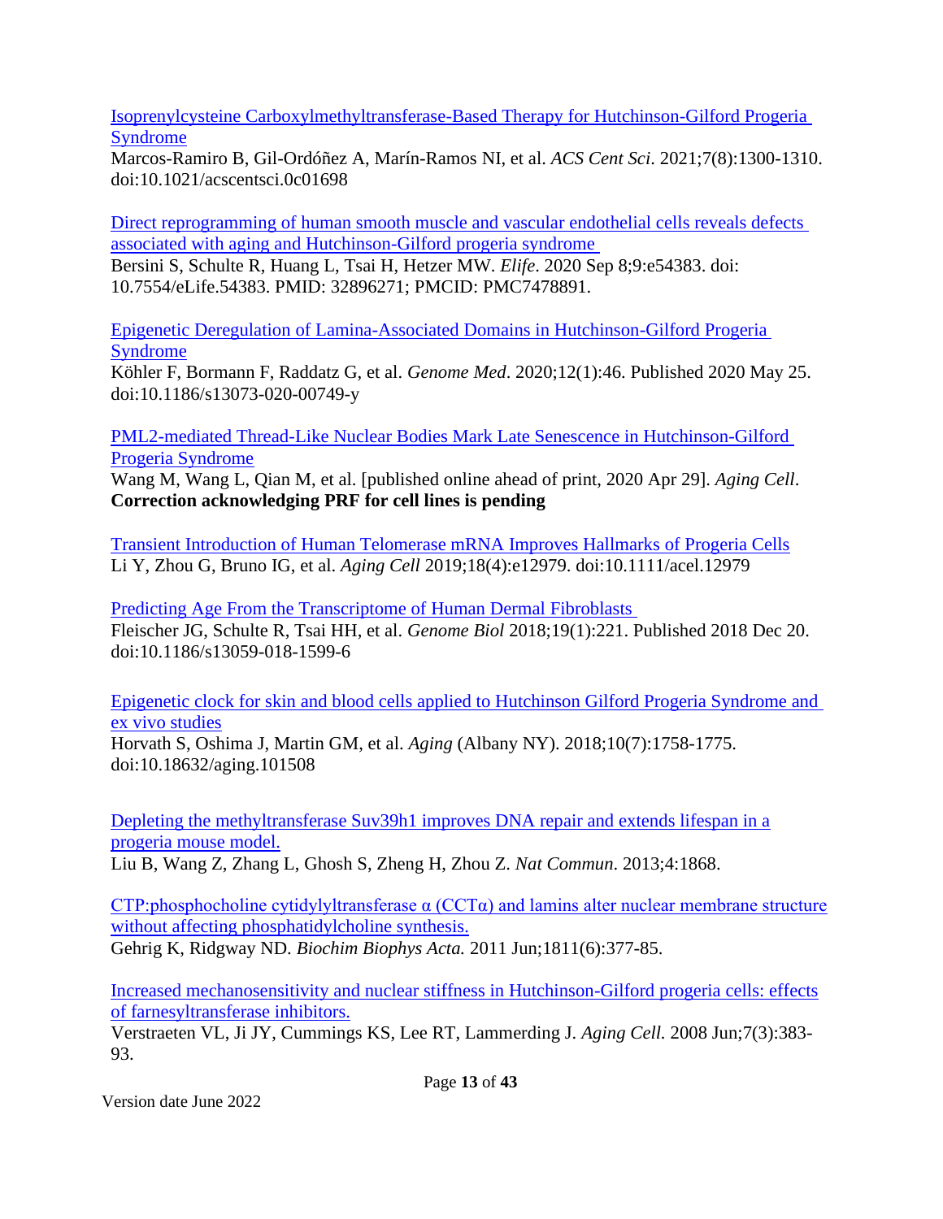[Isoprenylcysteine Carboxylmethyltransferase-Based Therapy for Hutchinson-Gilford Progeria Syndrome]
Marcos-Ramiro B, Gil-Ordóñez A, Marín-Ramos NI, et al. *ACS Cent Sci*. 2021;7(8):1300-1310. doi:10.1021/acscentsci.0c01698

[Direct reprogramming of human smooth muscle and vascular endothelial cells reveals defects associated with aging and Hutchinson-Gilford progeria syndrome]
Bersini S, Schulte R, Huang L, Tsai H, Hetzer MW. *Elife*. 2020 Sep 8;9:e54383. doi: 10.7554/eLife.54383. PMID: 32896271; PMCID: PMC7478891.

[Epigenetic Deregulation of Lamina-Associated Domains in Hutchinson-Gilford Progeria Syndrome]
Köhler F, Bormann F, Raddatz G, et al. *Genome Med*. 2020;12(1):46. Published 2020 May 25. doi:10.1186/s13073-020-00749-y

[PML2-mediated Thread-Like Nuclear Bodies Mark Late Senescence in Hutchinson-Gilford Progeria Syndrome]
Wang M, Wang L, Qian M, et al. [published online ahead of print, 2020 Apr 29]. *Aging Cell*. **Correction acknowledging PRF for cell lines is pending**

[Transient Introduction of Human Telomerase mRNA Improves Hallmarks of Progeria Cells]
Li Y, Zhou G, Bruno IG, et al. *Aging Cell* 2019;18(4):e12979. doi:10.1111/acel.12979

[Predicting Age From the Transcriptome of Human Dermal Fibroblasts]
Fleischer JG, Schulte R, Tsai HH, et al. *Genome Biol* 2018;19(1):221. Published 2018 Dec 20. doi:10.1186/s13059-018-1599-6

[Epigenetic clock for skin and blood cells applied to Hutchinson Gilford Progeria Syndrome and ex vivo studies]
Horvath S, Oshima J, Martin GM, et al. *Aging* (Albany NY). 2018;10(7):1758-1775. doi:10.18632/aging.101508

[Depleting the methyltransferase Suv39h1 improves DNA repair and extends lifespan in a progeria mouse model.]
Liu B, Wang Z, Zhang L, Ghosh S, Zheng H, Zhou Z. *Nat Commun*. 2013;4:1868.

[CTP:phosphocholine cytidylyltransferase α (CCTα) and lamins alter nuclear membrane structure without affecting phosphatidylcholine synthesis.]
Gehrig K, Ridgway ND. *Biochim Biophys Acta.* 2011 Jun;1811(6):377-85.

[Increased mechanosensitivity and nuclear stiffness in Hutchinson-Gilford progeria cells: effects of farnesyltransferase inhibitors.]
Verstraeten VL, Ji JY, Cummings KS, Lee RT, Lammerding J. *Aging Cell.* 2008 Jun;7(3):383-93.

Version date June 2022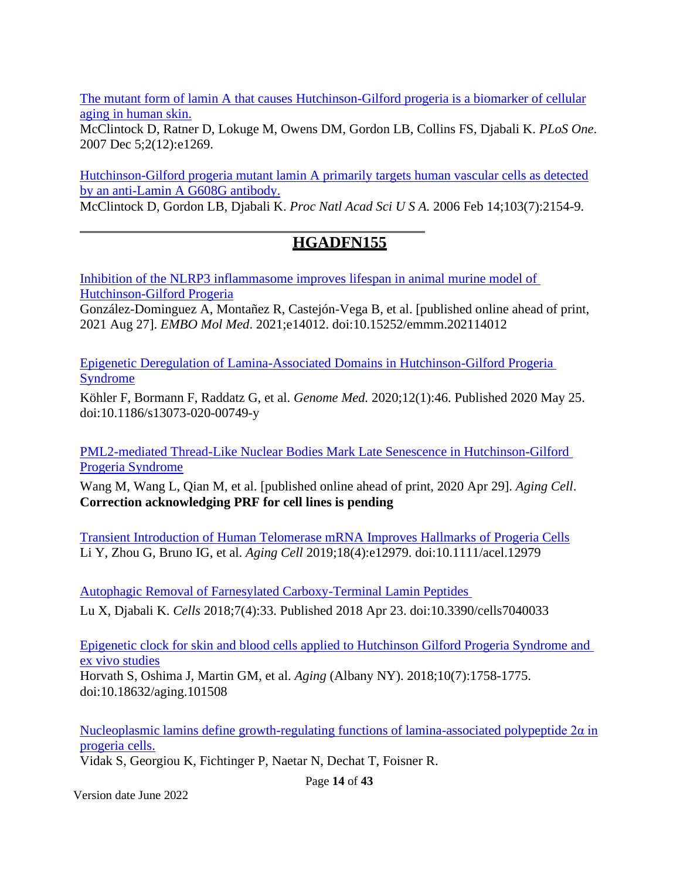The mutant form of lamin A that causes Hutchinson-Gilford progeria is a biomarker of cellular aging in human skin.
McClintock D, Ratner D, Lokuge M, Owens DM, Gordon LB, Collins FS, Djabali K. *PLoS One*. 2007 Dec 5;2(12):e1269.

Hutchinson-Gilford progeria mutant lamin A primarily targets human vascular cells as detected by an anti-Lamin A G608G antibody.
McClintock D, Gordon LB, Djabali K. *Proc Natl Acad Sci U S A.* 2006 Feb 14;103(7):2154-9.

---

## HGADFN155

Inhibition of the NLRP3 inflammasome improves lifespan in animal murine model of Hutchinson-Gilford Progeria
González-Dominguez A, Montañez R, Castejón-Vega B, et al. [published online ahead of print, 2021 Aug 27]. *EMBO Mol Med*. 2021;e14012. doi:10.15252/emmm.202114012

Epigenetic Deregulation of Lamina-Associated Domains in Hutchinson-Gilford Progeria Syndrome
Köhler F, Bormann F, Raddatz G, et al. *Genome Med.* 2020;12(1):46. Published 2020 May 25. doi:10.1186/s13073-020-00749-y

PML2-mediated Thread-Like Nuclear Bodies Mark Late Senescence in Hutchinson-Gilford Progeria Syndrome
Wang M, Wang L, Qian M, et al. [published online ahead of print, 2020 Apr 29]. *Aging Cell*.
**Correction acknowledging PRF for cell lines is pending**

Transient Introduction of Human Telomerase mRNA Improves Hallmarks of Progeria Cells
Li Y, Zhou G, Bruno IG, et al. *Aging Cell* 2019;18(4):e12979. doi:10.1111/acel.12979

Autophagic Removal of Farnesylated Carboxy-Terminal Lamin Peptides
Lu X, Djabali K. *Cells* 2018;7(4):33. Published 2018 Apr 23. doi:10.3390/cells7040033

Epigenetic clock for skin and blood cells applied to Hutchinson Gilford Progeria Syndrome and ex vivo studies
Horvath S, Oshima J, Martin GM, et al. *Aging* (Albany NY). 2018;10(7):1758-1775. doi:10.18632/aging.101508

Nucleoplasmic lamins define growth-regulating functions of lamina-associated polypeptide 2α in progeria cells.
Vidak S, Georgiou K, Fichtinger P, Naetar N, Dechat T, Foisner R.

Version date June 2022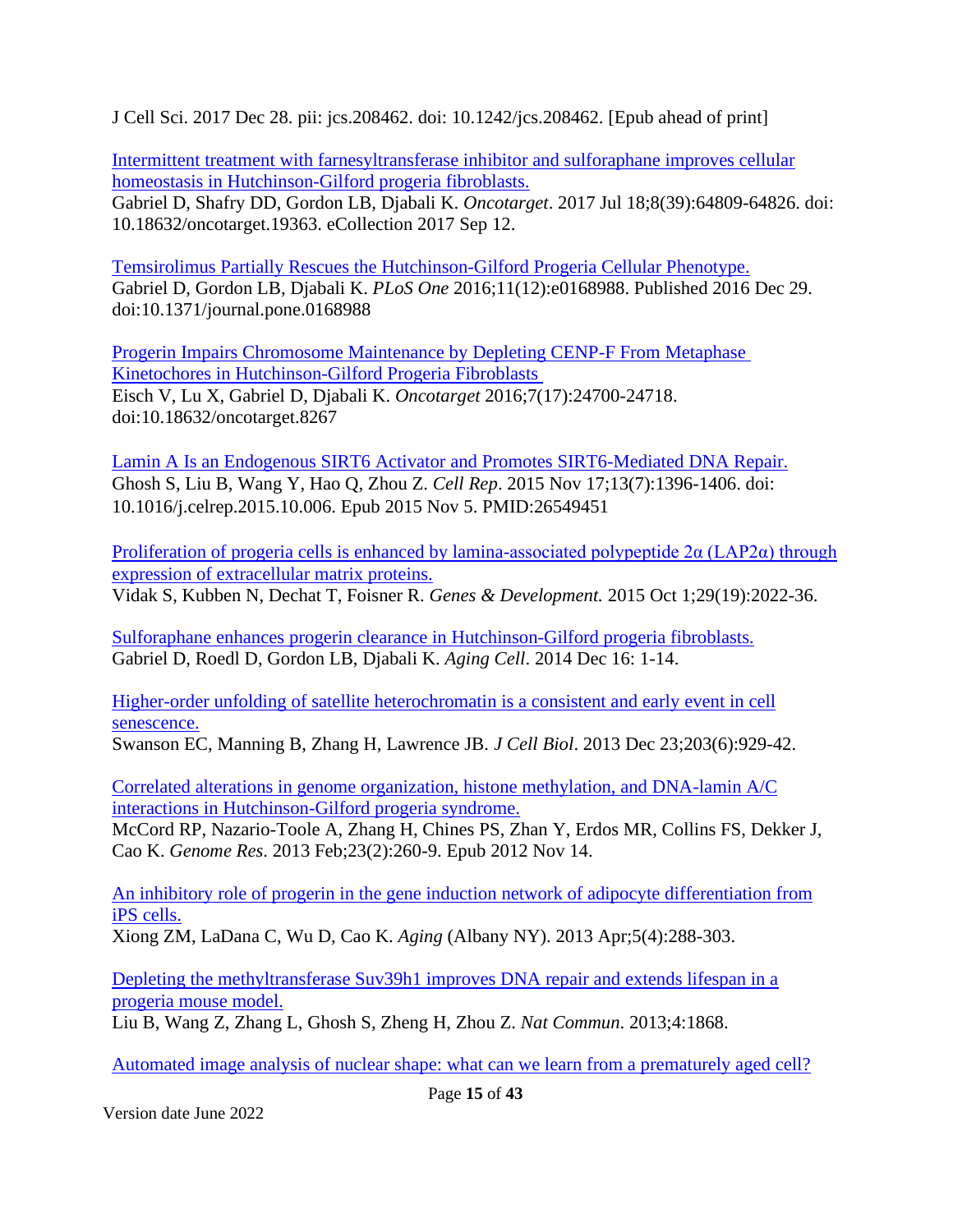J Cell Sci. 2017 Dec 28. pii: jcs.208462. doi: 10.1242/jcs.208462. [Epub ahead of print]

Intermittent treatment with farnesyltransferase inhibitor and sulforaphane improves cellular homeostasis in Hutchinson-Gilford progeria fibroblasts.
Gabriel D, Shafry DD, Gordon LB, Djabali K. *Oncotarget*. 2017 Jul 18;8(39):64809-64826. doi: 10.18632/oncotarget.19363. eCollection 2017 Sep 12.

Temsirolimus Partially Rescues the Hutchinson-Gilford Progeria Cellular Phenotype.
Gabriel D, Gordon LB, Djabali K. *PLoS One* 2016;11(12):e0168988. Published 2016 Dec 29. doi:10.1371/journal.pone.0168988

Progerin Impairs Chromosome Maintenance by Depleting CENP-F From Metaphase Kinetochores in Hutchinson-Gilford Progeria Fibroblasts
Eisch V, Lu X, Gabriel D, Djabali K. *Oncotarget* 2016;7(17):24700-24718. doi:10.18632/oncotarget.8267

Lamin A Is an Endogenous SIRT6 Activator and Promotes SIRT6-Mediated DNA Repair.
Ghosh S, Liu B, Wang Y, Hao Q, Zhou Z. *Cell Rep*. 2015 Nov 17;13(7):1396-1406. doi: 10.1016/j.celrep.2015.10.006. Epub 2015 Nov 5. PMID:26549451

Proliferation of progeria cells is enhanced by lamina-associated polypeptide 2α (LAP2α) through expression of extracellular matrix proteins.
Vidak S, Kubben N, Dechat T, Foisner R. *Genes & Development.* 2015 Oct 1;29(19):2022-36.

Sulforaphane enhances progerin clearance in Hutchinson-Gilford progeria fibroblasts.
Gabriel D, Roedl D, Gordon LB, Djabali K. *Aging Cell*. 2014 Dec 16: 1-14.

Higher-order unfolding of satellite heterochromatin is a consistent and early event in cell senescence.
Swanson EC, Manning B, Zhang H, Lawrence JB. *J Cell Biol*. 2013 Dec 23;203(6):929-42.

Correlated alterations in genome organization, histone methylation, and DNA-lamin A/C interactions in Hutchinson-Gilford progeria syndrome.
McCord RP, Nazario-Toole A, Zhang H, Chines PS, Zhan Y, Erdos MR, Collins FS, Dekker J, Cao K. *Genome Res*. 2013 Feb;23(2):260-9. Epub 2012 Nov 14.

An inhibitory role of progerin in the gene induction network of adipocyte differentiation from iPS cells.
Xiong ZM, LaDana C, Wu D, Cao K. *Aging* (Albany NY). 2013 Apr;5(4):288-303.

Depleting the methyltransferase Suv39h1 improves DNA repair and extends lifespan in a progeria mouse model.
Liu B, Wang Z, Zhang L, Ghosh S, Zheng H, Zhou Z. *Nat Commun*. 2013;4:1868.

Automated image analysis of nuclear shape: what can we learn from a prematurely aged cell?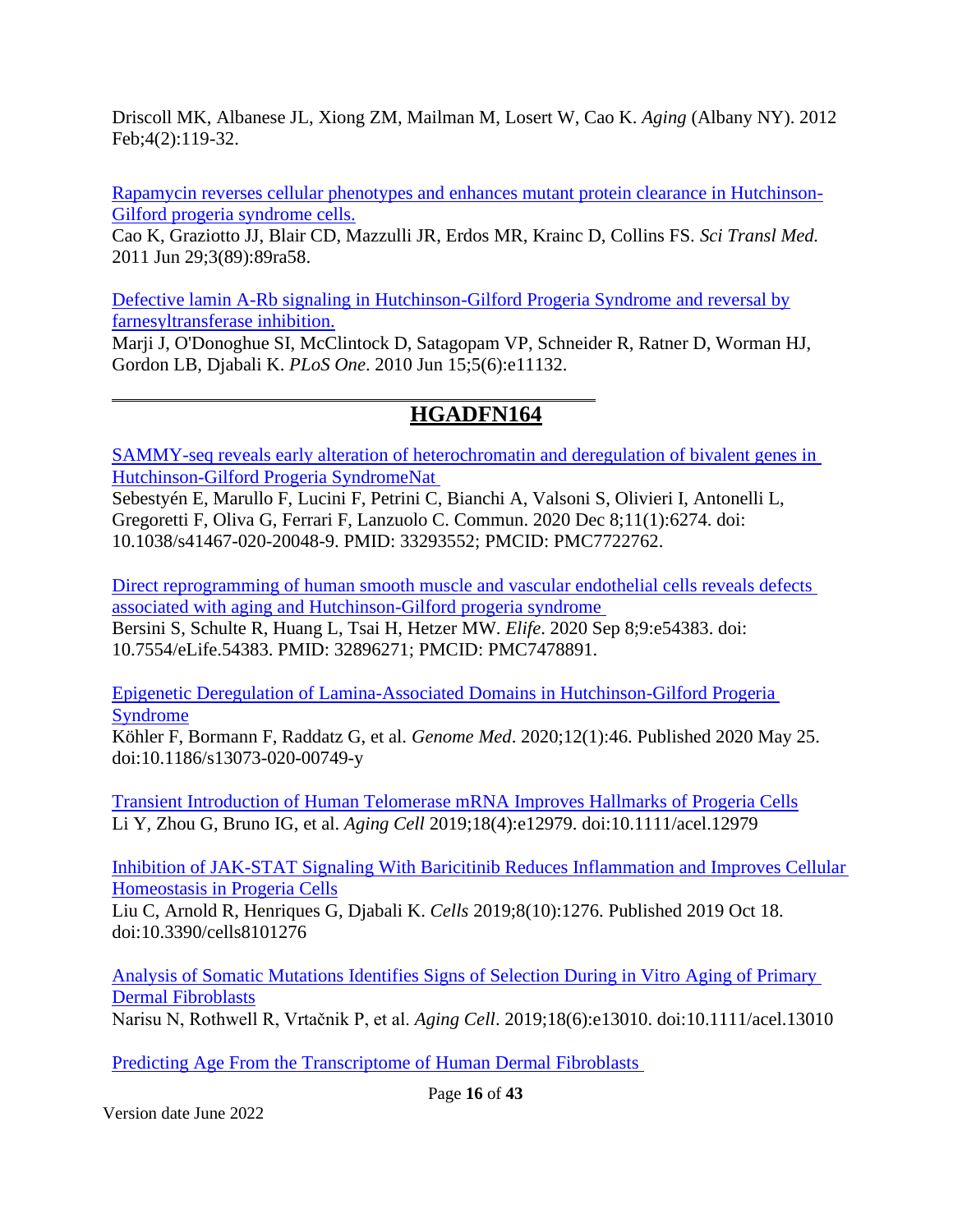Driscoll MK, Albanese JL, Xiong ZM, Mailman M, Losert W, Cao K. *Aging* (Albany NY). 2012 Feb;4(2):119-32.

Rapamycin reverses cellular phenotypes and enhances mutant protein clearance in Hutchinson-Gilford progeria syndrome cells.
Cao K, Graziotto JJ, Blair CD, Mazzulli JR, Erdos MR, Krainc D, Collins FS. *Sci Transl Med.* 2011 Jun 29;3(89):89ra58.

Defective lamin A-Rb signaling in Hutchinson-Gilford Progeria Syndrome and reversal by farnesyltransferase inhibition.
Marji J, O'Donoghue SI, McClintock D, Satagopam VP, Schneider R, Ratner D, Worman HJ, Gordon LB, Djabali K. *PLoS One*. 2010 Jun 15;5(6):e11132.

---

## HGADFN164

SAMMY-seq reveals early alteration of heterochromatin and deregulation of bivalent genes in Hutchinson-Gilford Progeria SyndromeNat
Sebestyén E, Marullo F, Lucini F, Petrini C, Bianchi A, Valsoni S, Olivieri I, Antonelli L, Gregoretti F, Oliva G, Ferrari F, Lanzuolo C. Commun. 2020 Dec 8;11(1):6274. doi: 10.1038/s41467-020-20048-9. PMID: 33293552; PMCID: PMC7722762.

Direct reprogramming of human smooth muscle and vascular endothelial cells reveals defects associated with aging and Hutchinson-Gilford progeria syndrome
Bersini S, Schulte R, Huang L, Tsai H, Hetzer MW. *Elife*. 2020 Sep 8;9:e54383. doi: 10.7554/eLife.54383. PMID: 32896271; PMCID: PMC7478891.

Epigenetic Deregulation of Lamina-Associated Domains in Hutchinson-Gilford Progeria Syndrome
Köhler F, Bormann F, Raddatz G, et al. *Genome Med*. 2020;12(1):46. Published 2020 May 25. doi:10.1186/s13073-020-00749-y

Transient Introduction of Human Telomerase mRNA Improves Hallmarks of Progeria Cells
Li Y, Zhou G, Bruno IG, et al. *Aging Cell* 2019;18(4):e12979. doi:10.1111/acel.12979

Inhibition of JAK-STAT Signaling With Baricitinib Reduces Inflammation and Improves Cellular Homeostasis in Progeria Cells
Liu C, Arnold R, Henriques G, Djabali K. *Cells* 2019;8(10):1276. Published 2019 Oct 18. doi:10.3390/cells8101276

Analysis of Somatic Mutations Identifies Signs of Selection During in Vitro Aging of Primary Dermal Fibroblasts
Narisu N, Rothwell R, Vrtačnik P, et al. *Aging Cell*. 2019;18(6):e13010. doi:10.1111/acel.13010

Predicting Age From the Transcriptome of Human Dermal Fibroblasts

Version date June 2022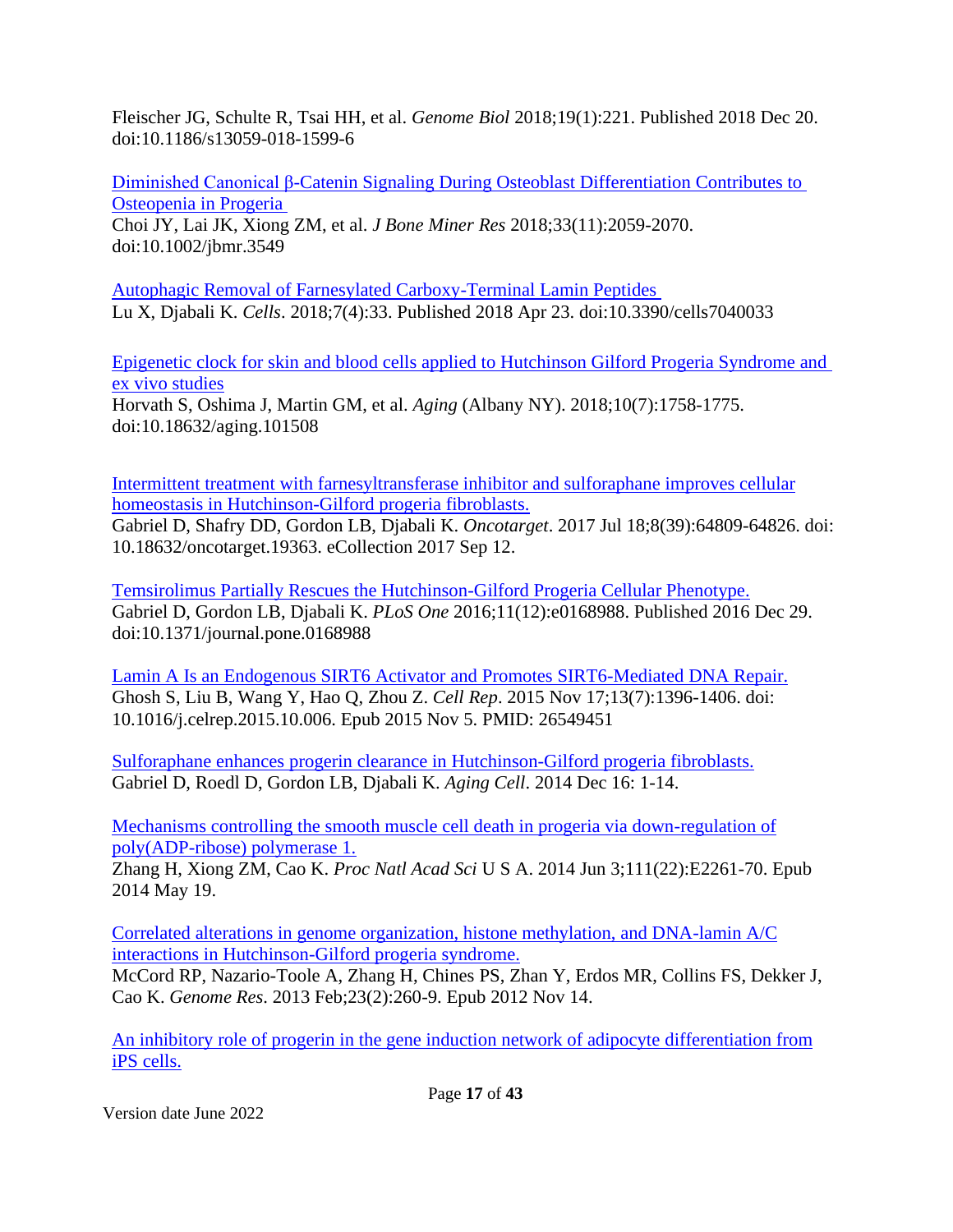Fleischer JG, Schulte R, Tsai HH, et al. *Genome Biol* 2018;19(1):221. Published 2018 Dec 20. doi:10.1186/s13059-018-1599-6

Diminished Canonical β-Catenin Signaling During Osteoblast Differentiation Contributes to Osteopenia in Progeria
Choi JY, Lai JK, Xiong ZM, et al. *J Bone Miner Res* 2018;33(11):2059-2070. doi:10.1002/jbmr.3549

Autophagic Removal of Farnesylated Carboxy-Terminal Lamin Peptides
Lu X, Djabali K. *Cells*. 2018;7(4):33. Published 2018 Apr 23. doi:10.3390/cells7040033

Epigenetic clock for skin and blood cells applied to Hutchinson Gilford Progeria Syndrome and ex vivo studies
Horvath S, Oshima J, Martin GM, et al. *Aging* (Albany NY). 2018;10(7):1758-1775. doi:10.18632/aging.101508

Intermittent treatment with farnesyltransferase inhibitor and sulforaphane improves cellular homeostasis in Hutchinson-Gilford progeria fibroblasts.
Gabriel D, Shafry DD, Gordon LB, Djabali K. *Oncotarget*. 2017 Jul 18;8(39):64809-64826. doi: 10.18632/oncotarget.19363. eCollection 2017 Sep 12.

Temsirolimus Partially Rescues the Hutchinson-Gilford Progeria Cellular Phenotype.
Gabriel D, Gordon LB, Djabali K. *PLoS One* 2016;11(12):e0168988. Published 2016 Dec 29. doi:10.1371/journal.pone.0168988

Lamin A Is an Endogenous SIRT6 Activator and Promotes SIRT6-Mediated DNA Repair.
Ghosh S, Liu B, Wang Y, Hao Q, Zhou Z. *Cell Rep*. 2015 Nov 17;13(7):1396-1406. doi: 10.1016/j.celrep.2015.10.006. Epub 2015 Nov 5. PMID: 26549451

Sulforaphane enhances progerin clearance in Hutchinson-Gilford progeria fibroblasts.
Gabriel D, Roedl D, Gordon LB, Djabali K. *Aging Cell*. 2014 Dec 16: 1-14.

Mechanisms controlling the smooth muscle cell death in progeria via down-regulation of poly(ADP-ribose) polymerase 1.
Zhang H, Xiong ZM, Cao K. *Proc Natl Acad Sci* U S A. 2014 Jun 3;111(22):E2261-70. Epub 2014 May 19.

Correlated alterations in genome organization, histone methylation, and DNA-lamin A/C interactions in Hutchinson-Gilford progeria syndrome.
McCord RP, Nazario-Toole A, Zhang H, Chines PS, Zhan Y, Erdos MR, Collins FS, Dekker J, Cao K. *Genome Res*. 2013 Feb;23(2):260-9. Epub 2012 Nov 14.

An inhibitory role of progerin in the gene induction network of adipocyte differentiation from iPS cells.

Version date June 2022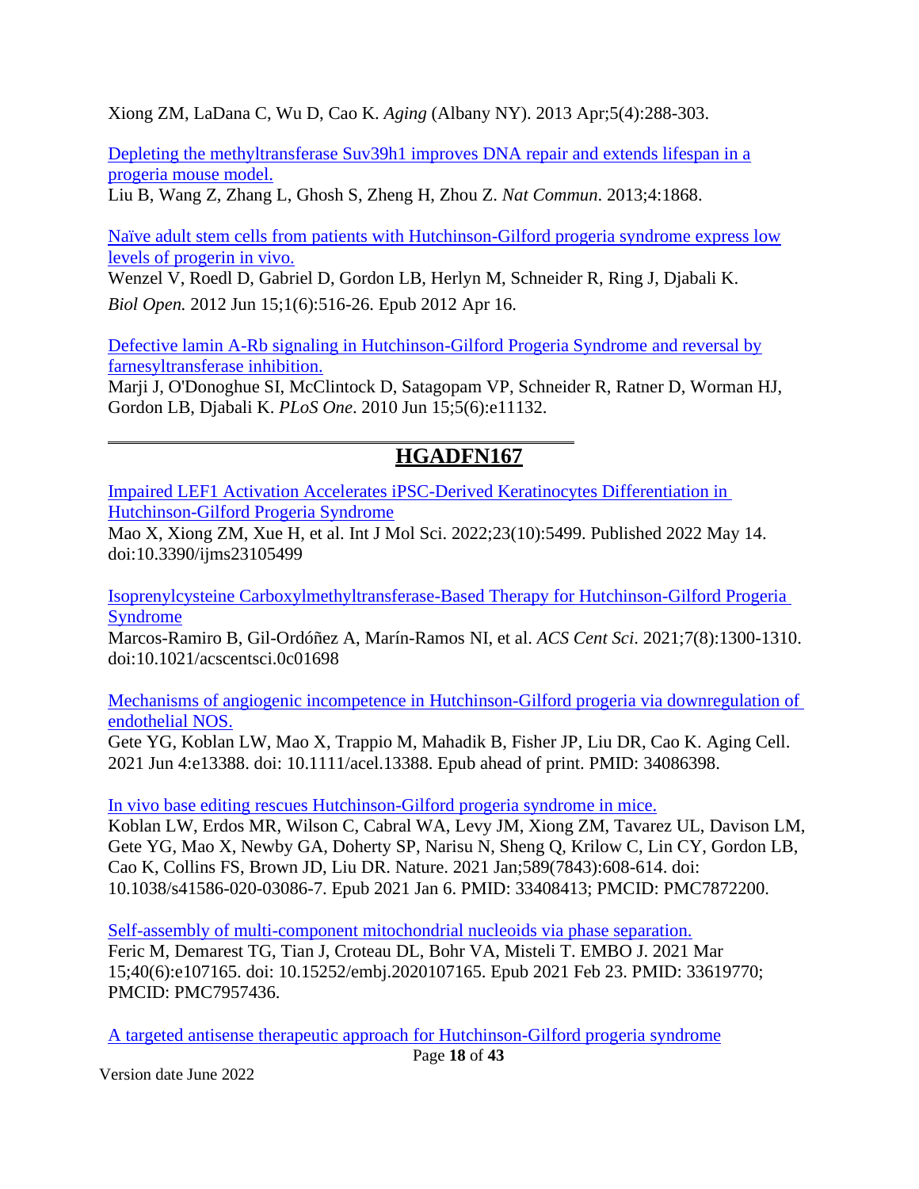Xiong ZM, LaDana C, Wu D, Cao K. *Aging* (Albany NY). 2013 Apr;5(4):288-303.

Depleting the methyltransferase Suv39h1 improves DNA repair and extends lifespan in a progeria mouse model.
Liu B, Wang Z, Zhang L, Ghosh S, Zheng H, Zhou Z. *Nat Commun*. 2013;4:1868.

Naïve adult stem cells from patients with Hutchinson-Gilford progeria syndrome express low levels of progerin in vivo.
Wenzel V, Roedl D, Gabriel D, Gordon LB, Herlyn M, Schneider R, Ring J, Djabali K. *Biol Open.* 2012 Jun 15;1(6):516-26. Epub 2012 Apr 16.

Defective lamin A-Rb signaling in Hutchinson-Gilford Progeria Syndrome and reversal by farnesyltransferase inhibition.
Marji J, O'Donoghue SI, McClintock D, Satagopam VP, Schneider R, Ratner D, Worman HJ, Gordon LB, Djabali K. *PLoS One*. 2010 Jun 15;5(6):e11132.

---

## HGADFN167

Impaired LEF1 Activation Accelerates iPSC-Derived Keratinocytes Differentiation in Hutchinson-Gilford Progeria Syndrome
Mao X, Xiong ZM, Xue H, et al. Int J Mol Sci. 2022;23(10):5499. Published 2022 May 14. doi:10.3390/ijms23105499

Isoprenylcysteine Carboxylmethyltransferase-Based Therapy for Hutchinson-Gilford Progeria Syndrome
Marcos-Ramiro B, Gil-Ordóñez A, Marín-Ramos NI, et al. *ACS Cent Sci*. 2021;7(8):1300-1310. doi:10.1021/acscentsci.0c01698

Mechanisms of angiogenic incompetence in Hutchinson-Gilford progeria via downregulation of endothelial NOS.
Gete YG, Koblan LW, Mao X, Trappio M, Mahadik B, Fisher JP, Liu DR, Cao K. Aging Cell. 2021 Jun 4:e13388. doi: 10.1111/acel.13388. Epub ahead of print. PMID: 34086398.

In vivo base editing rescues Hutchinson-Gilford progeria syndrome in mice.
Koblan LW, Erdos MR, Wilson C, Cabral WA, Levy JM, Xiong ZM, Tavarez UL, Davison LM, Gete YG, Mao X, Newby GA, Doherty SP, Narisu N, Sheng Q, Krilow C, Lin CY, Gordon LB, Cao K, Collins FS, Brown JD, Liu DR. Nature. 2021 Jan;589(7843):608-614. doi: 10.1038/s41586-020-03086-7. Epub 2021 Jan 6. PMID: 33408413; PMCID: PMC7872200.

Self-assembly of multi-component mitochondrial nucleoids via phase separation.
Feric M, Demarest TG, Tian J, Croteau DL, Bohr VA, Misteli T. EMBO J. 2021 Mar 15;40(6):e107165. doi: 10.15252/embj.2020107165. Epub 2021 Feb 23. PMID: 33619770; PMCID: PMC7957436.

A targeted antisense therapeutic approach for Hutchinson-Gilford progeria syndrome

Version date June 2022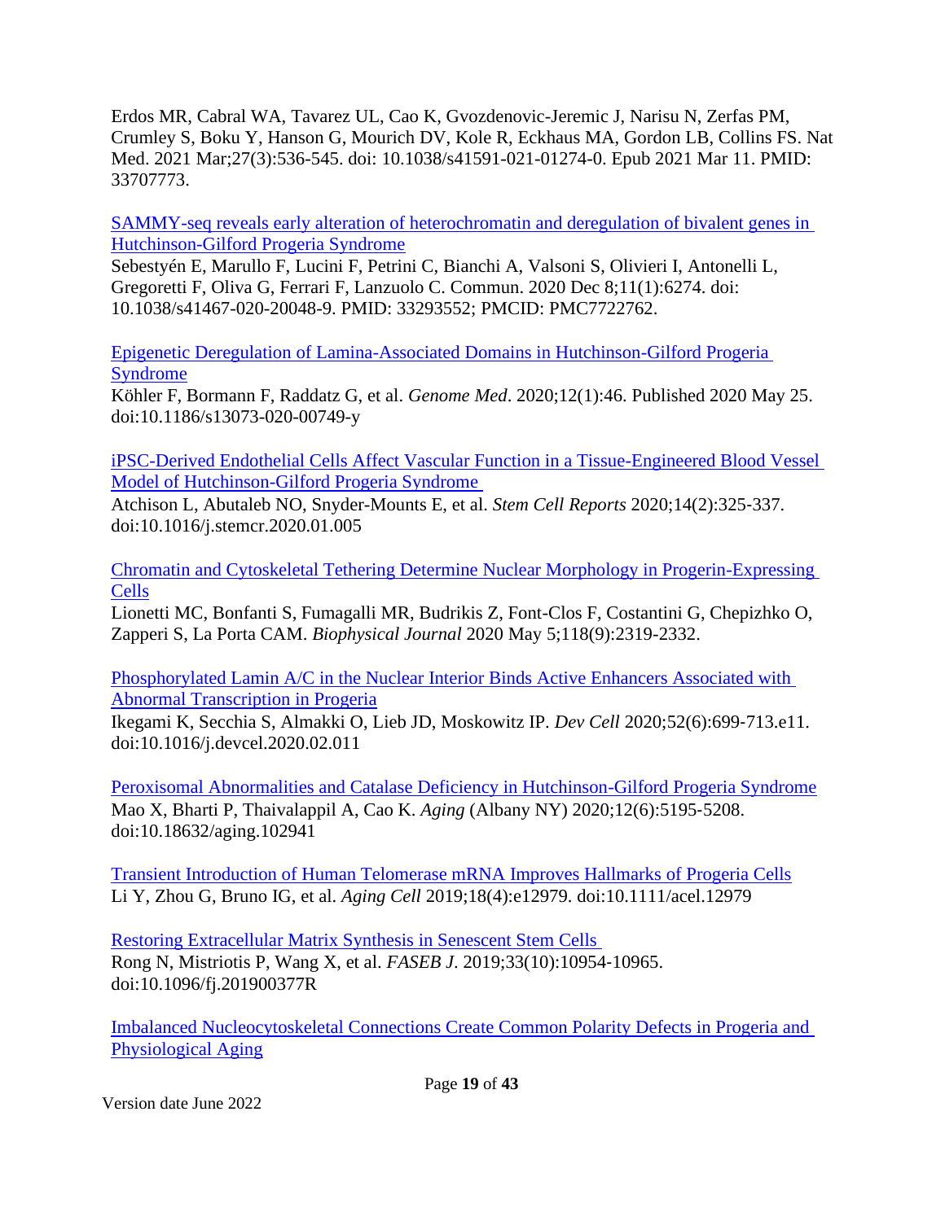Erdos MR, Cabral WA, Tavarez UL, Cao K, Gvozdenovic-Jeremic J, Narisu N, Zerfas PM, Crumley S, Boku Y, Hanson G, Mourich DV, Kole R, Eckhaus MA, Gordon LB, Collins FS. Nat Med. 2021 Mar;27(3):536-545. doi: 10.1038/s41591-021-01274-0. Epub 2021 Mar 11. PMID: 33707773.

SAMMY-seq reveals early alteration of heterochromatin and deregulation of bivalent genes in Hutchinson-Gilford Progeria Syndrome
Sebestyén E, Marullo F, Lucini F, Petrini C, Bianchi A, Valsoni S, Olivieri I, Antonelli L, Gregoretti F, Oliva G, Ferrari F, Lanzuolo C. Commun. 2020 Dec 8;11(1):6274. doi: 10.1038/s41467-020-20048-9. PMID: 33293552; PMCID: PMC7722762.

Epigenetic Deregulation of Lamina-Associated Domains in Hutchinson-Gilford Progeria Syndrome
Köhler F, Bormann F, Raddatz G, et al. *Genome Med*. 2020;12(1):46. Published 2020 May 25. doi:10.1186/s13073-020-00749-y

iPSC-Derived Endothelial Cells Affect Vascular Function in a Tissue-Engineered Blood Vessel Model of Hutchinson-Gilford Progeria Syndrome
Atchison L, Abutaleb NO, Snyder-Mounts E, et al. *Stem Cell Reports* 2020;14(2):325-337. doi:10.1016/j.stemcr.2020.01.005

Chromatin and Cytoskeletal Tethering Determine Nuclear Morphology in Progerin-Expressing Cells
Lionetti MC, Bonfanti S, Fumagalli MR, Budrikis Z, Font-Clos F, Costantini G, Chepizhko O, Zapperi S, La Porta CAM. *Biophysical Journal* 2020 May 5;118(9):2319-2332.

Phosphorylated Lamin A/C in the Nuclear Interior Binds Active Enhancers Associated with Abnormal Transcription in Progeria
Ikegami K, Secchia S, Almakki O, Lieb JD, Moskowitz IP. *Dev Cell* 2020;52(6):699-713.e11. doi:10.1016/j.devcel.2020.02.011

Peroxisomal Abnormalities and Catalase Deficiency in Hutchinson-Gilford Progeria Syndrome
Mao X, Bharti P, Thaivalappil A, Cao K. *Aging* (Albany NY) 2020;12(6):5195-5208. doi:10.18632/aging.102941

Transient Introduction of Human Telomerase mRNA Improves Hallmarks of Progeria Cells
Li Y, Zhou G, Bruno IG, et al. *Aging Cell* 2019;18(4):e12979. doi:10.1111/acel.12979

Restoring Extracellular Matrix Synthesis in Senescent Stem Cells
Rong N, Mistriotis P, Wang X, et al. *FASEB J*. 2019;33(10):10954-10965. doi:10.1096/fj.201900377R

Imbalanced Nucleocytoskeletal Connections Create Common Polarity Defects in Progeria and Physiological Aging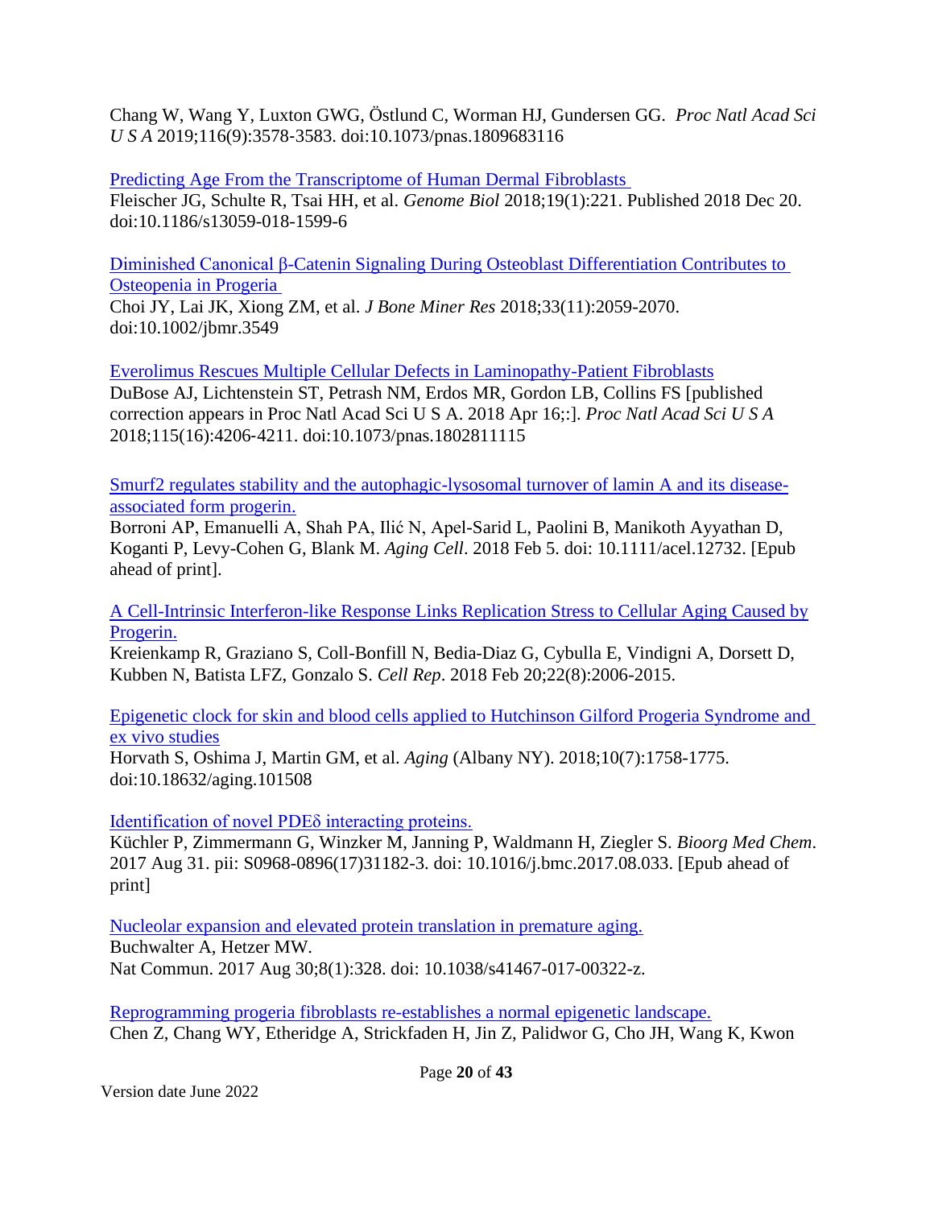Chang W, Wang Y, Luxton GWG, Östlund C, Worman HJ, Gundersen GG. *Proc Natl Acad Sci U S A* 2019;116(9):3578-3583. doi:10.1073/pnas.1809683116

Predicting Age From the Transcriptome of Human Dermal Fibroblasts
Fleischer JG, Schulte R, Tsai HH, et al. *Genome Biol* 2018;19(1):221. Published 2018 Dec 20. doi:10.1186/s13059-018-1599-6

Diminished Canonical β-Catenin Signaling During Osteoblast Differentiation Contributes to Osteopenia in Progeria
Choi JY, Lai JK, Xiong ZM, et al. *J Bone Miner Res* 2018;33(11):2059-2070. doi:10.1002/jbmr.3549

Everolimus Rescues Multiple Cellular Defects in Laminopathy-Patient Fibroblasts
DuBose AJ, Lichtenstein ST, Petrash NM, Erdos MR, Gordon LB, Collins FS [published correction appears in Proc Natl Acad Sci U S A. 2018 Apr 16;:]. *Proc Natl Acad Sci U S A* 2018;115(16):4206-4211. doi:10.1073/pnas.1802811115

Smurf2 regulates stability and the autophagic-lysosomal turnover of lamin A and its disease-associated form progerin.
Borroni AP, Emanuelli A, Shah PA, Ilić N, Apel-Sarid L, Paolini B, Manikoth Ayyathan D, Koganti P, Levy-Cohen G, Blank M. *Aging Cell*. 2018 Feb 5. doi: 10.1111/acel.12732. [Epub ahead of print].

A Cell-Intrinsic Interferon-like Response Links Replication Stress to Cellular Aging Caused by Progerin.
Kreienkamp R, Graziano S, Coll-Bonfill N, Bedia-Diaz G, Cybulla E, Vindigni A, Dorsett D, Kubben N, Batista LFZ, Gonzalo S. *Cell Rep*. 2018 Feb 20;22(8):2006-2015.

Epigenetic clock for skin and blood cells applied to Hutchinson Gilford Progeria Syndrome and ex vivo studies
Horvath S, Oshima J, Martin GM, et al. *Aging* (Albany NY). 2018;10(7):1758-1775. doi:10.18632/aging.101508

Identification of novel PDEδ interacting proteins.
Küchler P, Zimmermann G, Winzker M, Janning P, Waldmann H, Ziegler S. *Bioorg Med Chem*. 2017 Aug 31. pii: S0968-0896(17)31182-3. doi: 10.1016/j.bmc.2017.08.033. [Epub ahead of print]

Nucleolar expansion and elevated protein translation in premature aging.
Buchwalter A, Hetzer MW.
Nat Commun. 2017 Aug 30;8(1):328. doi: 10.1038/s41467-017-00322-z.

Reprogramming progeria fibroblasts re-establishes a normal epigenetic landscape.
Chen Z, Chang WY, Etheridge A, Strickfaden H, Jin Z, Palidwor G, Cho JH, Wang K, Kwon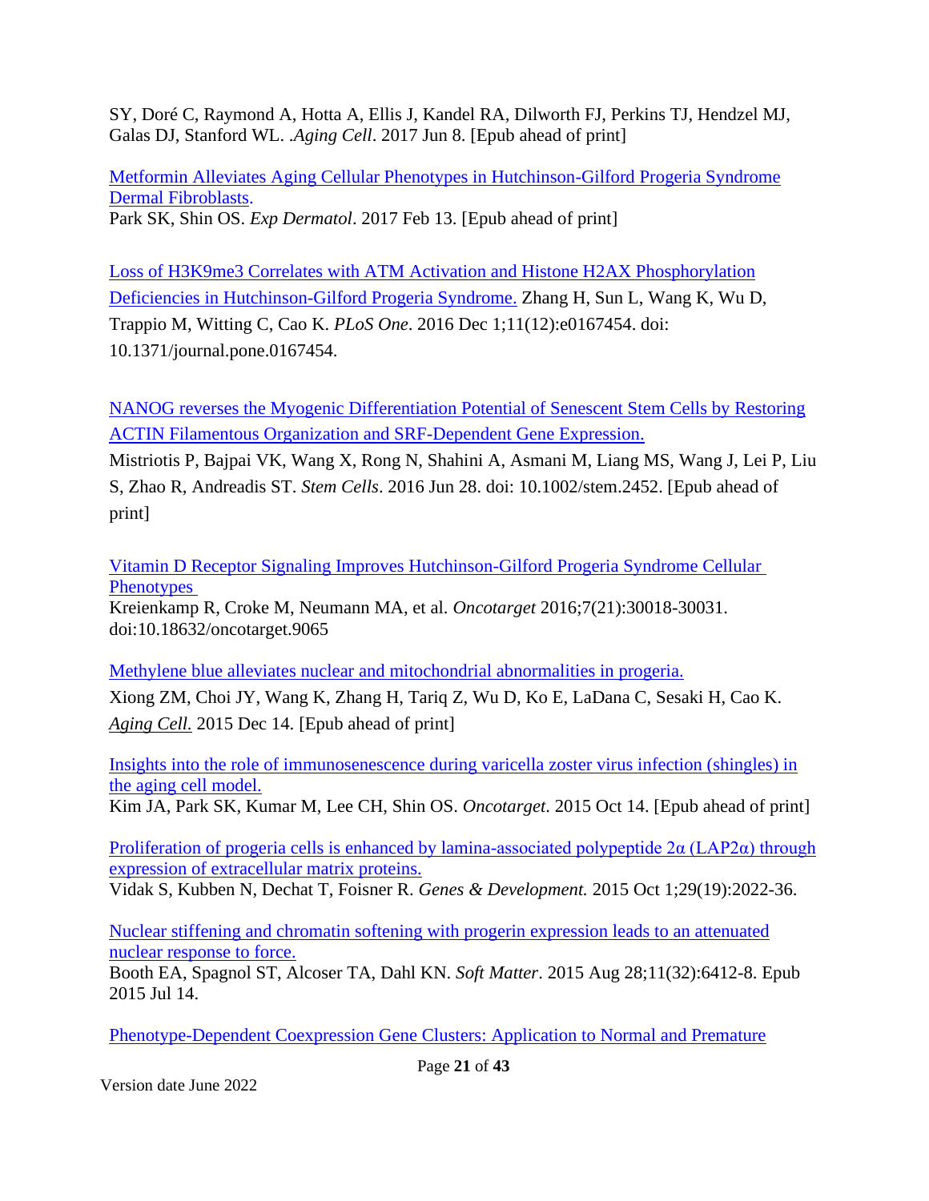SY, Doré C, Raymond A, Hotta A, Ellis J, Kandel RA, Dilworth FJ, Perkins TJ, Hendzel MJ, Galas DJ, Stanford WL. .*Aging Cell*. 2017 Jun 8. [Epub ahead of print]

Metformin Alleviates Aging Cellular Phenotypes in Hutchinson-Gilford Progeria Syndrome Dermal Fibroblasts.
Park SK, Shin OS. *Exp Dermatol*. 2017 Feb 13. [Epub ahead of print]

Loss of H3K9me3 Correlates with ATM Activation and Histone H2AX Phosphorylation Deficiencies in Hutchinson-Gilford Progeria Syndrome. Zhang H, Sun L, Wang K, Wu D, Trappio M, Witting C, Cao K. *PLoS One*. 2016 Dec 1;11(12):e0167454. doi: 10.1371/journal.pone.0167454.

NANOG reverses the Myogenic Differentiation Potential of Senescent Stem Cells by Restoring ACTIN Filamentous Organization and SRF-Dependent Gene Expression.
Mistriotis P, Bajpai VK, Wang X, Rong N, Shahini A, Asmani M, Liang MS, Wang J, Lei P, Liu S, Zhao R, Andreadis ST. *Stem Cells*. 2016 Jun 28. doi: 10.1002/stem.2452. [Epub ahead of print]

Vitamin D Receptor Signaling Improves Hutchinson-Gilford Progeria Syndrome Cellular Phenotypes
Kreienkamp R, Croke M, Neumann MA, et al. *Oncotarget* 2016;7(21):30018-30031. doi:10.18632/oncotarget.9065

Methylene blue alleviates nuclear and mitochondrial abnormalities in progeria.
Xiong ZM, Choi JY, Wang K, Zhang H, Tariq Z, Wu D, Ko E, LaDana C, Sesaki H, Cao K. *Aging Cell.* 2015 Dec 14. [Epub ahead of print]

Insights into the role of immunosenescence during varicella zoster virus infection (shingles) in the aging cell model.
Kim JA, Park SK, Kumar M, Lee CH, Shin OS. *Oncotarget*. 2015 Oct 14. [Epub ahead of print]

Proliferation of progeria cells is enhanced by lamina-associated polypeptide 2α (LAP2α) through expression of extracellular matrix proteins.
Vidak S, Kubben N, Dechat T, Foisner R. *Genes & Development.* 2015 Oct 1;29(19):2022-36.

Nuclear stiffening and chromatin softening with progerin expression leads to an attenuated nuclear response to force.
Booth EA, Spagnol ST, Alcoser TA, Dahl KN. *Soft Matter*. 2015 Aug 28;11(32):6412-8. Epub 2015 Jul 14.

Phenotype-Dependent Coexpression Gene Clusters: Application to Normal and Premature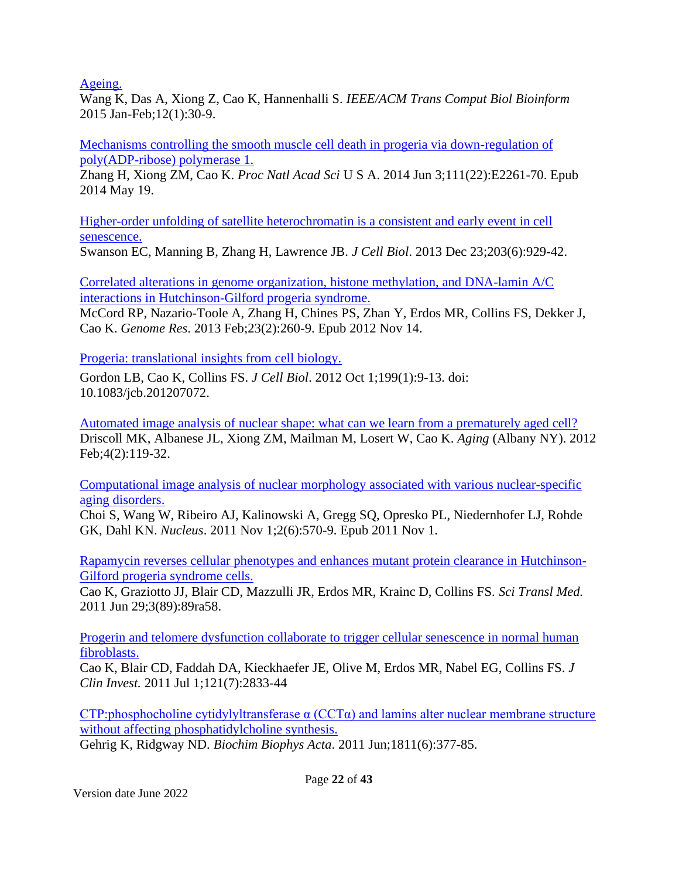Ageing.
Wang K, Das A, Xiong Z, Cao K, Hannenhalli S. *IEEE/ACM Trans Comput Biol Bioinform* 2015 Jan-Feb;12(1):30-9.

Mechanisms controlling the smooth muscle cell death in progeria via down-regulation of poly(ADP-ribose) polymerase 1.
Zhang H, Xiong ZM, Cao K. *Proc Natl Acad Sci* U S A. 2014 Jun 3;111(22):E2261-70. Epub 2014 May 19.

Higher-order unfolding of satellite heterochromatin is a consistent and early event in cell senescence.
Swanson EC, Manning B, Zhang H, Lawrence JB. *J Cell Biol*. 2013 Dec 23;203(6):929-42.

Correlated alterations in genome organization, histone methylation, and DNA-lamin A/C interactions in Hutchinson-Gilford progeria syndrome.
McCord RP, Nazario-Toole A, Zhang H, Chines PS, Zhan Y, Erdos MR, Collins FS, Dekker J, Cao K. *Genome Res*. 2013 Feb;23(2):260-9. Epub 2012 Nov 14.

Progeria: translational insights from cell biology.
Gordon LB, Cao K, Collins FS. *J Cell Biol*. 2012 Oct 1;199(1):9-13. doi: 10.1083/jcb.201207072.

Automated image analysis of nuclear shape: what can we learn from a prematurely aged cell?
Driscoll MK, Albanese JL, Xiong ZM, Mailman M, Losert W, Cao K. *Aging* (Albany NY). 2012 Feb;4(2):119-32.

Computational image analysis of nuclear morphology associated with various nuclear-specific aging disorders.
Choi S, Wang W, Ribeiro AJ, Kalinowski A, Gregg SQ, Opresko PL, Niedernhofer LJ, Rohde GK, Dahl KN. *Nucleus*. 2011 Nov 1;2(6):570-9. Epub 2011 Nov 1.

Rapamycin reverses cellular phenotypes and enhances mutant protein clearance in Hutchinson-Gilford progeria syndrome cells.
Cao K, Graziotto JJ, Blair CD, Mazzulli JR, Erdos MR, Krainc D, Collins FS. *Sci Transl Med.* 2011 Jun 29;3(89):89ra58.

Progerin and telomere dysfunction collaborate to trigger cellular senescence in normal human fibroblasts.
Cao K, Blair CD, Faddah DA, Kieckhaefer JE, Olive M, Erdos MR, Nabel EG, Collins FS. *J Clin Invest.* 2011 Jul 1;121(7):2833-44

CTP:phosphocholine cytidylyltransferase α (CCTα) and lamins alter nuclear membrane structure without affecting phosphatidylcholine synthesis.
Gehrig K, Ridgway ND. *Biochim Biophys Acta*. 2011 Jun;1811(6):377-85.

Version date June 2022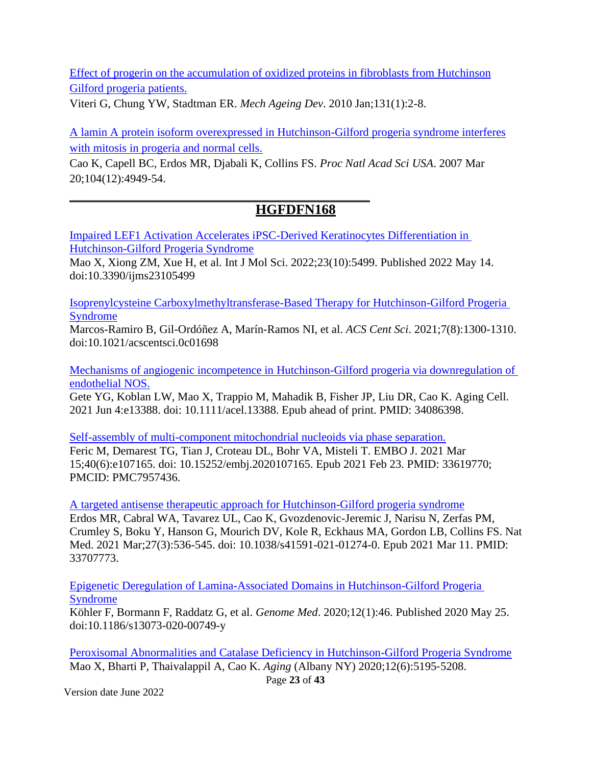Effect of progerin on the accumulation of oxidized proteins in fibroblasts from Hutchinson Gilford progeria patients.
Viteri G, Chung YW, Stadtman ER. *Mech Ageing Dev*. 2010 Jan;131(1):2-8.

A lamin A protein isoform overexpressed in Hutchinson-Gilford progeria syndrome interferes with mitosis in progeria and normal cells.
Cao K, Capell BC, Erdos MR, Djabali K, Collins FS. *Proc Natl Acad Sci USA*. 2007 Mar 20;104(12):4949-54.

---

## HGFDFN168

Impaired LEF1 Activation Accelerates iPSC-Derived Keratinocytes Differentiation in Hutchinson-Gilford Progeria Syndrome
Mao X, Xiong ZM, Xue H, et al. Int J Mol Sci. 2022;23(10):5499. Published 2022 May 14. doi:10.3390/ijms23105499

Isoprenylcysteine Carboxylmethyltransferase-Based Therapy for Hutchinson-Gilford Progeria Syndrome
Marcos-Ramiro B, Gil-Ordóñez A, Marín-Ramos NI, et al. *ACS Cent Sci*. 2021;7(8):1300-1310. doi:10.1021/acscentsci.0c01698

Mechanisms of angiogenic incompetence in Hutchinson-Gilford progeria via downregulation of endothelial NOS.
Gete YG, Koblan LW, Mao X, Trappio M, Mahadik B, Fisher JP, Liu DR, Cao K. Aging Cell. 2021 Jun 4:e13388. doi: 10.1111/acel.13388. Epub ahead of print. PMID: 34086398.

Self-assembly of multi-component mitochondrial nucleoids via phase separation.
Feric M, Demarest TG, Tian J, Croteau DL, Bohr VA, Misteli T. EMBO J. 2021 Mar 15;40(6):e107165. doi: 10.15252/embj.2020107165. Epub 2021 Feb 23. PMID: 33619770; PMCID: PMC7957436.

A targeted antisense therapeutic approach for Hutchinson-Gilford progeria syndrome
Erdos MR, Cabral WA, Tavarez UL, Cao K, Gvozdenovic-Jeremic J, Narisu N, Zerfas PM, Crumley S, Boku Y, Hanson G, Mourich DV, Kole R, Eckhaus MA, Gordon LB, Collins FS. Nat Med. 2021 Mar;27(3):536-545. doi: 10.1038/s41591-021-01274-0. Epub 2021 Mar 11. PMID: 33707773.

Epigenetic Deregulation of Lamina-Associated Domains in Hutchinson-Gilford Progeria Syndrome
Köhler F, Bormann F, Raddatz G, et al. *Genome Med*. 2020;12(1):46. Published 2020 May 25. doi:10.1186/s13073-020-00749-y

Peroxisomal Abnormalities and Catalase Deficiency in Hutchinson-Gilford Progeria Syndrome
Mao X, Bharti P, Thaivalappil A, Cao K. *Aging* (Albany NY) 2020;12(6):5195-5208.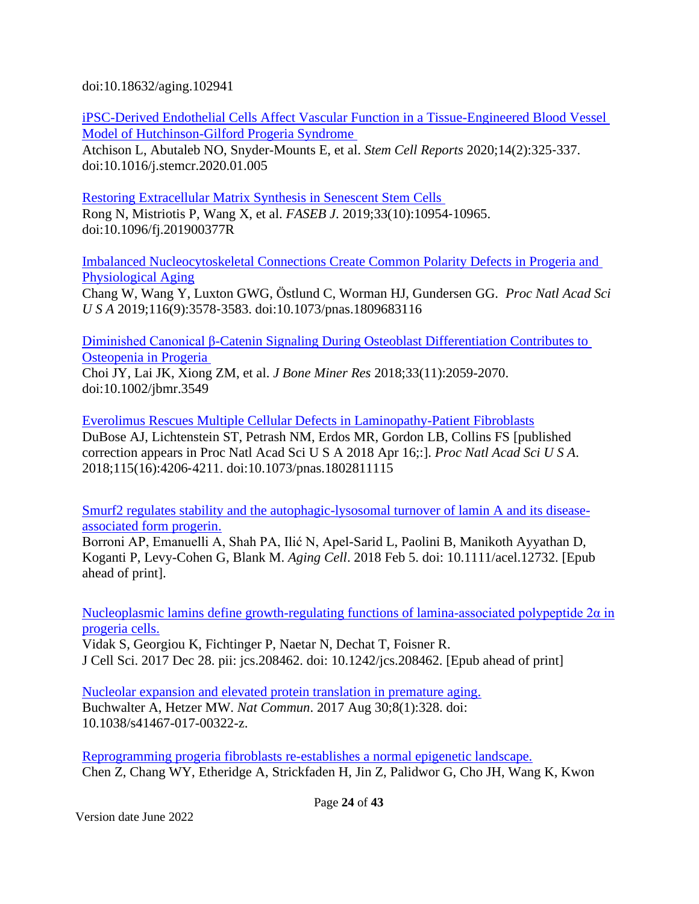doi:10.18632/aging.102941

iPSC-Derived Endothelial Cells Affect Vascular Function in a Tissue-Engineered Blood Vessel Model of Hutchinson-Gilford Progeria Syndrome
Atchison L, Abutaleb NO, Snyder-Mounts E, et al. *Stem Cell Reports* 2020;14(2):325-337. doi:10.1016/j.stemcr.2020.01.005

Restoring Extracellular Matrix Synthesis in Senescent Stem Cells
Rong N, Mistriotis P, Wang X, et al. *FASEB J*. 2019;33(10):10954-10965. doi:10.1096/fj.201900377R

Imbalanced Nucleocytoskeletal Connections Create Common Polarity Defects in Progeria and Physiological Aging
Chang W, Wang Y, Luxton GWG, Östlund C, Worman HJ, Gundersen GG. *Proc Natl Acad Sci U S A* 2019;116(9):3578-3583. doi:10.1073/pnas.1809683116

Diminished Canonical β-Catenin Signaling During Osteoblast Differentiation Contributes to Osteopenia in Progeria
Choi JY, Lai JK, Xiong ZM, et al. *J Bone Miner Res* 2018;33(11):2059-2070. doi:10.1002/jbmr.3549

Everolimus Rescues Multiple Cellular Defects in Laminopathy-Patient Fibroblasts
DuBose AJ, Lichtenstein ST, Petrash NM, Erdos MR, Gordon LB, Collins FS [published correction appears in Proc Natl Acad Sci U S A 2018 Apr 16;:]. *Proc Natl Acad Sci U S A*. 2018;115(16):4206-4211. doi:10.1073/pnas.1802811115

Smurf2 regulates stability and the autophagic-lysosomal turnover of lamin A and its disease-associated form progerin.
Borroni AP, Emanuelli A, Shah PA, Ilić N, Apel-Sarid L, Paolini B, Manikoth Ayyathan D, Koganti P, Levy-Cohen G, Blank M. *Aging Cell*. 2018 Feb 5. doi: 10.1111/acel.12732. [Epub ahead of print].

Nucleoplasmic lamins define growth-regulating functions of lamina-associated polypeptide 2α in progeria cells.
Vidak S, Georgiou K, Fichtinger P, Naetar N, Dechat T, Foisner R.
J Cell Sci. 2017 Dec 28. pii: jcs.208462. doi: 10.1242/jcs.208462. [Epub ahead of print]

Nucleolar expansion and elevated protein translation in premature aging.
Buchwalter A, Hetzer MW. *Nat Commun*. 2017 Aug 30;8(1):328. doi: 10.1038/s41467-017-00322-z.

Reprogramming progeria fibroblasts re-establishes a normal epigenetic landscape.
Chen Z, Chang WY, Etheridge A, Strickfaden H, Jin Z, Palidwor G, Cho JH, Wang K, Kwon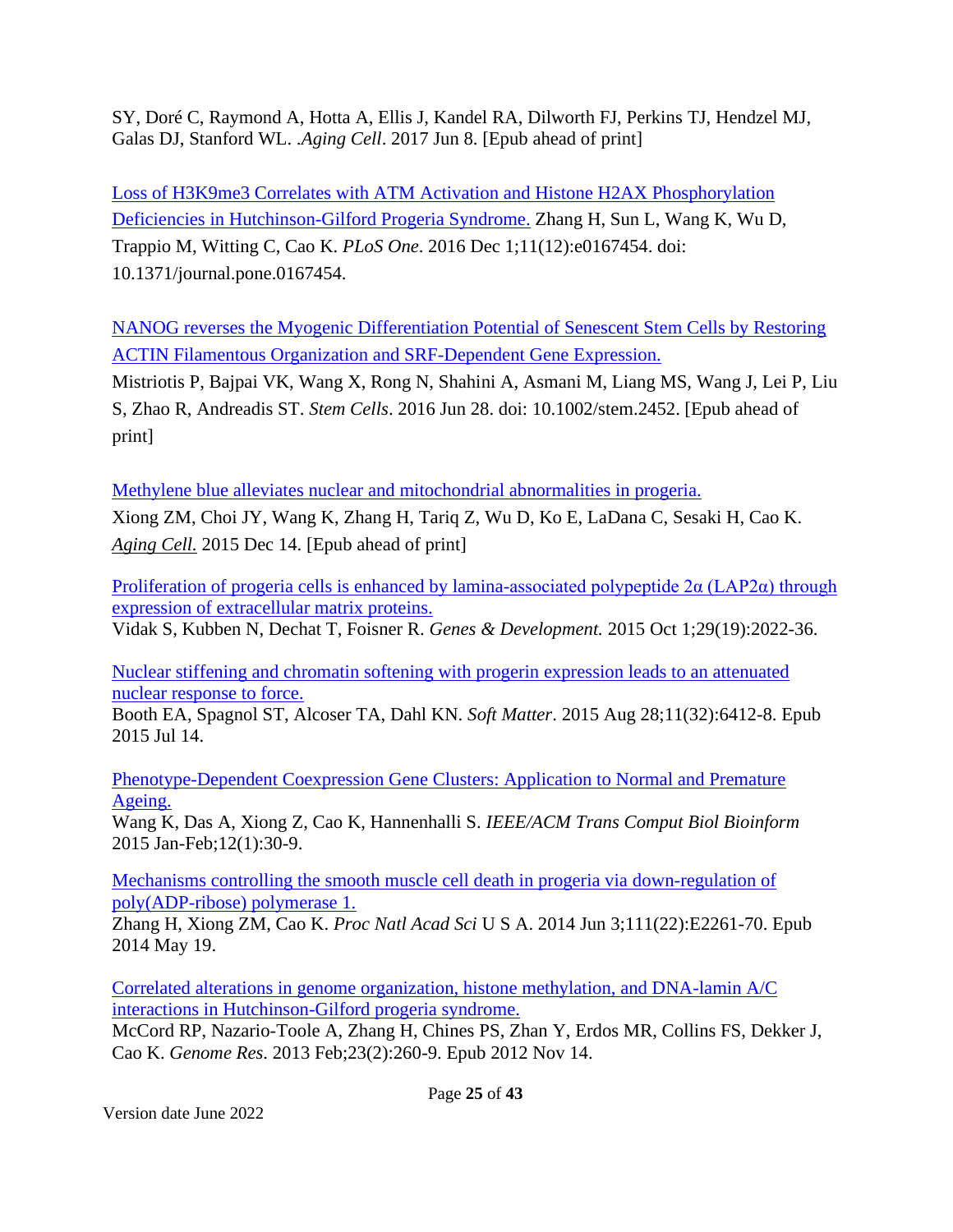SY, Doré C, Raymond A, Hotta A, Ellis J, Kandel RA, Dilworth FJ, Perkins TJ, Hendzel MJ, Galas DJ, Stanford WL. .*Aging Cell*. 2017 Jun 8. [Epub ahead of print]

Loss of H3K9me3 Correlates with ATM Activation and Histone H2AX Phosphorylation Deficiencies in Hutchinson-Gilford Progeria Syndrome. Zhang H, Sun L, Wang K, Wu D, Trappio M, Witting C, Cao K. *PLoS One*. 2016 Dec 1;11(12):e0167454. doi: 10.1371/journal.pone.0167454.

NANOG reverses the Myogenic Differentiation Potential of Senescent Stem Cells by Restoring ACTIN Filamentous Organization and SRF-Dependent Gene Expression.
Mistriotis P, Bajpai VK, Wang X, Rong N, Shahini A, Asmani M, Liang MS, Wang J, Lei P, Liu S, Zhao R, Andreadis ST. *Stem Cells*. 2016 Jun 28. doi: 10.1002/stem.2452. [Epub ahead of print]

Methylene blue alleviates nuclear and mitochondrial abnormalities in progeria.
Xiong ZM, Choi JY, Wang K, Zhang H, Tariq Z, Wu D, Ko E, LaDana C, Sesaki H, Cao K. *Aging Cell.* 2015 Dec 14. [Epub ahead of print]

Proliferation of progeria cells is enhanced by lamina-associated polypeptide 2α (LAP2α) through expression of extracellular matrix proteins.
Vidak S, Kubben N, Dechat T, Foisner R. *Genes & Development.* 2015 Oct 1;29(19):2022-36.

Nuclear stiffening and chromatin softening with progerin expression leads to an attenuated nuclear response to force.
Booth EA, Spagnol ST, Alcoser TA, Dahl KN. *Soft Matter*. 2015 Aug 28;11(32):6412-8. Epub 2015 Jul 14.

Phenotype-Dependent Coexpression Gene Clusters: Application to Normal and Premature Ageing.
Wang K, Das A, Xiong Z, Cao K, Hannenhalli S. *IEEE/ACM Trans Comput Biol Bioinform* 2015 Jan-Feb;12(1):30-9.

Mechanisms controlling the smooth muscle cell death in progeria via down-regulation of poly(ADP-ribose) polymerase 1.
Zhang H, Xiong ZM, Cao K. *Proc Natl Acad Sci* U S A. 2014 Jun 3;111(22):E2261-70. Epub 2014 May 19.

Correlated alterations in genome organization, histone methylation, and DNA-lamin A/C interactions in Hutchinson-Gilford progeria syndrome.
McCord RP, Nazario-Toole A, Zhang H, Chines PS, Zhan Y, Erdos MR, Collins FS, Dekker J, Cao K. *Genome Res*. 2013 Feb;23(2):260-9. Epub 2012 Nov 14.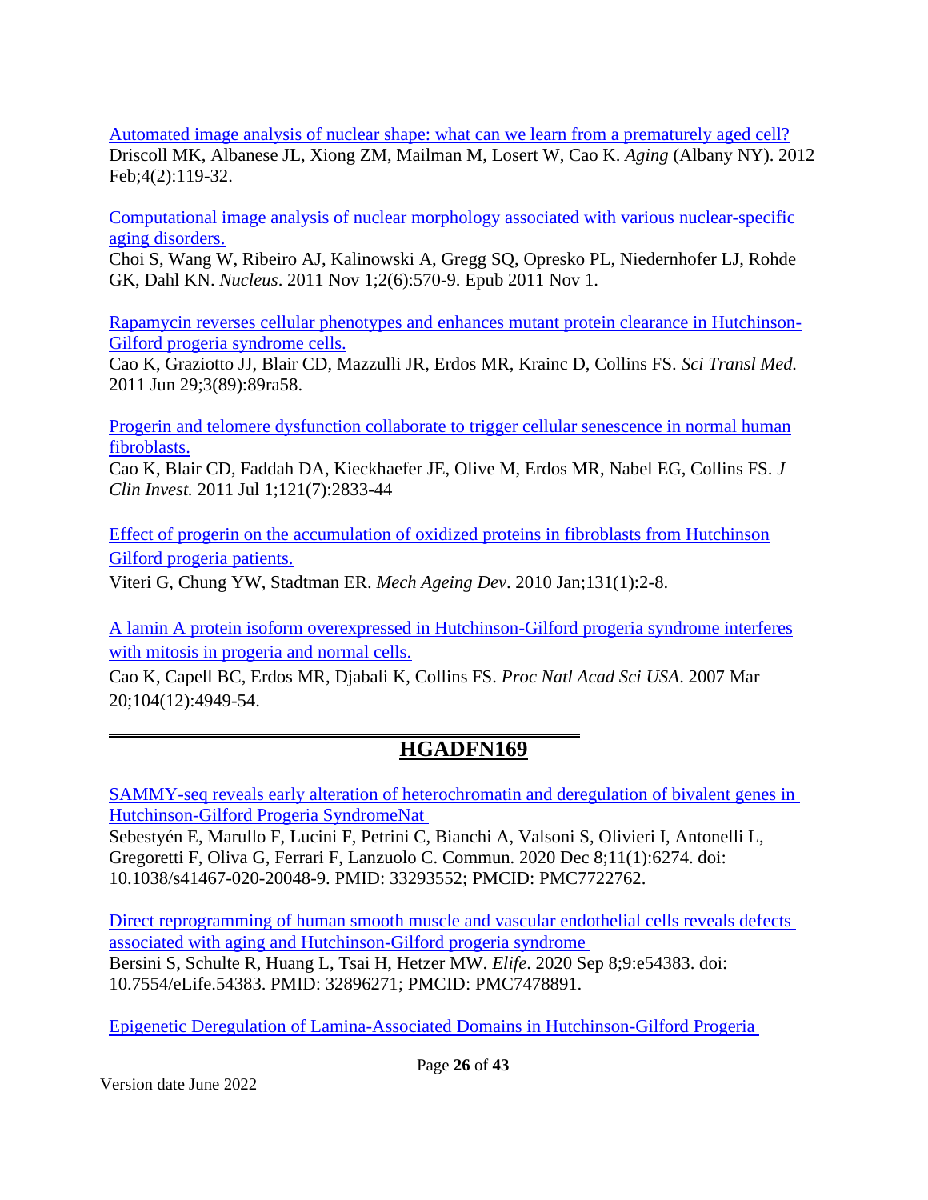Automated image analysis of nuclear shape: what can we learn from a prematurely aged cell?
Driscoll MK, Albanese JL, Xiong ZM, Mailman M, Losert W, Cao K. *Aging* (Albany NY). 2012 Feb;4(2):119-32.

Computational image analysis of nuclear morphology associated with various nuclear-specific aging disorders.
Choi S, Wang W, Ribeiro AJ, Kalinowski A, Gregg SQ, Opresko PL, Niedernhofer LJ, Rohde GK, Dahl KN. *Nucleus*. 2011 Nov 1;2(6):570-9. Epub 2011 Nov 1.

Rapamycin reverses cellular phenotypes and enhances mutant protein clearance in Hutchinson-Gilford progeria syndrome cells.
Cao K, Graziotto JJ, Blair CD, Mazzulli JR, Erdos MR, Krainc D, Collins FS. *Sci Transl Med.* 2011 Jun 29;3(89):89ra58.

Progerin and telomere dysfunction collaborate to trigger cellular senescence in normal human fibroblasts.
Cao K, Blair CD, Faddah DA, Kieckhaefer JE, Olive M, Erdos MR, Nabel EG, Collins FS. *J Clin Invest.* 2011 Jul 1;121(7):2833-44

Effect of progerin on the accumulation of oxidized proteins in fibroblasts from Hutchinson Gilford progeria patients.
Viteri G, Chung YW, Stadtman ER. *Mech Ageing Dev*. 2010 Jan;131(1):2-8.

A lamin A protein isoform overexpressed in Hutchinson-Gilford progeria syndrome interferes with mitosis in progeria and normal cells.
Cao K, Capell BC, Erdos MR, Djabali K, Collins FS. *Proc Natl Acad Sci USA*. 2007 Mar 20;104(12):4949-54.

---

## HGADFN169

SAMMY-seq reveals early alteration of heterochromatin and deregulation of bivalent genes in Hutchinson-Gilford Progeria SyndromeNat
Sebestyén E, Marullo F, Lucini F, Petrini C, Bianchi A, Valsoni S, Olivieri I, Antonelli L, Gregoretti F, Oliva G, Ferrari F, Lanzuolo C. Commun. 2020 Dec 8;11(1):6274. doi: 10.1038/s41467-020-20048-9. PMID: 33293552; PMCID: PMC7722762.

Direct reprogramming of human smooth muscle and vascular endothelial cells reveals defects associated with aging and Hutchinson-Gilford progeria syndrome
Bersini S, Schulte R, Huang L, Tsai H, Hetzer MW. *Elife*. 2020 Sep 8;9:e54383. doi: 10.7554/eLife.54383. PMID: 32896271; PMCID: PMC7478891.

Epigenetic Deregulation of Lamina-Associated Domains in Hutchinson-Gilford Progeria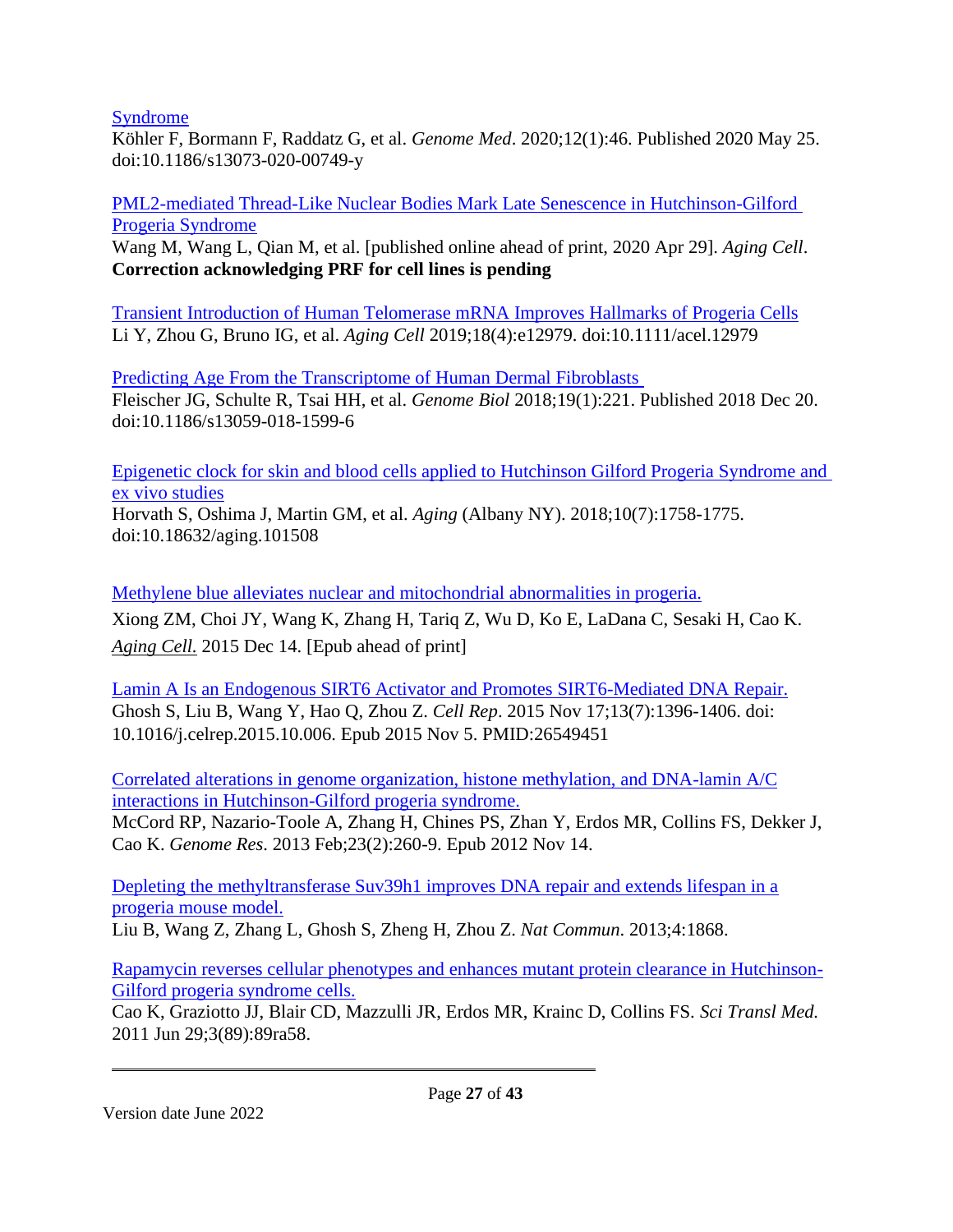[Syndrome]
Köhler F, Bormann F, Raddatz G, et al. *Genome Med*. 2020;12(1):46. Published 2020 May 25. doi:10.1186/s13073-020-00749-y

[PML2-mediated Thread-Like Nuclear Bodies Mark Late Senescence in Hutchinson-Gilford Progeria Syndrome]
Wang M, Wang L, Qian M, et al. [published online ahead of print, 2020 Apr 29]. *Aging Cell*. **Correction acknowledging PRF for cell lines is pending**

[Transient Introduction of Human Telomerase mRNA Improves Hallmarks of Progeria Cells]
Li Y, Zhou G, Bruno IG, et al. *Aging Cell* 2019;18(4):e12979. doi:10.1111/acel.12979

[Predicting Age From the Transcriptome of Human Dermal Fibroblasts]
Fleischer JG, Schulte R, Tsai HH, et al. *Genome Biol* 2018;19(1):221. Published 2018 Dec 20. doi:10.1186/s13059-018-1599-6

[Epigenetic clock for skin and blood cells applied to Hutchinson Gilford Progeria Syndrome and ex vivo studies]
Horvath S, Oshima J, Martin GM, et al. *Aging* (Albany NY). 2018;10(7):1758-1775. doi:10.18632/aging.101508

[Methylene blue alleviates nuclear and mitochondrial abnormalities in progeria.]
Xiong ZM, Choi JY, Wang K, Zhang H, Tariq Z, Wu D, Ko E, LaDana C, Sesaki H, Cao K. *Aging Cell.* 2015 Dec 14. [Epub ahead of print]

[Lamin A Is an Endogenous SIRT6 Activator and Promotes SIRT6-Mediated DNA Repair.]
Ghosh S, Liu B, Wang Y, Hao Q, Zhou Z. *Cell Rep*. 2015 Nov 17;13(7):1396-1406. doi: 10.1016/j.celrep.2015.10.006. Epub 2015 Nov 5. PMID:26549451

[Correlated alterations in genome organization, histone methylation, and DNA-lamin A/C interactions in Hutchinson-Gilford progeria syndrome.]
McCord RP, Nazario-Toole A, Zhang H, Chines PS, Zhan Y, Erdos MR, Collins FS, Dekker J, Cao K. *Genome Res*. 2013 Feb;23(2):260-9. Epub 2012 Nov 14.

[Depleting the methyltransferase Suv39h1 improves DNA repair and extends lifespan in a progeria mouse model.]
Liu B, Wang Z, Zhang L, Ghosh S, Zheng H, Zhou Z. *Nat Commun*. 2013;4:1868.

[Rapamycin reverses cellular phenotypes and enhances mutant protein clearance in Hutchinson-Gilford progeria syndrome cells.]
Cao K, Graziotto JJ, Blair CD, Mazzulli JR, Erdos MR, Krainc D, Collins FS. *Sci Transl Med.* 2011 Jun 29;3(89):89ra58.

Version date June 2022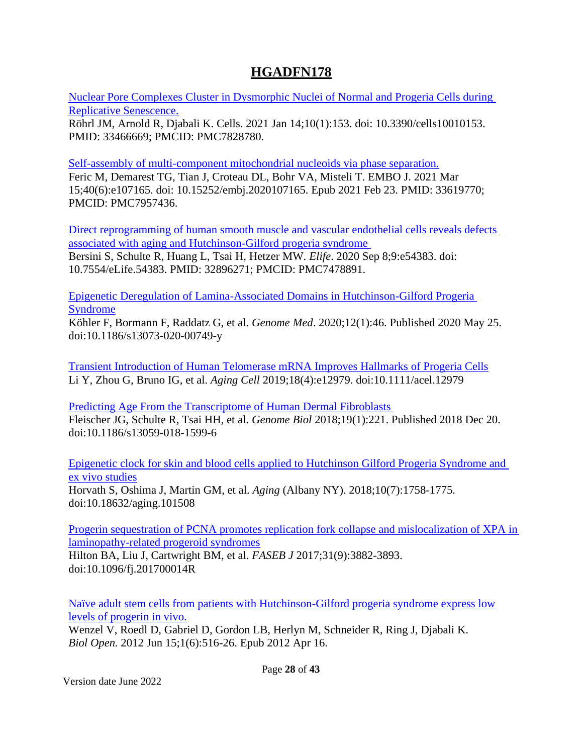# HGADFN178

Nuclear Pore Complexes Cluster in Dysmorphic Nuclei of Normal and Progeria Cells during Replicative Senescence.
Röhrl JM, Arnold R, Djabali K. Cells. 2021 Jan 14;10(1):153. doi: 10.3390/cells10010153. PMID: 33466669; PMCID: PMC7828780.

Self-assembly of multi-component mitochondrial nucleoids via phase separation.
Feric M, Demarest TG, Tian J, Croteau DL, Bohr VA, Misteli T. EMBO J. 2021 Mar 15;40(6):e107165. doi: 10.15252/embj.2020107165. Epub 2021 Feb 23. PMID: 33619770; PMCID: PMC7957436.

Direct reprogramming of human smooth muscle and vascular endothelial cells reveals defects associated with aging and Hutchinson-Gilford progeria syndrome
Bersini S, Schulte R, Huang L, Tsai H, Hetzer MW. *Elife*. 2020 Sep 8;9:e54383. doi: 10.7554/eLife.54383. PMID: 32896271; PMCID: PMC7478891.

Epigenetic Deregulation of Lamina-Associated Domains in Hutchinson-Gilford Progeria Syndrome
Köhler F, Bormann F, Raddatz G, et al. *Genome Med*. 2020;12(1):46. Published 2020 May 25. doi:10.1186/s13073-020-00749-y

Transient Introduction of Human Telomerase mRNA Improves Hallmarks of Progeria Cells
Li Y, Zhou G, Bruno IG, et al. *Aging Cell* 2019;18(4):e12979. doi:10.1111/acel.12979

Predicting Age From the Transcriptome of Human Dermal Fibroblasts
Fleischer JG, Schulte R, Tsai HH, et al. *Genome Biol* 2018;19(1):221. Published 2018 Dec 20. doi:10.1186/s13059-018-1599-6

Epigenetic clock for skin and blood cells applied to Hutchinson Gilford Progeria Syndrome and ex vivo studies
Horvath S, Oshima J, Martin GM, et al. *Aging* (Albany NY). 2018;10(7):1758-1775. doi:10.18632/aging.101508

Progerin sequestration of PCNA promotes replication fork collapse and mislocalization of XPA in laminopathy-related progeroid syndromes
Hilton BA, Liu J, Cartwright BM, et al. *FASEB J* 2017;31(9):3882-3893. doi:10.1096/fj.201700014R

Naïve adult stem cells from patients with Hutchinson-Gilford progeria syndrome express low levels of progerin in vivo.
Wenzel V, Roedl D, Gabriel D, Gordon LB, Herlyn M, Schneider R, Ring J, Djabali K. *Biol Open.* 2012 Jun 15;1(6):516-26. Epub 2012 Apr 16.

Version date June 2022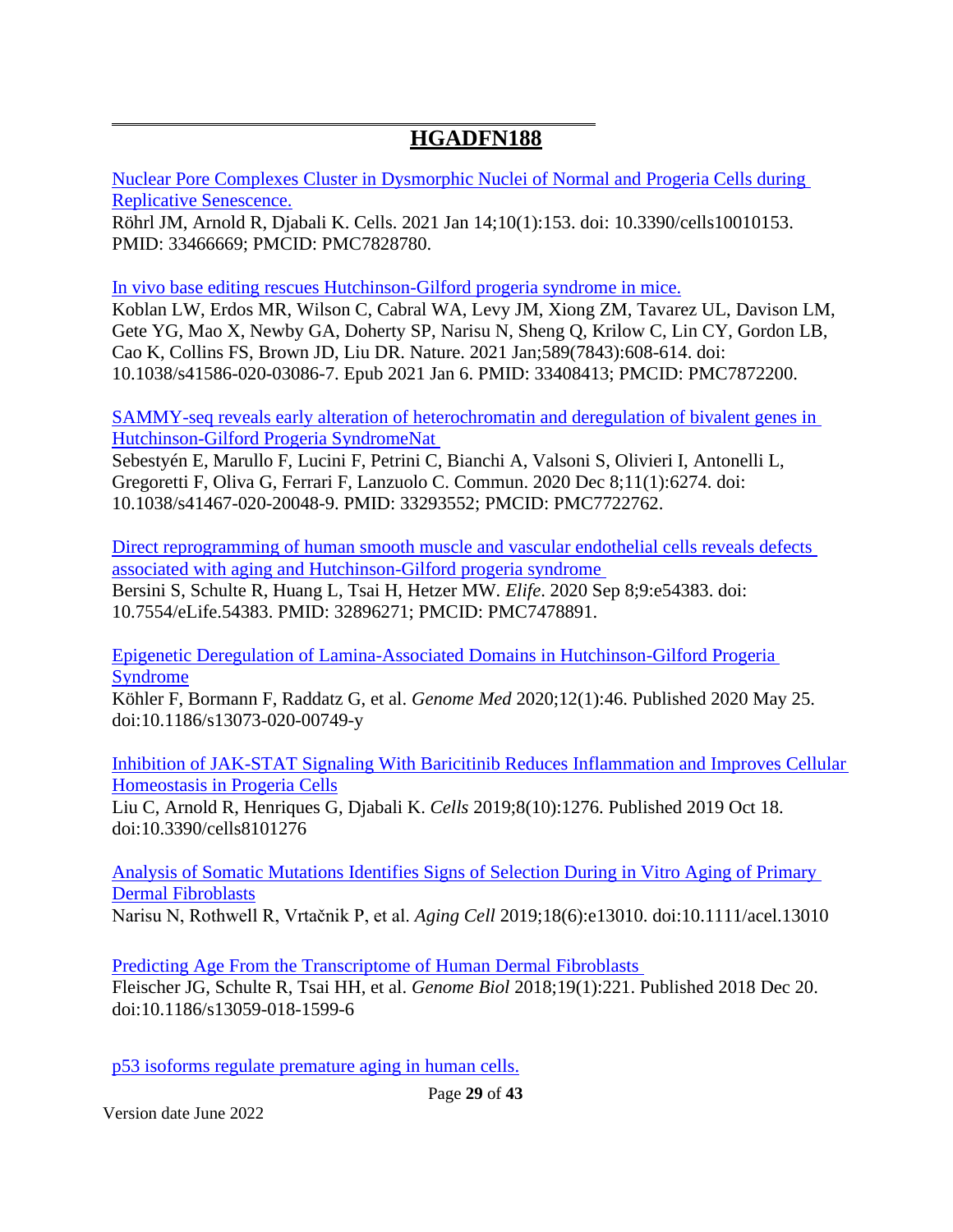## HGADFN188

Nuclear Pore Complexes Cluster in Dysmorphic Nuclei of Normal and Progeria Cells during Replicative Senescence.
Röhrl JM, Arnold R, Djabali K. Cells. 2021 Jan 14;10(1):153. doi: 10.3390/cells10010153. PMID: 33466669; PMCID: PMC7828780.

In vivo base editing rescues Hutchinson-Gilford progeria syndrome in mice.
Koblan LW, Erdos MR, Wilson C, Cabral WA, Levy JM, Xiong ZM, Tavarez UL, Davison LM, Gete YG, Mao X, Newby GA, Doherty SP, Narisu N, Sheng Q, Krilow C, Lin CY, Gordon LB, Cao K, Collins FS, Brown JD, Liu DR. Nature. 2021 Jan;589(7843):608-614. doi: 10.1038/s41586-020-03086-7. Epub 2021 Jan 6. PMID: 33408413; PMCID: PMC7872200.

SAMMY-seq reveals early alteration of heterochromatin and deregulation of bivalent genes in Hutchinson-Gilford Progeria SyndromeNat
Sebestyén E, Marullo F, Lucini F, Petrini C, Bianchi A, Valsoni S, Olivieri I, Antonelli L, Gregoretti F, Oliva G, Ferrari F, Lanzuolo C. Commun. 2020 Dec 8;11(1):6274. doi: 10.1038/s41467-020-20048-9. PMID: 33293552; PMCID: PMC7722762.

Direct reprogramming of human smooth muscle and vascular endothelial cells reveals defects associated with aging and Hutchinson-Gilford progeria syndrome
Bersini S, Schulte R, Huang L, Tsai H, Hetzer MW. *Elife*. 2020 Sep 8;9:e54383. doi: 10.7554/eLife.54383. PMID: 32896271; PMCID: PMC7478891.

Epigenetic Deregulation of Lamina-Associated Domains in Hutchinson-Gilford Progeria Syndrome
Köhler F, Bormann F, Raddatz G, et al. *Genome Med* 2020;12(1):46. Published 2020 May 25. doi:10.1186/s13073-020-00749-y

Inhibition of JAK-STAT Signaling With Baricitinib Reduces Inflammation and Improves Cellular Homeostasis in Progeria Cells
Liu C, Arnold R, Henriques G, Djabali K. *Cells* 2019;8(10):1276. Published 2019 Oct 18. doi:10.3390/cells8101276

Analysis of Somatic Mutations Identifies Signs of Selection During in Vitro Aging of Primary Dermal Fibroblasts
Narisu N, Rothwell R, Vrtačnik P, et al. *Aging Cell* 2019;18(6):e13010. doi:10.1111/acel.13010

Predicting Age From the Transcriptome of Human Dermal Fibroblasts
Fleischer JG, Schulte R, Tsai HH, et al. *Genome Biol* 2018;19(1):221. Published 2018 Dec 20. doi:10.1186/s13059-018-1599-6

p53 isoforms regulate premature aging in human cells.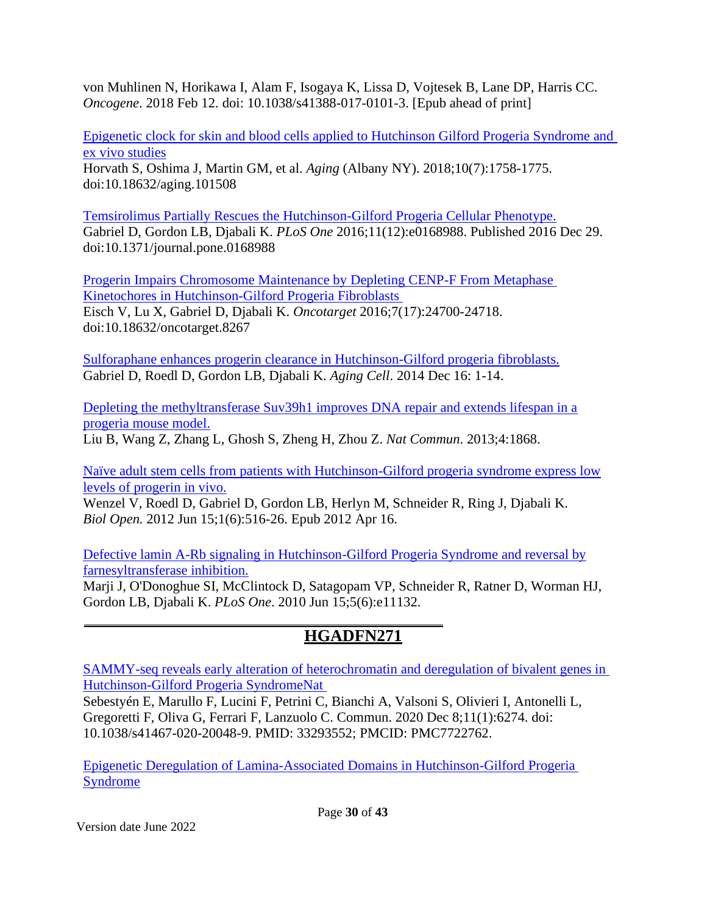von Muhlinen N, Horikawa I, Alam F, Isogaya K, Lissa D, Vojtesek B, Lane DP, Harris CC. *Oncogene*. 2018 Feb 12. doi: 10.1038/s41388-017-0101-3. [Epub ahead of print]

Epigenetic clock for skin and blood cells applied to Hutchinson Gilford Progeria Syndrome and ex vivo studies
Horvath S, Oshima J, Martin GM, et al. *Aging* (Albany NY). 2018;10(7):1758-1775. doi:10.18632/aging.101508

Temsirolimus Partially Rescues the Hutchinson-Gilford Progeria Cellular Phenotype.
Gabriel D, Gordon LB, Djabali K. *PLoS One* 2016;11(12):e0168988. Published 2016 Dec 29. doi:10.1371/journal.pone.0168988

Progerin Impairs Chromosome Maintenance by Depleting CENP-F From Metaphase Kinetochores in Hutchinson-Gilford Progeria Fibroblasts
Eisch V, Lu X, Gabriel D, Djabali K. *Oncotarget* 2016;7(17):24700-24718. doi:10.18632/oncotarget.8267

Sulforaphane enhances progerin clearance in Hutchinson-Gilford progeria fibroblasts.
Gabriel D, Roedl D, Gordon LB, Djabali K. *Aging Cell*. 2014 Dec 16: 1-14.

Depleting the methyltransferase Suv39h1 improves DNA repair and extends lifespan in a progeria mouse model.
Liu B, Wang Z, Zhang L, Ghosh S, Zheng H, Zhou Z. *Nat Commun*. 2013;4:1868.

Naïve adult stem cells from patients with Hutchinson-Gilford progeria syndrome express low levels of progerin in vivo.
Wenzel V, Roedl D, Gabriel D, Gordon LB, Herlyn M, Schneider R, Ring J, Djabali K. *Biol Open.* 2012 Jun 15;1(6):516-26. Epub 2012 Apr 16.

Defective lamin A-Rb signaling in Hutchinson-Gilford Progeria Syndrome and reversal by farnesyltransferase inhibition.
Marji J, O'Donoghue SI, McClintock D, Satagopam VP, Schneider R, Ratner D, Worman HJ, Gordon LB, Djabali K. *PLoS One*. 2010 Jun 15;5(6):e11132.

---

## HGADFN271

SAMMY-seq reveals early alteration of heterochromatin and deregulation of bivalent genes in Hutchinson-Gilford Progeria SyndromeNat
Sebestyén E, Marullo F, Lucini F, Petrini C, Bianchi A, Valsoni S, Olivieri I, Antonelli L, Gregoretti F, Oliva G, Ferrari F, Lanzuolo C. Commun. 2020 Dec 8;11(1):6274. doi: 10.1038/s41467-020-20048-9. PMID: 33293552; PMCID: PMC7722762.

Epigenetic Deregulation of Lamina-Associated Domains in Hutchinson-Gilford Progeria Syndrome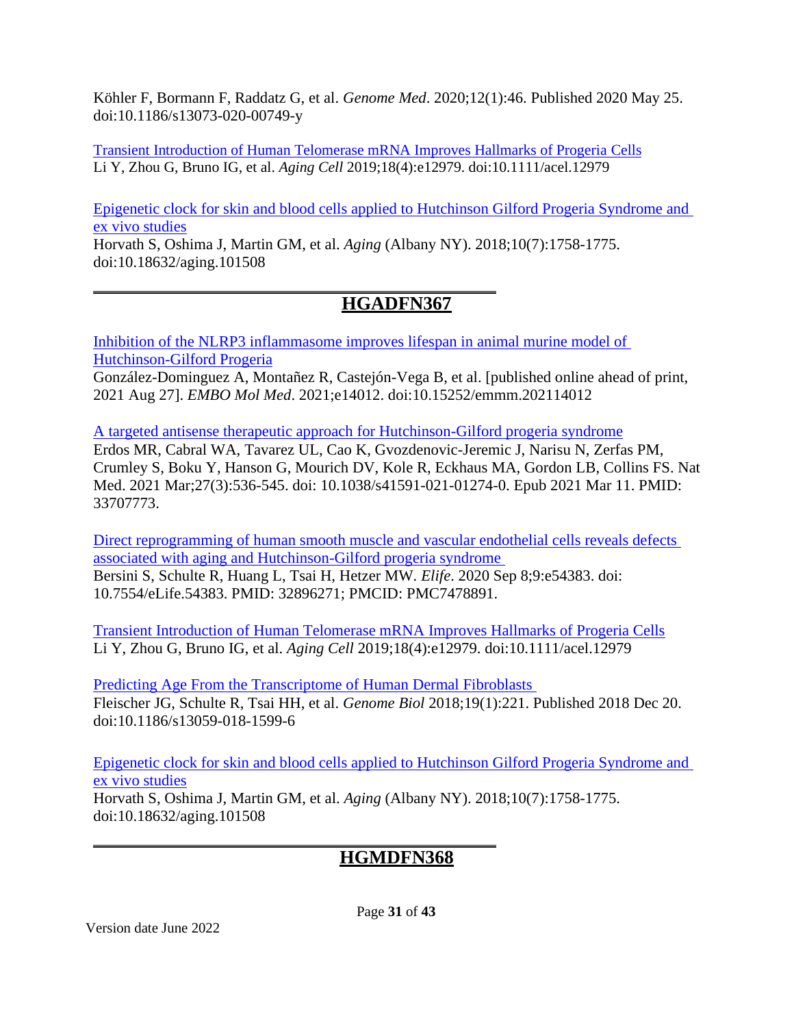Köhler F, Bormann F, Raddatz G, et al. *Genome Med*. 2020;12(1):46. Published 2020 May 25. doi:10.1186/s13073-020-00749-y

Transient Introduction of Human Telomerase mRNA Improves Hallmarks of Progeria Cells
Li Y, Zhou G, Bruno IG, et al. *Aging Cell* 2019;18(4):e12979. doi:10.1111/acel.12979

Epigenetic clock for skin and blood cells applied to Hutchinson Gilford Progeria Syndrome and ex vivo studies
Horvath S, Oshima J, Martin GM, et al. *Aging* (Albany NY). 2018;10(7):1758-1775. doi:10.18632/aging.101508

## HGADFN367

Inhibition of the NLRP3 inflammasome improves lifespan in animal murine model of Hutchinson-Gilford Progeria
González-Dominguez A, Montañez R, Castejón-Vega B, et al. [published online ahead of print, 2021 Aug 27]. *EMBO Mol Med*. 2021;e14012. doi:10.15252/emmm.202114012

A targeted antisense therapeutic approach for Hutchinson-Gilford progeria syndrome
Erdos MR, Cabral WA, Tavarez UL, Cao K, Gvozdenovic-Jeremic J, Narisu N, Zerfas PM, Crumley S, Boku Y, Hanson G, Mourich DV, Kole R, Eckhaus MA, Gordon LB, Collins FS. Nat Med. 2021 Mar;27(3):536-545. doi: 10.1038/s41591-021-01274-0. Epub 2021 Mar 11. PMID: 33707773.

Direct reprogramming of human smooth muscle and vascular endothelial cells reveals defects associated with aging and Hutchinson-Gilford progeria syndrome
Bersini S, Schulte R, Huang L, Tsai H, Hetzer MW. *Elife*. 2020 Sep 8;9:e54383. doi: 10.7554/eLife.54383. PMID: 32896271; PMCID: PMC7478891.

Transient Introduction of Human Telomerase mRNA Improves Hallmarks of Progeria Cells
Li Y, Zhou G, Bruno IG, et al. *Aging Cell* 2019;18(4):e12979. doi:10.1111/acel.12979

Predicting Age From the Transcriptome of Human Dermal Fibroblasts
Fleischer JG, Schulte R, Tsai HH, et al. *Genome Biol* 2018;19(1):221. Published 2018 Dec 20. doi:10.1186/s13059-018-1599-6

Epigenetic clock for skin and blood cells applied to Hutchinson Gilford Progeria Syndrome and ex vivo studies
Horvath S, Oshima J, Martin GM, et al. *Aging* (Albany NY). 2018;10(7):1758-1775. doi:10.18632/aging.101508

## HGMDFN368

Version date June 2022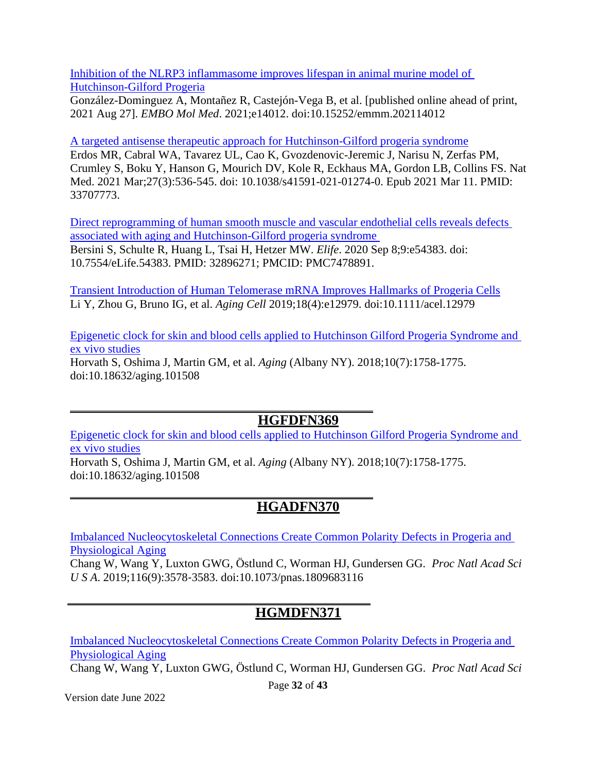Inhibition of the NLRP3 inflammasome improves lifespan in animal murine model of Hutchinson-Gilford Progeria
González-Dominguez A, Montañez R, Castejón-Vega B, et al. [published online ahead of print, 2021 Aug 27]. *EMBO Mol Med*. 2021;e14012. doi:10.15252/emmm.202114012

A targeted antisense therapeutic approach for Hutchinson-Gilford progeria syndrome
Erdos MR, Cabral WA, Tavarez UL, Cao K, Gvozdenovic-Jeremic J, Narisu N, Zerfas PM, Crumley S, Boku Y, Hanson G, Mourich DV, Kole R, Eckhaus MA, Gordon LB, Collins FS. Nat Med. 2021 Mar;27(3):536-545. doi: 10.1038/s41591-021-01274-0. Epub 2021 Mar 11. PMID: 33707773.

Direct reprogramming of human smooth muscle and vascular endothelial cells reveals defects associated with aging and Hutchinson-Gilford progeria syndrome
Bersini S, Schulte R, Huang L, Tsai H, Hetzer MW. *Elife*. 2020 Sep 8;9:e54383. doi: 10.7554/eLife.54383. PMID: 32896271; PMCID: PMC7478891.

Transient Introduction of Human Telomerase mRNA Improves Hallmarks of Progeria Cells
Li Y, Zhou G, Bruno IG, et al. *Aging Cell* 2019;18(4):e12979. doi:10.1111/acel.12979

Epigenetic clock for skin and blood cells applied to Hutchinson Gilford Progeria Syndrome and ex vivo studies
Horvath S, Oshima J, Martin GM, et al. *Aging* (Albany NY). 2018;10(7):1758-1775. doi:10.18632/aging.101508

## HGFDFN369

Epigenetic clock for skin and blood cells applied to Hutchinson Gilford Progeria Syndrome and ex vivo studies
Horvath S, Oshima J, Martin GM, et al. *Aging* (Albany NY). 2018;10(7):1758-1775. doi:10.18632/aging.101508

## HGADFN370

Imbalanced Nucleocytoskeletal Connections Create Common Polarity Defects in Progeria and Physiological Aging
Chang W, Wang Y, Luxton GWG, Östlund C, Worman HJ, Gundersen GG. *Proc Natl Acad Sci U S A.* 2019;116(9):3578-3583. doi:10.1073/pnas.1809683116

## HGMDFN371

Imbalanced Nucleocytoskeletal Connections Create Common Polarity Defects in Progeria and Physiological Aging
Chang W, Wang Y, Luxton GWG, Östlund C, Worman HJ, Gundersen GG. *Proc Natl Acad Sci*

Version date June 2022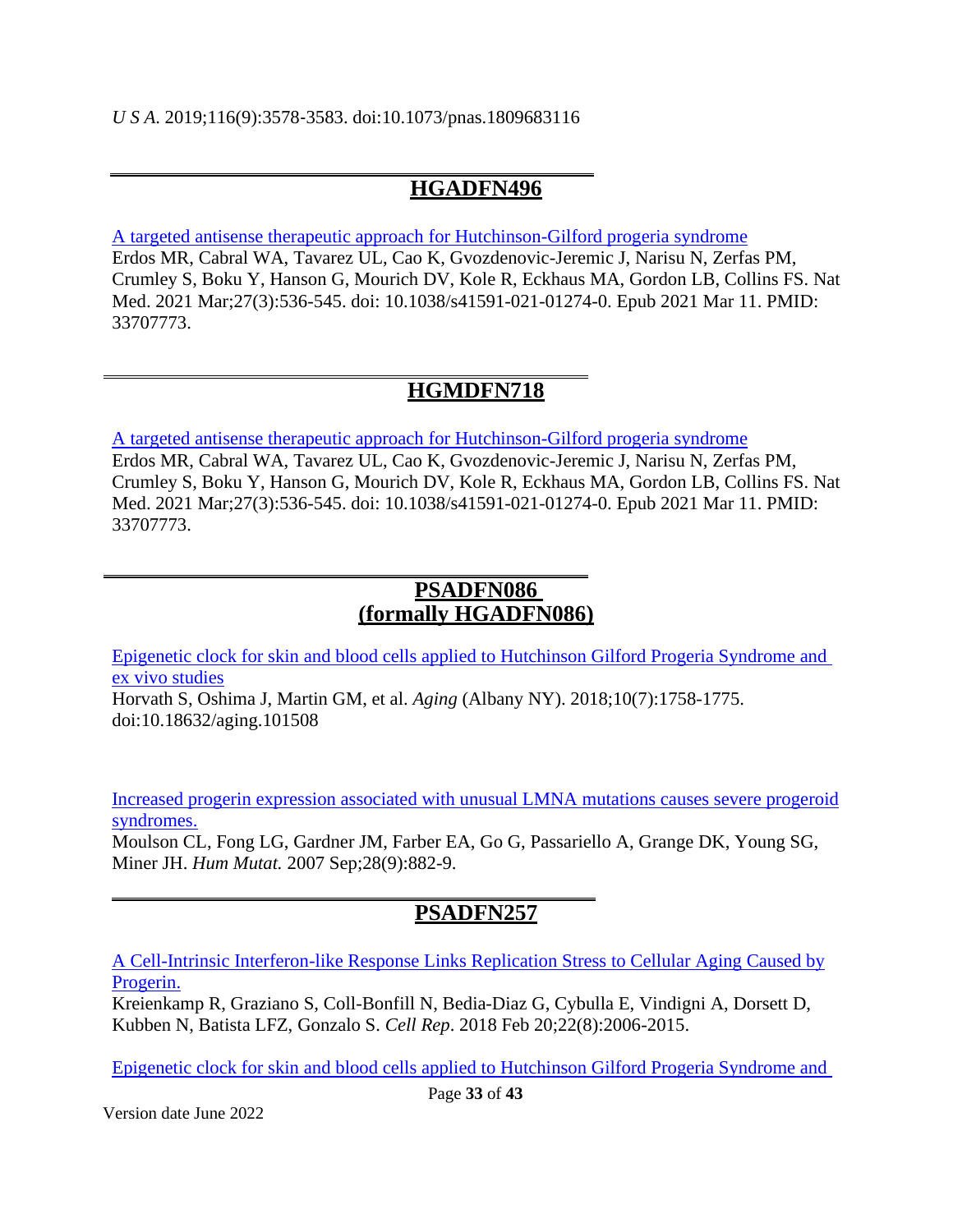*U S A.* 2019;116(9):3578-3583. doi:10.1073/pnas.1809683116

## HGADFN496

A targeted antisense therapeutic approach for Hutchinson-Gilford progeria syndrome
Erdos MR, Cabral WA, Tavarez UL, Cao K, Gvozdenovic-Jeremic J, Narisu N, Zerfas PM, Crumley S, Boku Y, Hanson G, Mourich DV, Kole R, Eckhaus MA, Gordon LB, Collins FS. Nat Med. 2021 Mar;27(3):536-545. doi: 10.1038/s41591-021-01274-0. Epub 2021 Mar 11. PMID: 33707773.

## HGMDFN718

A targeted antisense therapeutic approach for Hutchinson-Gilford progeria syndrome
Erdos MR, Cabral WA, Tavarez UL, Cao K, Gvozdenovic-Jeremic J, Narisu N, Zerfas PM, Crumley S, Boku Y, Hanson G, Mourich DV, Kole R, Eckhaus MA, Gordon LB, Collins FS. Nat Med. 2021 Mar;27(3):536-545. doi: 10.1038/s41591-021-01274-0. Epub 2021 Mar 11. PMID: 33707773.

## PSADFN086 (formally HGADFN086)

Epigenetic clock for skin and blood cells applied to Hutchinson Gilford Progeria Syndrome and ex vivo studies
Horvath S, Oshima J, Martin GM, et al. *Aging* (Albany NY). 2018;10(7):1758-1775. doi:10.18632/aging.101508

Increased progerin expression associated with unusual LMNA mutations causes severe progeroid syndromes.
Moulson CL, Fong LG, Gardner JM, Farber EA, Go G, Passariello A, Grange DK, Young SG, Miner JH. *Hum Mutat.* 2007 Sep;28(9):882-9.

## PSADFN257

A Cell-Intrinsic Interferon-like Response Links Replication Stress to Cellular Aging Caused by Progerin.
Kreienkamp R, Graziano S, Coll-Bonfill N, Bedia-Diaz G, Cybulla E, Vindigni A, Dorsett D, Kubben N, Batista LFZ, Gonzalo S. *Cell Rep*. 2018 Feb 20;22(8):2006-2015.

Epigenetic clock for skin and blood cells applied to Hutchinson Gilford Progeria Syndrome and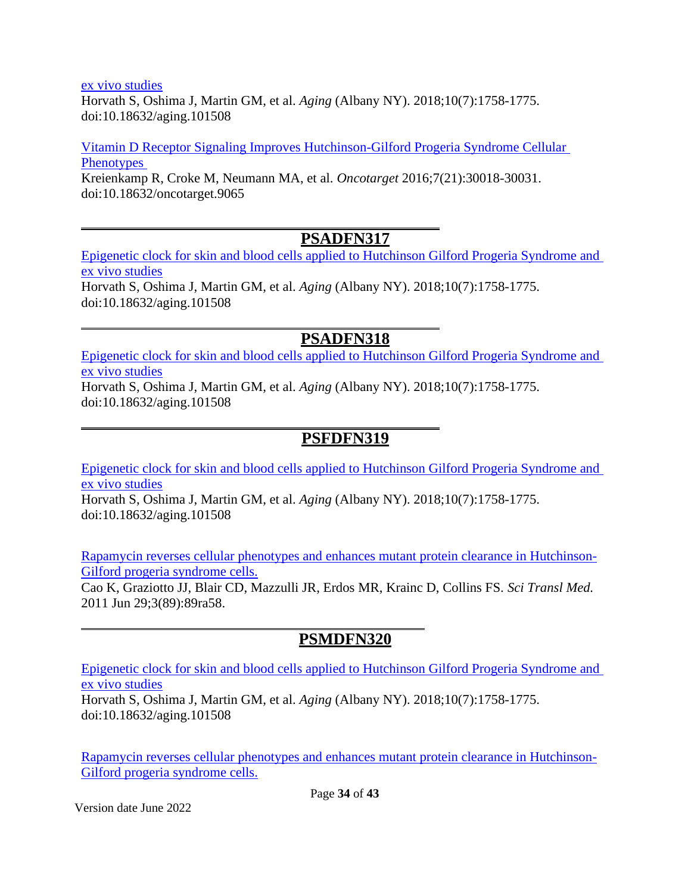ex vivo studies
Horvath S, Oshima J, Martin GM, et al. *Aging* (Albany NY). 2018;10(7):1758-1775. doi:10.18632/aging.101508

Vitamin D Receptor Signaling Improves Hutchinson-Gilford Progeria Syndrome Cellular Phenotypes
Kreienkamp R, Croke M, Neumann MA, et al. *Oncotarget* 2016;7(21):30018-30031. doi:10.18632/oncotarget.9065

---

## PSADFN317

Epigenetic clock for skin and blood cells applied to Hutchinson Gilford Progeria Syndrome and ex vivo studies
Horvath S, Oshima J, Martin GM, et al. *Aging* (Albany NY). 2018;10(7):1758-1775. doi:10.18632/aging.101508

---

## PSADFN318

Epigenetic clock for skin and blood cells applied to Hutchinson Gilford Progeria Syndrome and ex vivo studies
Horvath S, Oshima J, Martin GM, et al. *Aging* (Albany NY). 2018;10(7):1758-1775. doi:10.18632/aging.101508

---

## PSFDFN319

Epigenetic clock for skin and blood cells applied to Hutchinson Gilford Progeria Syndrome and ex vivo studies
Horvath S, Oshima J, Martin GM, et al. *Aging* (Albany NY). 2018;10(7):1758-1775. doi:10.18632/aging.101508

Rapamycin reverses cellular phenotypes and enhances mutant protein clearance in Hutchinson-Gilford progeria syndrome cells.
Cao K, Graziotto JJ, Blair CD, Mazzulli JR, Erdos MR, Krainc D, Collins FS. *Sci Transl Med.* 2011 Jun 29;3(89):89ra58.

---

## PSMDFN320

Epigenetic clock for skin and blood cells applied to Hutchinson Gilford Progeria Syndrome and ex vivo studies
Horvath S, Oshima J, Martin GM, et al. *Aging* (Albany NY). 2018;10(7):1758-1775. doi:10.18632/aging.101508

Rapamycin reverses cellular phenotypes and enhances mutant protein clearance in Hutchinson-Gilford progeria syndrome cells.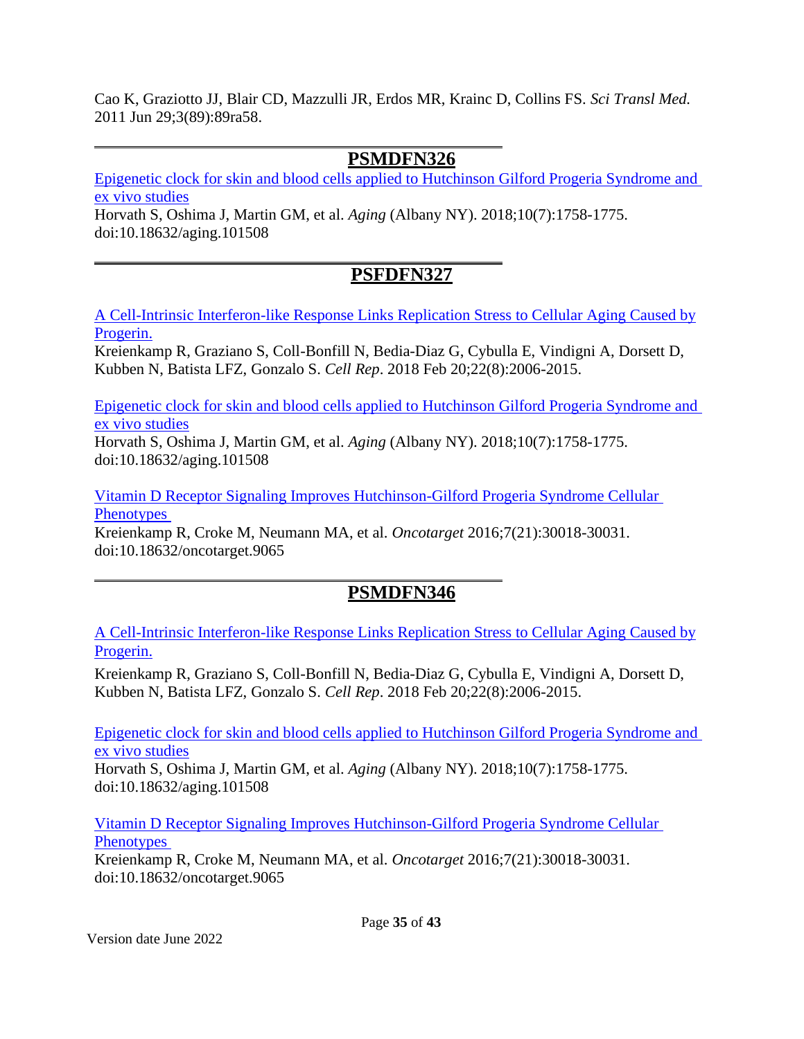Cao K, Graziotto JJ, Blair CD, Mazzulli JR, Erdos MR, Krainc D, Collins FS. *Sci Transl Med.* 2011 Jun 29;3(89):89ra58.

---

## PSMDFN326

Epigenetic clock for skin and blood cells applied to Hutchinson Gilford Progeria Syndrome and ex vivo studies
Horvath S, Oshima J, Martin GM, et al. *Aging* (Albany NY). 2018;10(7):1758-1775. doi:10.18632/aging.101508

---

## PSFDFN327

A Cell-Intrinsic Interferon-like Response Links Replication Stress to Cellular Aging Caused by Progerin.
Kreienkamp R, Graziano S, Coll-Bonfill N, Bedia-Diaz G, Cybulla E, Vindigni A, Dorsett D, Kubben N, Batista LFZ, Gonzalo S. *Cell Rep*. 2018 Feb 20;22(8):2006-2015.

Epigenetic clock for skin and blood cells applied to Hutchinson Gilford Progeria Syndrome and ex vivo studies
Horvath S, Oshima J, Martin GM, et al. *Aging* (Albany NY). 2018;10(7):1758-1775. doi:10.18632/aging.101508

Vitamin D Receptor Signaling Improves Hutchinson-Gilford Progeria Syndrome Cellular Phenotypes
Kreienkamp R, Croke M, Neumann MA, et al. *Oncotarget* 2016;7(21):30018-30031. doi:10.18632/oncotarget.9065

---

## PSMDFN346

A Cell-Intrinsic Interferon-like Response Links Replication Stress to Cellular Aging Caused by Progerin.

Kreienkamp R, Graziano S, Coll-Bonfill N, Bedia-Diaz G, Cybulla E, Vindigni A, Dorsett D, Kubben N, Batista LFZ, Gonzalo S. *Cell Rep*. 2018 Feb 20;22(8):2006-2015.

Epigenetic clock for skin and blood cells applied to Hutchinson Gilford Progeria Syndrome and ex vivo studies
Horvath S, Oshima J, Martin GM, et al. *Aging* (Albany NY). 2018;10(7):1758-1775. doi:10.18632/aging.101508

Vitamin D Receptor Signaling Improves Hutchinson-Gilford Progeria Syndrome Cellular Phenotypes
Kreienkamp R, Croke M, Neumann MA, et al. *Oncotarget* 2016;7(21):30018-30031. doi:10.18632/oncotarget.9065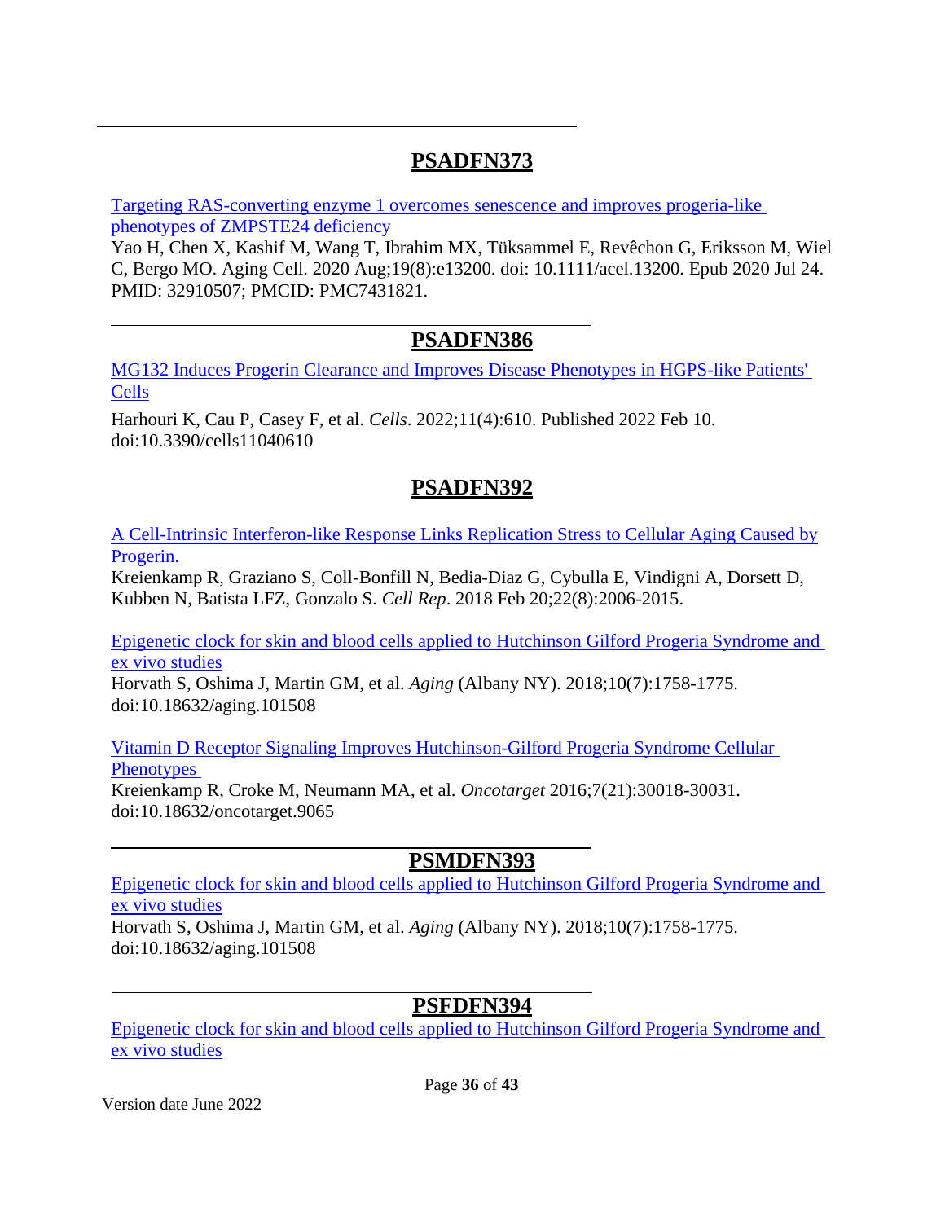---

## PSADFN373

Targeting RAS-converting enzyme 1 overcomes senescence and improves progeria-like phenotypes of ZMPSTE24 deficiency
Yao H, Chen X, Kashif M, Wang T, Ibrahim MX, Tüksammel E, Revêchon G, Eriksson M, Wiel C, Bergo MO. Aging Cell. 2020 Aug;19(8):e13200. doi: 10.1111/acel.13200. Epub 2020 Jul 24. PMID: 32910507; PMCID: PMC7431821.

---

## PSADFN386

MG132 Induces Progerin Clearance and Improves Disease Phenotypes in HGPS-like Patients' Cells

Harhouri K, Cau P, Casey F, et al. *Cells*. 2022;11(4):610. Published 2022 Feb 10. doi:10.3390/cells11040610

## PSADFN392

A Cell-Intrinsic Interferon-like Response Links Replication Stress to Cellular Aging Caused by Progerin.
Kreienkamp R, Graziano S, Coll-Bonfill N, Bedia-Diaz G, Cybulla E, Vindigni A, Dorsett D, Kubben N, Batista LFZ, Gonzalo S. *Cell Rep*. 2018 Feb 20;22(8):2006-2015.

Epigenetic clock for skin and blood cells applied to Hutchinson Gilford Progeria Syndrome and ex vivo studies
Horvath S, Oshima J, Martin GM, et al. *Aging* (Albany NY). 2018;10(7):1758-1775. doi:10.18632/aging.101508

Vitamin D Receptor Signaling Improves Hutchinson-Gilford Progeria Syndrome Cellular Phenotypes
Kreienkamp R, Croke M, Neumann MA, et al. *Oncotarget* 2016;7(21):30018-30031. doi:10.18632/oncotarget.9065

---

## PSMDFN393

Epigenetic clock for skin and blood cells applied to Hutchinson Gilford Progeria Syndrome and ex vivo studies
Horvath S, Oshima J, Martin GM, et al. *Aging* (Albany NY). 2018;10(7):1758-1775. doi:10.18632/aging.101508

---

## PSFDFN394

Epigenetic clock for skin and blood cells applied to Hutchinson Gilford Progeria Syndrome and ex vivo studies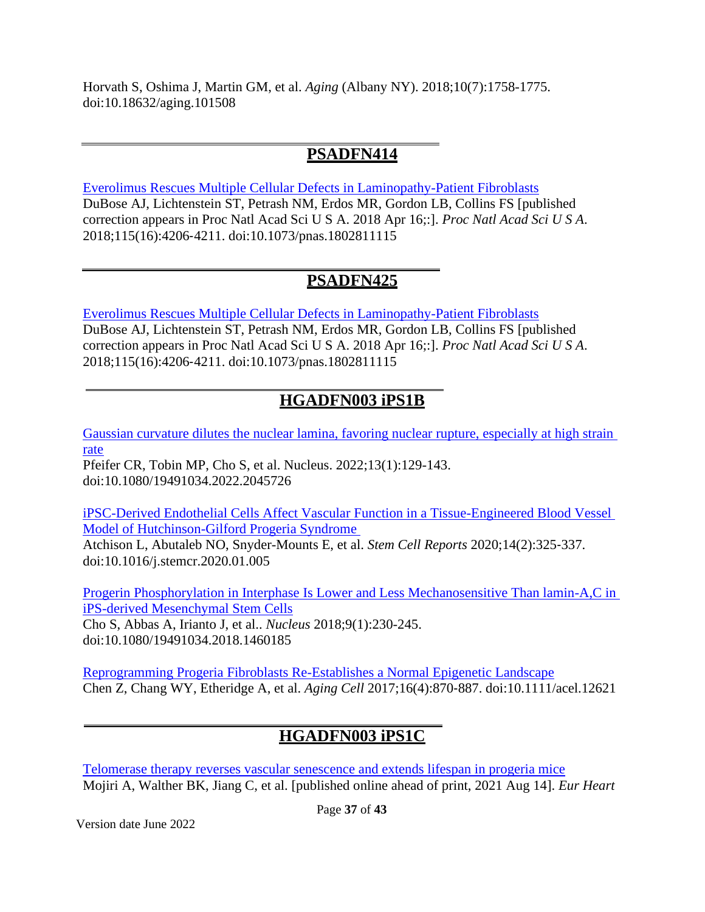Horvath S, Oshima J, Martin GM, et al. *Aging* (Albany NY). 2018;10(7):1758-1775. doi:10.18632/aging.101508

## PSADFN414

Everolimus Rescues Multiple Cellular Defects in Laminopathy-Patient Fibroblasts
DuBose AJ, Lichtenstein ST, Petrash NM, Erdos MR, Gordon LB, Collins FS [published correction appears in Proc Natl Acad Sci U S A. 2018 Apr 16;:]. *Proc Natl Acad Sci U S A*. 2018;115(16):4206-4211. doi:10.1073/pnas.1802811115

## PSADFN425

Everolimus Rescues Multiple Cellular Defects in Laminopathy-Patient Fibroblasts
DuBose AJ, Lichtenstein ST, Petrash NM, Erdos MR, Gordon LB, Collins FS [published correction appears in Proc Natl Acad Sci U S A. 2018 Apr 16;:]. *Proc Natl Acad Sci U S A*. 2018;115(16):4206-4211. doi:10.1073/pnas.1802811115

## HGADFN003 iPS1B

Gaussian curvature dilutes the nuclear lamina, favoring nuclear rupture, especially at high strain rate
Pfeifer CR, Tobin MP, Cho S, et al. Nucleus. 2022;13(1):129-143. doi:10.1080/19491034.2022.2045726

iPSC-Derived Endothelial Cells Affect Vascular Function in a Tissue-Engineered Blood Vessel Model of Hutchinson-Gilford Progeria Syndrome
Atchison L, Abutaleb NO, Snyder-Mounts E, et al. *Stem Cell Reports* 2020;14(2):325-337. doi:10.1016/j.stemcr.2020.01.005

Progerin Phosphorylation in Interphase Is Lower and Less Mechanosensitive Than lamin-A,C in iPS-derived Mesenchymal Stem Cells
Cho S, Abbas A, Irianto J, et al.. *Nucleus* 2018;9(1):230-245. doi:10.1080/19491034.2018.1460185

Reprogramming Progeria Fibroblasts Re-Establishes a Normal Epigenetic Landscape
Chen Z, Chang WY, Etheridge A, et al. *Aging Cell* 2017;16(4):870-887. doi:10.1111/acel.12621

## HGADFN003 iPS1C

Telomerase therapy reverses vascular senescence and extends lifespan in progeria mice
Mojiri A, Walther BK, Jiang C, et al. [published online ahead of print, 2021 Aug 14]. *Eur Heart*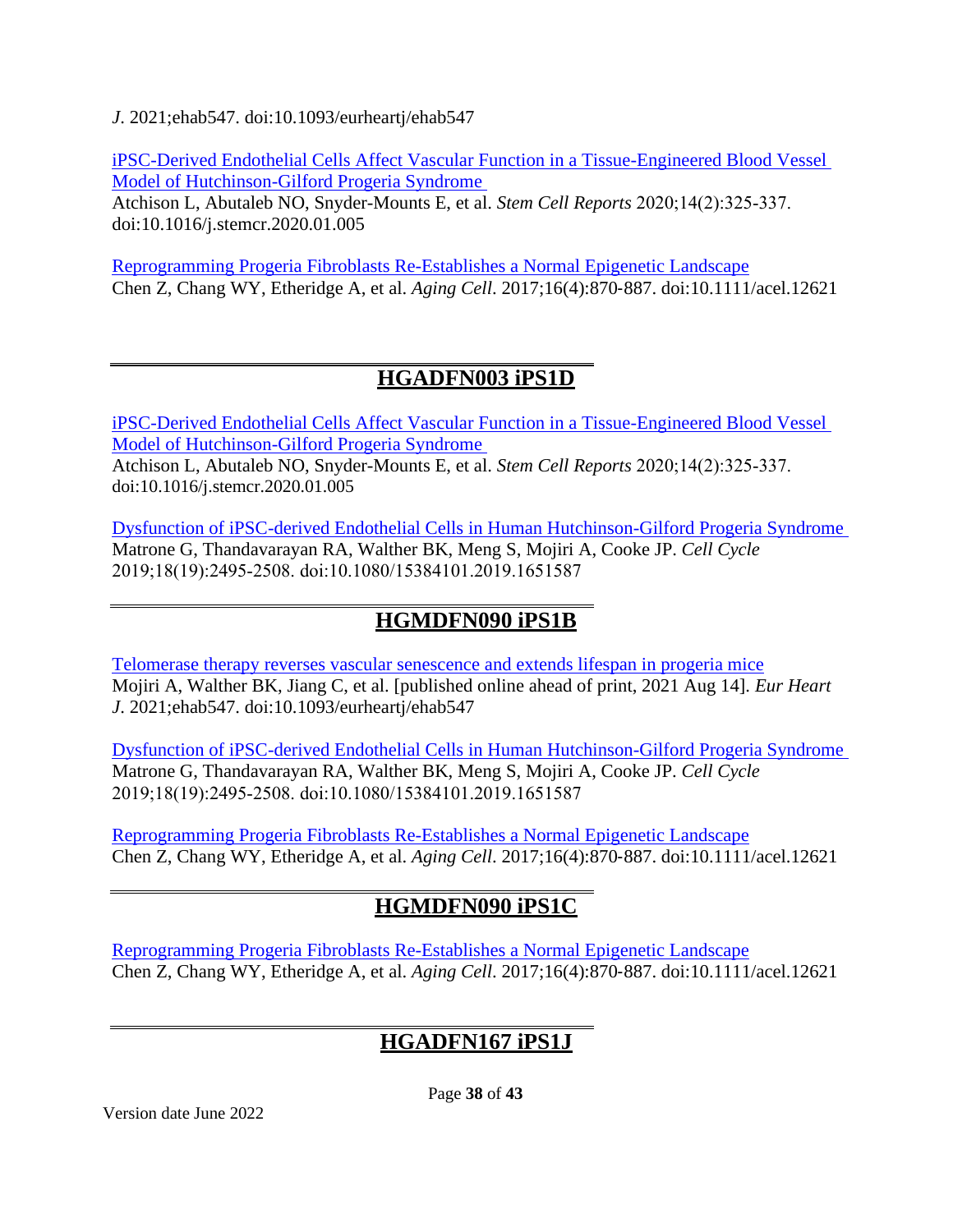*J*. 2021;ehab547. doi:10.1093/eurheartj/ehab547

iPSC-Derived Endothelial Cells Affect Vascular Function in a Tissue-Engineered Blood Vessel Model of Hutchinson-Gilford Progeria Syndrome
Atchison L, Abutaleb NO, Snyder-Mounts E, et al. *Stem Cell Reports* 2020;14(2):325-337. doi:10.1016/j.stemcr.2020.01.005

Reprogramming Progeria Fibroblasts Re-Establishes a Normal Epigenetic Landscape
Chen Z, Chang WY, Etheridge A, et al. *Aging Cell*. 2017;16(4):870-887. doi:10.1111/acel.12621

## HGADFN003 iPS1D

iPSC-Derived Endothelial Cells Affect Vascular Function in a Tissue-Engineered Blood Vessel Model of Hutchinson-Gilford Progeria Syndrome
Atchison L, Abutaleb NO, Snyder-Mounts E, et al. *Stem Cell Reports* 2020;14(2):325-337. doi:10.1016/j.stemcr.2020.01.005

Dysfunction of iPSC-derived Endothelial Cells in Human Hutchinson-Gilford Progeria Syndrome
Matrone G, Thandavarayan RA, Walther BK, Meng S, Mojiri A, Cooke JP. *Cell Cycle* 2019;18(19):2495-2508. doi:10.1080/15384101.2019.1651587

## HGMDFN090 iPS1B

Telomerase therapy reverses vascular senescence and extends lifespan in progeria mice
Mojiri A, Walther BK, Jiang C, et al. [published online ahead of print, 2021 Aug 14]. *Eur Heart J*. 2021;ehab547. doi:10.1093/eurheartj/ehab547

Dysfunction of iPSC-derived Endothelial Cells in Human Hutchinson-Gilford Progeria Syndrome
Matrone G, Thandavarayan RA, Walther BK, Meng S, Mojiri A, Cooke JP. *Cell Cycle* 2019;18(19):2495-2508. doi:10.1080/15384101.2019.1651587

Reprogramming Progeria Fibroblasts Re-Establishes a Normal Epigenetic Landscape
Chen Z, Chang WY, Etheridge A, et al. *Aging Cell*. 2017;16(4):870-887. doi:10.1111/acel.12621

## HGMDFN090 iPS1C

Reprogramming Progeria Fibroblasts Re-Establishes a Normal Epigenetic Landscape
Chen Z, Chang WY, Etheridge A, et al. *Aging Cell*. 2017;16(4):870-887. doi:10.1111/acel.12621

## HGADFN167 iPS1J

Version date June 2022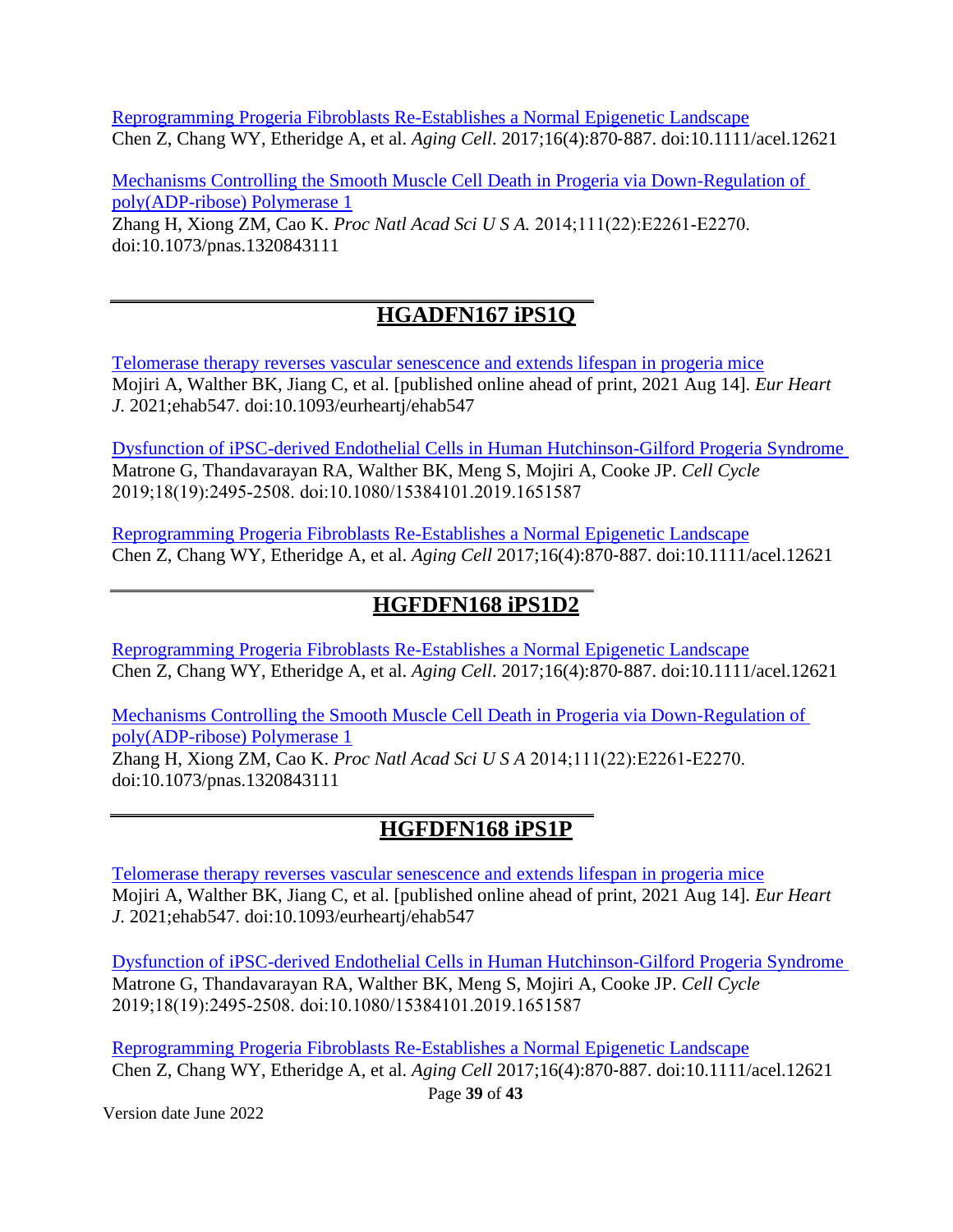Reprogramming Progeria Fibroblasts Re-Establishes a Normal Epigenetic Landscape
Chen Z, Chang WY, Etheridge A, et al. *Aging Cell*. 2017;16(4):870-887. doi:10.1111/acel.12621

Mechanisms Controlling the Smooth Muscle Cell Death in Progeria via Down-Regulation of poly(ADP-ribose) Polymerase 1
Zhang H, Xiong ZM, Cao K. *Proc Natl Acad Sci U S A.* 2014;111(22):E2261-E2270. doi:10.1073/pnas.1320843111

## HGADFN167 iPS1Q

Telomerase therapy reverses vascular senescence and extends lifespan in progeria mice
Mojiri A, Walther BK, Jiang C, et al. [published online ahead of print, 2021 Aug 14]. *Eur Heart J*. 2021;ehab547. doi:10.1093/eurheartj/ehab547

Dysfunction of iPSC-derived Endothelial Cells in Human Hutchinson-Gilford Progeria Syndrome
Matrone G, Thandavarayan RA, Walther BK, Meng S, Mojiri A, Cooke JP. *Cell Cycle* 2019;18(19):2495-2508. doi:10.1080/15384101.2019.1651587

Reprogramming Progeria Fibroblasts Re-Establishes a Normal Epigenetic Landscape
Chen Z, Chang WY, Etheridge A, et al. *Aging Cell* 2017;16(4):870-887. doi:10.1111/acel.12621

## HGFDFN168 iPS1D2

Reprogramming Progeria Fibroblasts Re-Establishes a Normal Epigenetic Landscape
Chen Z, Chang WY, Etheridge A, et al. *Aging Cell*. 2017;16(4):870-887. doi:10.1111/acel.12621

Mechanisms Controlling the Smooth Muscle Cell Death in Progeria via Down-Regulation of poly(ADP-ribose) Polymerase 1
Zhang H, Xiong ZM, Cao K. *Proc Natl Acad Sci U S A* 2014;111(22):E2261-E2270. doi:10.1073/pnas.1320843111

## HGFDFN168 iPS1P

Telomerase therapy reverses vascular senescence and extends lifespan in progeria mice
Mojiri A, Walther BK, Jiang C, et al. [published online ahead of print, 2021 Aug 14]. *Eur Heart J*. 2021;ehab547. doi:10.1093/eurheartj/ehab547

Dysfunction of iPSC-derived Endothelial Cells in Human Hutchinson-Gilford Progeria Syndrome
Matrone G, Thandavarayan RA, Walther BK, Meng S, Mojiri A, Cooke JP. *Cell Cycle* 2019;18(19):2495-2508. doi:10.1080/15384101.2019.1651587

Reprogramming Progeria Fibroblasts Re-Establishes a Normal Epigenetic Landscape
Chen Z, Chang WY, Etheridge A, et al. *Aging Cell* 2017;16(4):870-887. doi:10.1111/acel.12621

Version date June 2022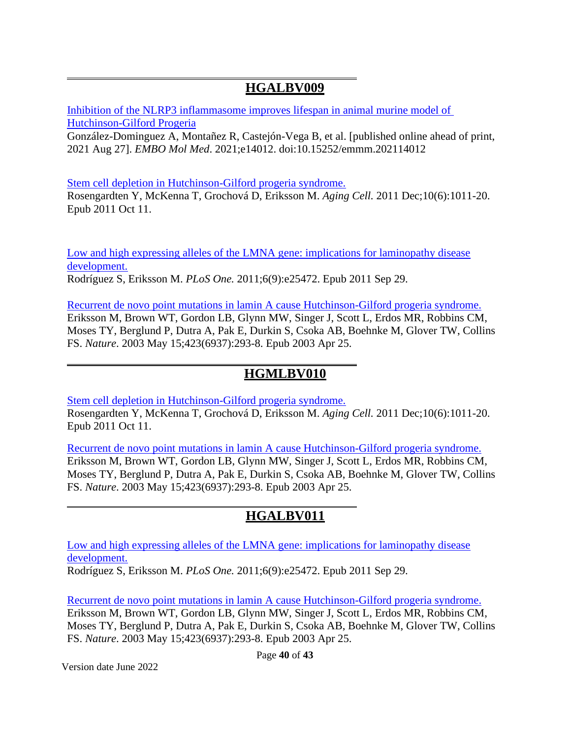---

## **HGALBV009**

Inhibition of the NLRP3 inflammasome improves lifespan in animal murine model of Hutchinson-Gilford Progeria
González-Dominguez A, Montañez R, Castejón-Vega B, et al. [published online ahead of print, 2021 Aug 27]. *EMBO Mol Med*. 2021;e14012. doi:10.15252/emmm.202114012

Stem cell depletion in Hutchinson-Gilford progeria syndrome.
Rosengardten Y, McKenna T, Grochová D, Eriksson M. *Aging Cell.* 2011 Dec;10(6):1011-20. Epub 2011 Oct 11.

Low and high expressing alleles of the LMNA gene: implications for laminopathy disease development.
Rodríguez S, Eriksson M. *PLoS One.* 2011;6(9):e25472. Epub 2011 Sep 29.

Recurrent de novo point mutations in lamin A cause Hutchinson-Gilford progeria syndrome.
Eriksson M, Brown WT, Gordon LB, Glynn MW, Singer J, Scott L, Erdos MR, Robbins CM, Moses TY, Berglund P, Dutra A, Pak E, Durkin S, Csoka AB, Boehnke M, Glover TW, Collins FS. *Nature*. 2003 May 15;423(6937):293-8. Epub 2003 Apr 25.

---

## **HGMLBV010**

Stem cell depletion in Hutchinson-Gilford progeria syndrome.
Rosengardten Y, McKenna T, Grochová D, Eriksson M. *Aging Cell.* 2011 Dec;10(6):1011-20. Epub 2011 Oct 11.

Recurrent de novo point mutations in lamin A cause Hutchinson-Gilford progeria syndrome.
Eriksson M, Brown WT, Gordon LB, Glynn MW, Singer J, Scott L, Erdos MR, Robbins CM, Moses TY, Berglund P, Dutra A, Pak E, Durkin S, Csoka AB, Boehnke M, Glover TW, Collins FS. *Nature*. 2003 May 15;423(6937):293-8. Epub 2003 Apr 25.

---

## **HGALBV011**

Low and high expressing alleles of the LMNA gene: implications for laminopathy disease development.
Rodríguez S, Eriksson M. *PLoS One.* 2011;6(9):e25472. Epub 2011 Sep 29.

Recurrent de novo point mutations in lamin A cause Hutchinson-Gilford progeria syndrome.
Eriksson M, Brown WT, Gordon LB, Glynn MW, Singer J, Scott L, Erdos MR, Robbins CM, Moses TY, Berglund P, Dutra A, Pak E, Durkin S, Csoka AB, Boehnke M, Glover TW, Collins FS. *Nature*. 2003 May 15;423(6937):293-8. Epub 2003 Apr 25.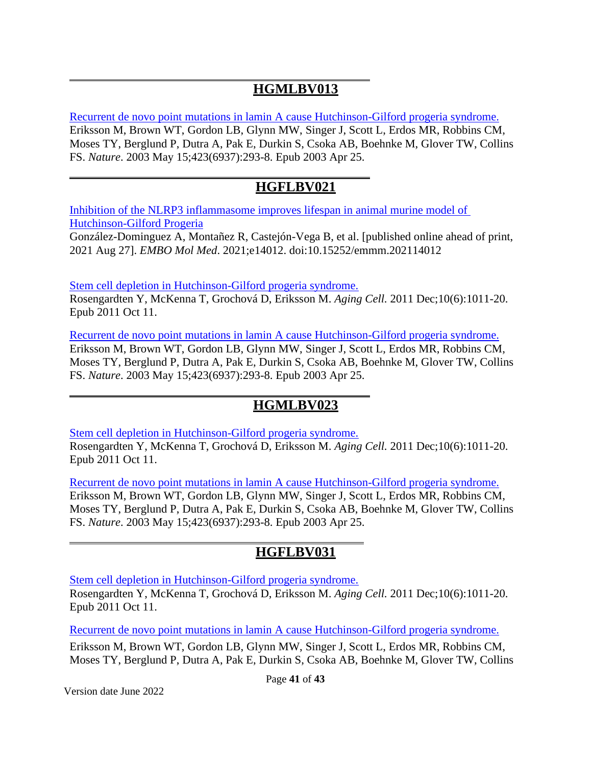---

## HGMLBV013

[Recurrent de novo point mutations in lamin A cause Hutchinson-Gilford progeria syndrome.](#)
Eriksson M, Brown WT, Gordon LB, Glynn MW, Singer J, Scott L, Erdos MR, Robbins CM, Moses TY, Berglund P, Dutra A, Pak E, Durkin S, Csoka AB, Boehnke M, Glover TW, Collins FS. *Nature*. 2003 May 15;423(6937):293-8. Epub 2003 Apr 25.

---

## HGFLBV021

[Inhibition of the NLRP3 inflammasome improves lifespan in animal murine model of Hutchinson-Gilford Progeria](#)
González-Dominguez A, Montañez R, Castejón-Vega B, et al. [published online ahead of print, 2021 Aug 27]. *EMBO Mol Med*. 2021;e14012. doi:10.15252/emmm.202114012

[Stem cell depletion in Hutchinson-Gilford progeria syndrome.](#)
Rosengardten Y, McKenna T, Grochová D, Eriksson M. *Aging Cell.* 2011 Dec;10(6):1011-20. Epub 2011 Oct 11.

[Recurrent de novo point mutations in lamin A cause Hutchinson-Gilford progeria syndrome.](#)
Eriksson M, Brown WT, Gordon LB, Glynn MW, Singer J, Scott L, Erdos MR, Robbins CM, Moses TY, Berglund P, Dutra A, Pak E, Durkin S, Csoka AB, Boehnke M, Glover TW, Collins FS. *Nature*. 2003 May 15;423(6937):293-8. Epub 2003 Apr 25.

---

## HGMLBV023

[Stem cell depletion in Hutchinson-Gilford progeria syndrome.](#)
Rosengardten Y, McKenna T, Grochová D, Eriksson M. *Aging Cell.* 2011 Dec;10(6):1011-20. Epub 2011 Oct 11.

[Recurrent de novo point mutations in lamin A cause Hutchinson-Gilford progeria syndrome.](#)
Eriksson M, Brown WT, Gordon LB, Glynn MW, Singer J, Scott L, Erdos MR, Robbins CM, Moses TY, Berglund P, Dutra A, Pak E, Durkin S, Csoka AB, Boehnke M, Glover TW, Collins FS. *Nature*. 2003 May 15;423(6937):293-8. Epub 2003 Apr 25.

---

## HGFLBV031

[Stem cell depletion in Hutchinson-Gilford progeria syndrome.](#)
Rosengardten Y, McKenna T, Grochová D, Eriksson M. *Aging Cell.* 2011 Dec;10(6):1011-20. Epub 2011 Oct 11.

[Recurrent de novo point mutations in lamin A cause Hutchinson-Gilford progeria syndrome.](#)

Eriksson M, Brown WT, Gordon LB, Glynn MW, Singer J, Scott L, Erdos MR, Robbins CM, Moses TY, Berglund P, Dutra A, Pak E, Durkin S, Csoka AB, Boehnke M, Glover TW, Collins

Version date June 2022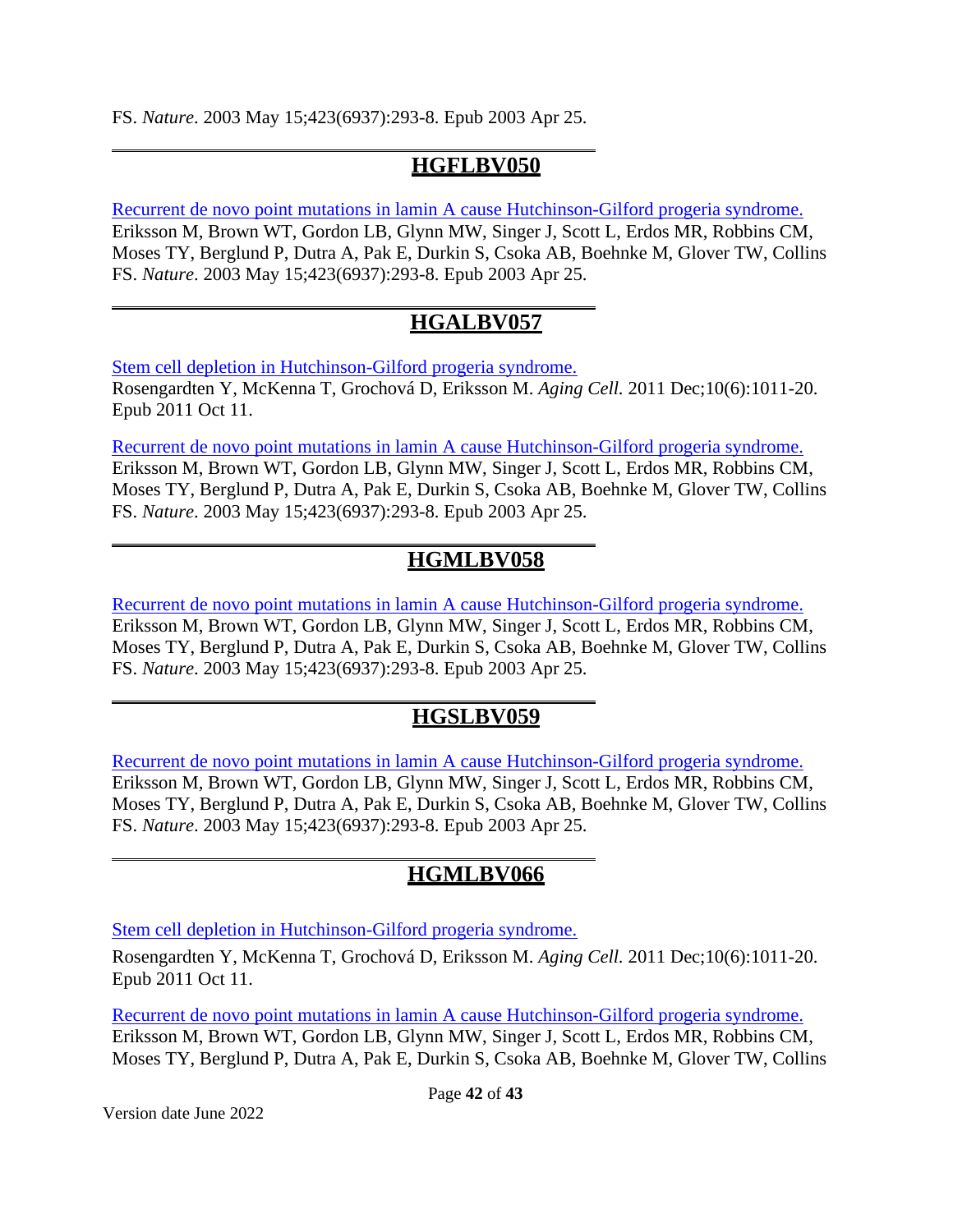FS. *Nature*. 2003 May 15;423(6937):293-8. Epub 2003 Apr 25.

---

## HGFLBV050

Recurrent de novo point mutations in lamin A cause Hutchinson-Gilford progeria syndrome.
Eriksson M, Brown WT, Gordon LB, Glynn MW, Singer J, Scott L, Erdos MR, Robbins CM, Moses TY, Berglund P, Dutra A, Pak E, Durkin S, Csoka AB, Boehnke M, Glover TW, Collins FS. *Nature*. 2003 May 15;423(6937):293-8. Epub 2003 Apr 25.

---

## HGALBV057

Stem cell depletion in Hutchinson-Gilford progeria syndrome.
Rosengardten Y, McKenna T, Grochová D, Eriksson M. *Aging Cell.* 2011 Dec;10(6):1011-20. Epub 2011 Oct 11.

Recurrent de novo point mutations in lamin A cause Hutchinson-Gilford progeria syndrome.
Eriksson M, Brown WT, Gordon LB, Glynn MW, Singer J, Scott L, Erdos MR, Robbins CM, Moses TY, Berglund P, Dutra A, Pak E, Durkin S, Csoka AB, Boehnke M, Glover TW, Collins FS. *Nature*. 2003 May 15;423(6937):293-8. Epub 2003 Apr 25.

---

## HGMLBV058

Recurrent de novo point mutations in lamin A cause Hutchinson-Gilford progeria syndrome.
Eriksson M, Brown WT, Gordon LB, Glynn MW, Singer J, Scott L, Erdos MR, Robbins CM, Moses TY, Berglund P, Dutra A, Pak E, Durkin S, Csoka AB, Boehnke M, Glover TW, Collins FS. *Nature*. 2003 May 15;423(6937):293-8. Epub 2003 Apr 25.

---

## HGSLBV059

Recurrent de novo point mutations in lamin A cause Hutchinson-Gilford progeria syndrome.
Eriksson M, Brown WT, Gordon LB, Glynn MW, Singer J, Scott L, Erdos MR, Robbins CM, Moses TY, Berglund P, Dutra A, Pak E, Durkin S, Csoka AB, Boehnke M, Glover TW, Collins FS. *Nature*. 2003 May 15;423(6937):293-8. Epub 2003 Apr 25.

---

## HGMLBV066

Stem cell depletion in Hutchinson-Gilford progeria syndrome.

Rosengardten Y, McKenna T, Grochová D, Eriksson M. *Aging Cell.* 2011 Dec;10(6):1011-20. Epub 2011 Oct 11.

Recurrent de novo point mutations in lamin A cause Hutchinson-Gilford progeria syndrome.
Eriksson M, Brown WT, Gordon LB, Glynn MW, Singer J, Scott L, Erdos MR, Robbins CM, Moses TY, Berglund P, Dutra A, Pak E, Durkin S, Csoka AB, Boehnke M, Glover TW, Collins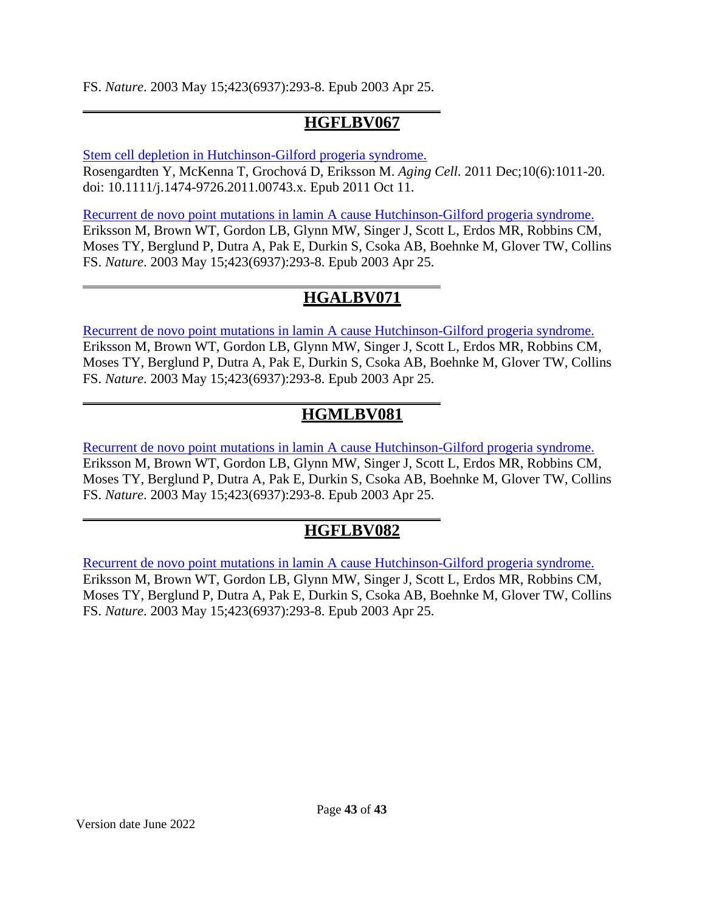FS. *Nature*. 2003 May 15;423(6937):293-8. Epub 2003 Apr 25.

---

## HGFLBV067

[Stem cell depletion in Hutchinson-Gilford progeria syndrome.]
Rosengardten Y, McKenna T, Grochová D, Eriksson M. *Aging Cell.* 2011 Dec;10(6):1011-20. doi: 10.1111/j.1474-9726.2011.00743.x. Epub 2011 Oct 11.

[Recurrent de novo point mutations in lamin A cause Hutchinson-Gilford progeria syndrome.]
Eriksson M, Brown WT, Gordon LB, Glynn MW, Singer J, Scott L, Erdos MR, Robbins CM, Moses TY, Berglund P, Dutra A, Pak E, Durkin S, Csoka AB, Boehnke M, Glover TW, Collins FS. *Nature*. 2003 May 15;423(6937):293-8. Epub 2003 Apr 25.

---

## HGALBV071

[Recurrent de novo point mutations in lamin A cause Hutchinson-Gilford progeria syndrome.]
Eriksson M, Brown WT, Gordon LB, Glynn MW, Singer J, Scott L, Erdos MR, Robbins CM, Moses TY, Berglund P, Dutra A, Pak E, Durkin S, Csoka AB, Boehnke M, Glover TW, Collins FS. *Nature*. 2003 May 15;423(6937):293-8. Epub 2003 Apr 25.

---

## HGMLBV081

[Recurrent de novo point mutations in lamin A cause Hutchinson-Gilford progeria syndrome.]
Eriksson M, Brown WT, Gordon LB, Glynn MW, Singer J, Scott L, Erdos MR, Robbins CM, Moses TY, Berglund P, Dutra A, Pak E, Durkin S, Csoka AB, Boehnke M, Glover TW, Collins FS. *Nature*. 2003 May 15;423(6937):293-8. Epub 2003 Apr 25.

---

## HGFLBV082

[Recurrent de novo point mutations in lamin A cause Hutchinson-Gilford progeria syndrome.]
Eriksson M, Brown WT, Gordon LB, Glynn MW, Singer J, Scott L, Erdos MR, Robbins CM, Moses TY, Berglund P, Dutra A, Pak E, Durkin S, Csoka AB, Boehnke M, Glover TW, Collins FS. *Nature*. 2003 May 15;423(6937):293-8. Epub 2003 Apr 25.

Version date June 2022